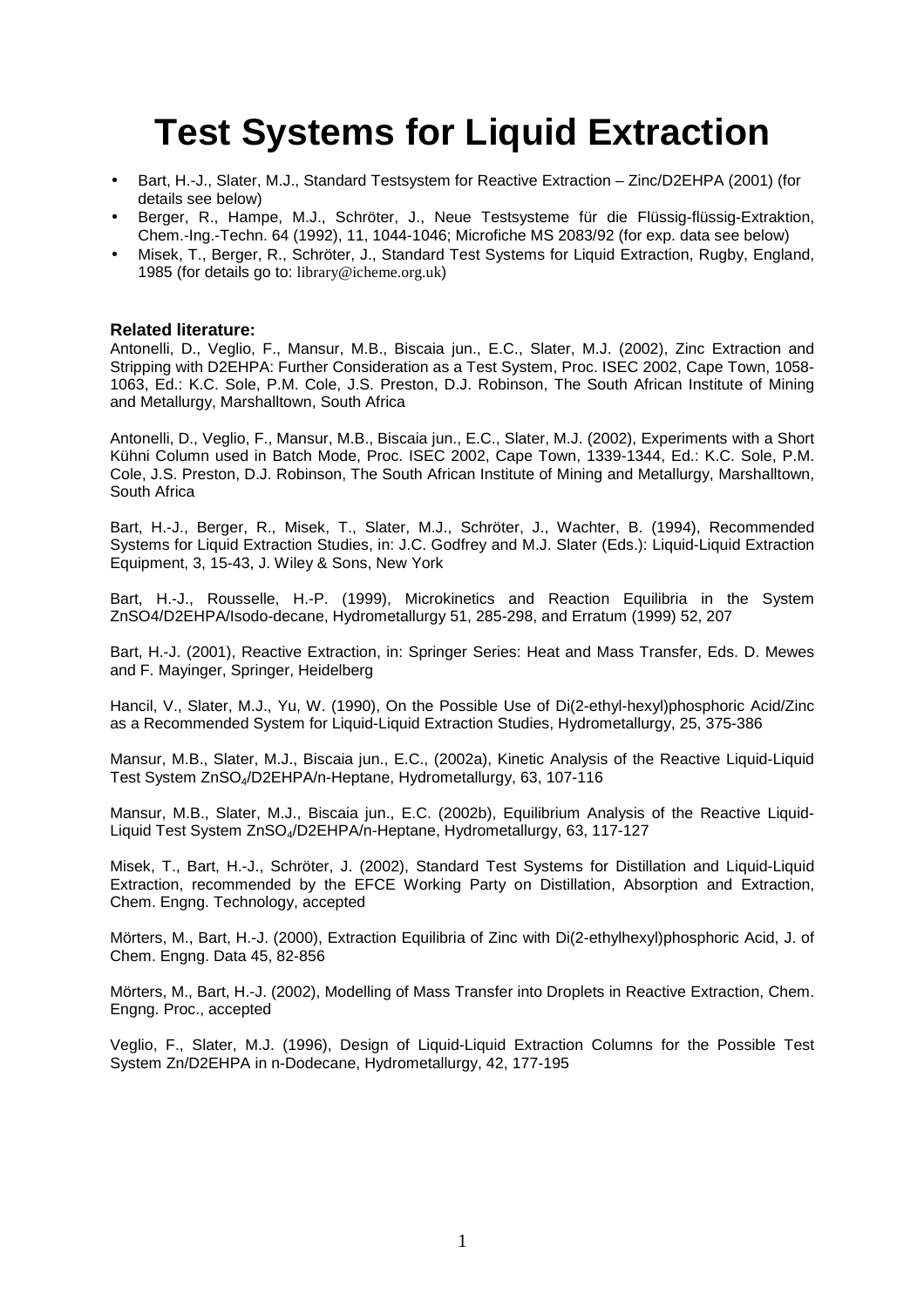# Test Systems for Liquid Extraction

- Bart, H.-J., Slater, M.J., Standard Testsystem for Reactive Extraction – Zinc/D2EHPA (2001) (for details see below)
- Berger, R., Hampe, M.J., Schröter, J., Neue Testsysteme für die Flüssig-flüssig-Extraktion, Chem.-Ing.-Techn. 64 (1992), 11, 1044-1046; Microfiche MS 2083/92 (for exp. data see below)
- Misek, T., Berger, R., Schröter, J., Standard Test Systems for Liquid Extraction, Rugby, England, 1985 (for details go to: library@icheme.org.uk)

**Related literature:**

Antonelli, D., Veglio, F., Mansur, M.B., Biscaia jun., E.C., Slater, M.J. (2002), Zinc Extraction and Stripping with D2EHPA: Further Consideration as a Test System, Proc. ISEC 2002, Cape Town, 1058-1063, Ed.: K.C. Sole, P.M. Cole, J.S. Preston, D.J. Robinson, The South African Institute of Mining and Metallurgy, Marshalltown, South Africa

Antonelli, D., Veglio, F., Mansur, M.B., Biscaia jun., E.C., Slater, M.J. (2002), Experiments with a Short Kühni Column used in Batch Mode, Proc. ISEC 2002, Cape Town, 1339-1344, Ed.: K.C. Sole, P.M. Cole, J.S. Preston, D.J. Robinson, The South African Institute of Mining and Metallurgy, Marshalltown, South Africa

Bart, H.-J., Berger, R., Misek, T., Slater, M.J., Schröter, J., Wachter, B. (1994), Recommended Systems for Liquid Extraction Studies, in: J.C. Godfrey and M.J. Slater (Eds.): Liquid-Liquid Extraction Equipment, 3, 15-43, J. Wiley & Sons, New York

Bart, H.-J., Rousselle, H.-P. (1999), Microkinetics and Reaction Equilibria in the System ZnSO4/D2EHPA/Isodo-decane, Hydrometallurgy 51, 285-298, and Erratum (1999) 52, 207

Bart, H.-J. (2001), Reactive Extraction, in: Springer Series: Heat and Mass Transfer, Eds. D. Mewes and F. Mayinger, Springer, Heidelberg

Hancil, V., Slater, M.J., Yu, W. (1990), On the Possible Use of Di(2-ethyl-hexyl)phosphoric Acid/Zinc as a Recommended System for Liquid-Liquid Extraction Studies, Hydrometallurgy, 25, 375-386

Mansur, M.B., Slater, M.J., Biscaia jun., E.C., (2002a), Kinetic Analysis of the Reactive Liquid-Liquid Test System $ZnSO_4$/D2EHPA/n-Heptane, Hydrometallurgy, 63, 107-116

Mansur, M.B., Slater, M.J., Biscaia jun., E.C. (2002b), Equilibrium Analysis of the Reactive Liquid-Liquid Test System $ZnSO_4$/D2EHPA/n-Heptane, Hydrometallurgy, 63, 117-127

Misek, T., Bart, H.-J., Schröter, J. (2002), Standard Test Systems for Distillation and Liquid-Liquid Extraction, recommended by the EFCE Working Party on Distillation, Absorption and Extraction, Chem. Engng. Technology, accepted

Mörters, M., Bart, H.-J. (2000), Extraction Equilibria of Zinc with Di(2-ethylhexyl)phosphoric Acid, J. of Chem. Engng. Data 45, 82-856

Mörters, M., Bart, H.-J. (2002), Modelling of Mass Transfer into Droplets in Reactive Extraction, Chem. Engng. Proc., accepted

Veglio, F., Slater, M.J. (1996), Design of Liquid-Liquid Extraction Columns for the Possible Test System Zn/D2EHPA in n-Dodecane, Hydrometallurgy, 42, 177-195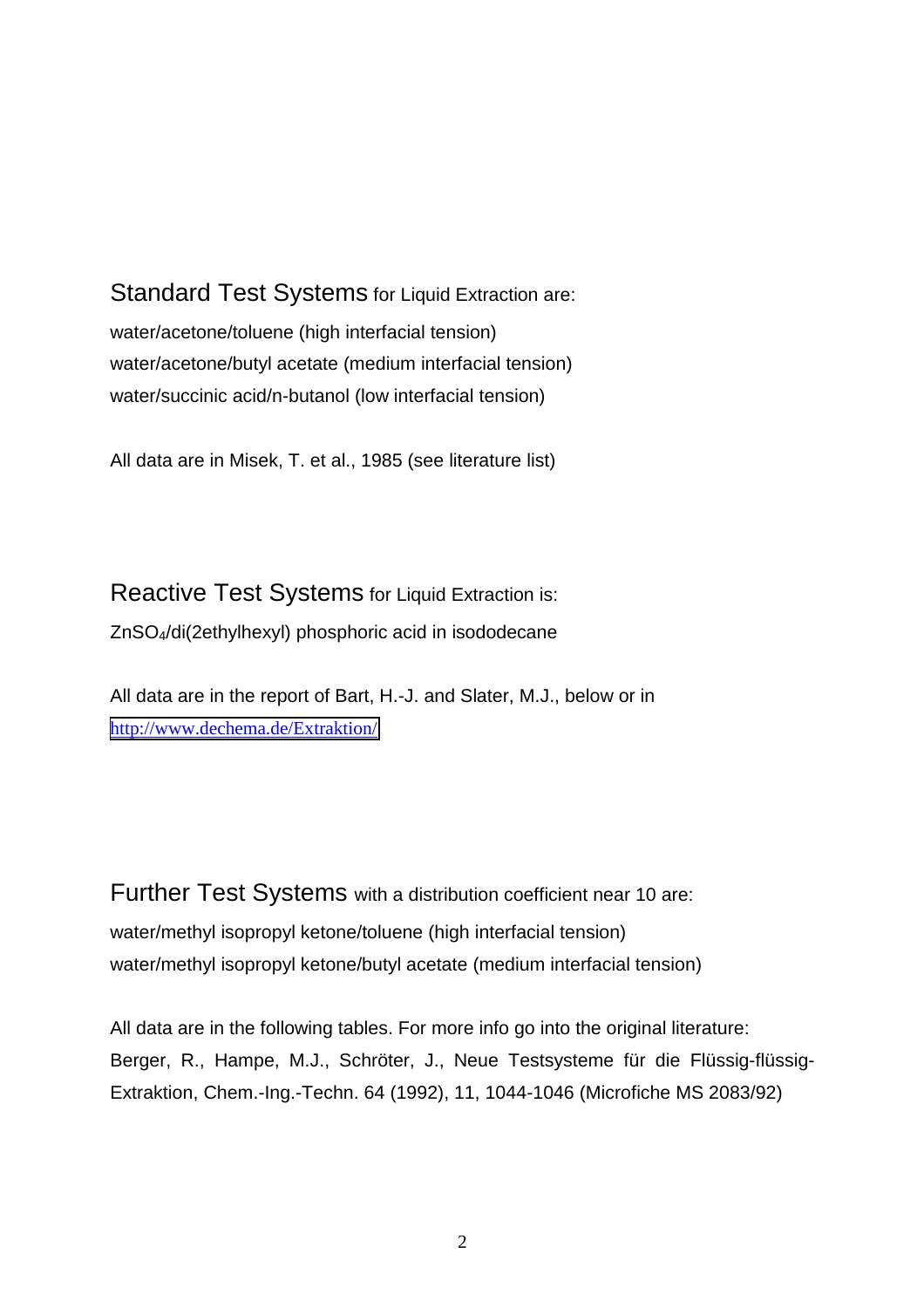**Standard Test Systems** for Liquid Extraction are:

water/acetone/toluene (high interfacial tension)
water/acetone/butyl acetate (medium interfacial tension)
water/succinic acid/n-butanol (low interfacial tension)

All data are in Misek, T. et al., 1985 (see literature list)

**Reactive Test Systems** for Liquid Extraction is:

$ZnSO_4$/di(2ethylhexyl) phosphoric acid in isododecane

All data are in the report of Bart, H.-J. and Slater, M.J., below or in
http://www.dechema.de/Extraktion/

**Further Test Systems** with a distribution coefficient near 10 are:

water/methyl isopropyl ketone/toluene (high interfacial tension)
water/methyl isopropyl ketone/butyl acetate (medium interfacial tension)

All data are in the following tables. For more info go into the original literature:
Berger, R., Hampe, M.J., Schröter, J., Neue Testsysteme für die Flüssig-flüssig-Extraktion, Chem.-Ing.-Techn. 64 (1992), 11, 1044-1046 (Microfiche MS 2083/92)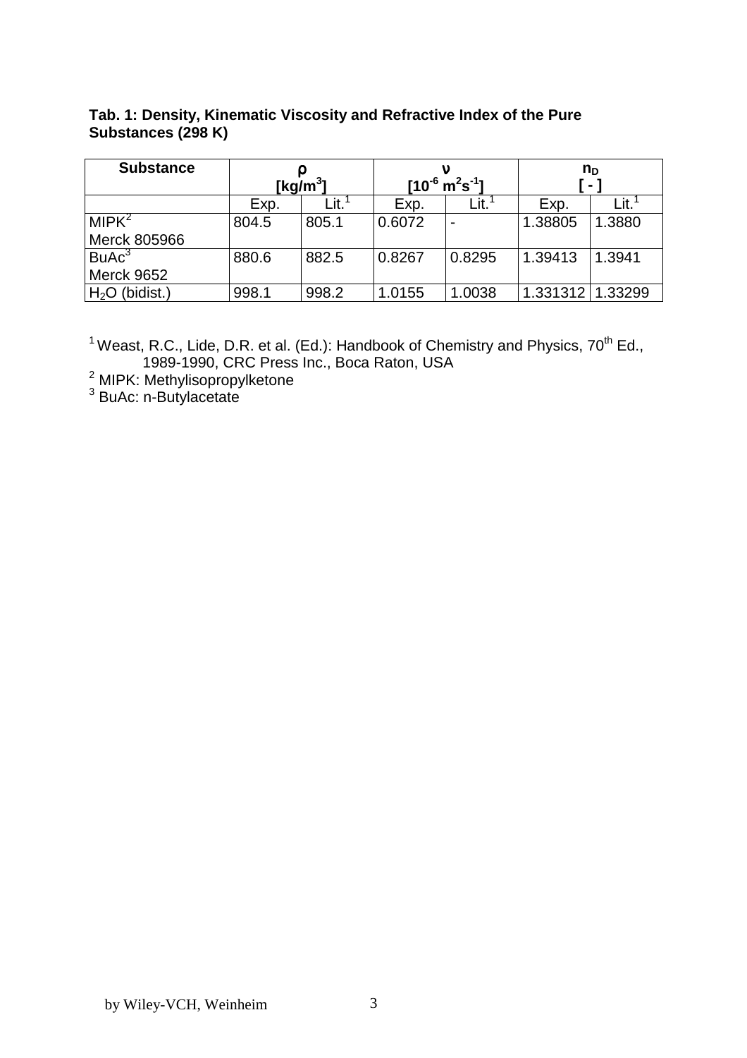**Tab. 1: Density, Kinematic Viscosity and Refractive Index of the Pure Substances (298 K)**

| Substance | $\rho$ [$kg/m^3$] | | $\nu$ [$10^{-6}\ m^2s^{-1}$] | | $n_D$ [ - ] | |
|---|---|---|---|---|---|---|
| | Exp. | Lit.[1] | Exp. | Lit.[1] | Exp. | Lit.[1] |
| MIPK[2] Merck 805966 | 804.5 | 805.1 | 0.6072 | - | 1.38805 | 1.3880 |
| BuAc[3] Merck 9652 | 880.6 | 882.5 | 0.8267 | 0.8295 | 1.39413 | 1.3941 |
| $H_2O$ (bidist.) | 998.1 | 998.2 | 1.0155 | 1.0038 | 1.331312 | 1.33299 |

[1] Weast, R.C., Lide, D.R. et al. (Ed.): Handbook of Chemistry and Physics, 70th Ed., 1989-1990, CRC Press Inc., Boca Raton, USA

[2] MIPK: Methylisopropylketone

[3] BuAc: n-Butylacetate

by Wiley-VCH, Weinheim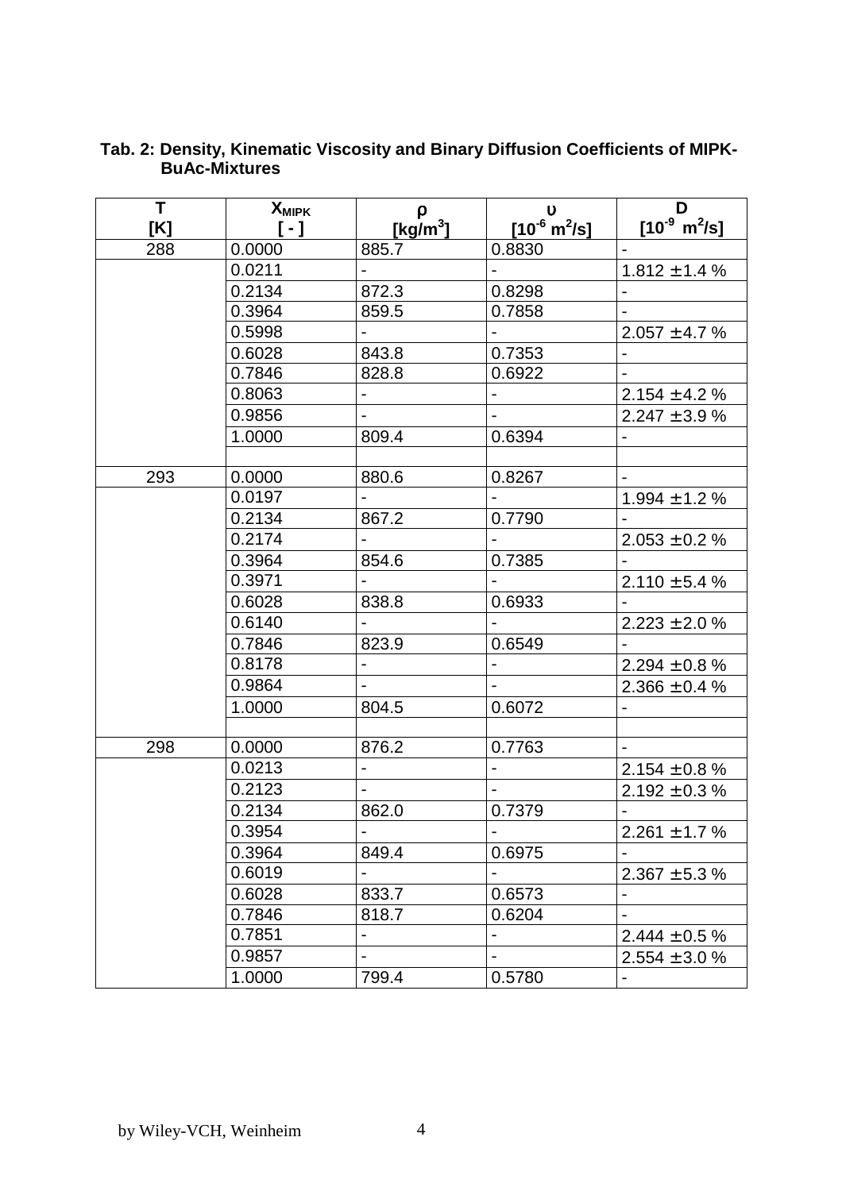**Tab. 2: Density, Kinematic Viscosity and Binary Diffusion Coefficients of MIPK-BuAc-Mixtures**

| T [K] | $x_{MIPK}$ [ - ] | $\rho$ [kg/m$^3$] | $\upsilon$ [$10^{-6}$ m$^2$/s] | D [$10^{-9}$ m$^2$/s] |
|---|---|---|---|---|
| 288 | 0.0000 | 885.7 | 0.8830 | - |
| | 0.0211 | - | - | 1.812 ± 1.4 % |
| | 0.2134 | 872.3 | 0.8298 | - |
| | 0.3964 | 859.5 | 0.7858 | - |
| | 0.5998 | - | - | 2.057 ± 4.7 % |
| | 0.6028 | 843.8 | 0.7353 | - |
| | 0.7846 | 828.8 | 0.6922 | - |
| | 0.8063 | - | - | 2.154 ± 4.2 % |
| | 0.9856 | - | - | 2.247 ± 3.9 % |
| | 1.0000 | 809.4 | 0.6394 | - |
| | | | | |
| 293 | 0.0000 | 880.6 | 0.8267 | - |
| | 0.0197 | - | - | 1.994 ± 1.2 % |
| | 0.2134 | 867.2 | 0.7790 | - |
| | 0.2174 | - | - | 2.053 ± 0.2 % |
| | 0.3964 | 854.6 | 0.7385 | - |
| | 0.3971 | - | - | 2.110 ± 5.4 % |
| | 0.6028 | 838.8 | 0.6933 | - |
| | 0.6140 | - | - | 2.223 ± 2.0 % |
| | 0.7846 | 823.9 | 0.6549 | - |
| | 0.8178 | - | - | 2.294 ± 0.8 % |
| | 0.9864 | - | - | 2.366 ± 0.4 % |
| | 1.0000 | 804.5 | 0.6072 | - |
| | | | | |
| 298 | 0.0000 | 876.2 | 0.7763 | - |
| | 0.0213 | - | - | 2.154 ± 0.8 % |
| | 0.2123 | - | - | 2.192 ± 0.3 % |
| | 0.2134 | 862.0 | 0.7379 | - |
| | 0.3954 | - | - | 2.261 ± 1.7 % |
| | 0.3964 | 849.4 | 0.6975 | - |
| | 0.6019 | - | - | 2.367 ± 5.3 % |
| | 0.6028 | 833.7 | 0.6573 | - |
| | 0.7846 | 818.7 | 0.6204 | - |
| | 0.7851 | - | - | 2.444 ± 0.5 % |
| | 0.9857 | - | - | 2.554 ± 3.0 % |
| | 1.0000 | 799.4 | 0.5780 | - |

by Wiley-VCH, Weinheim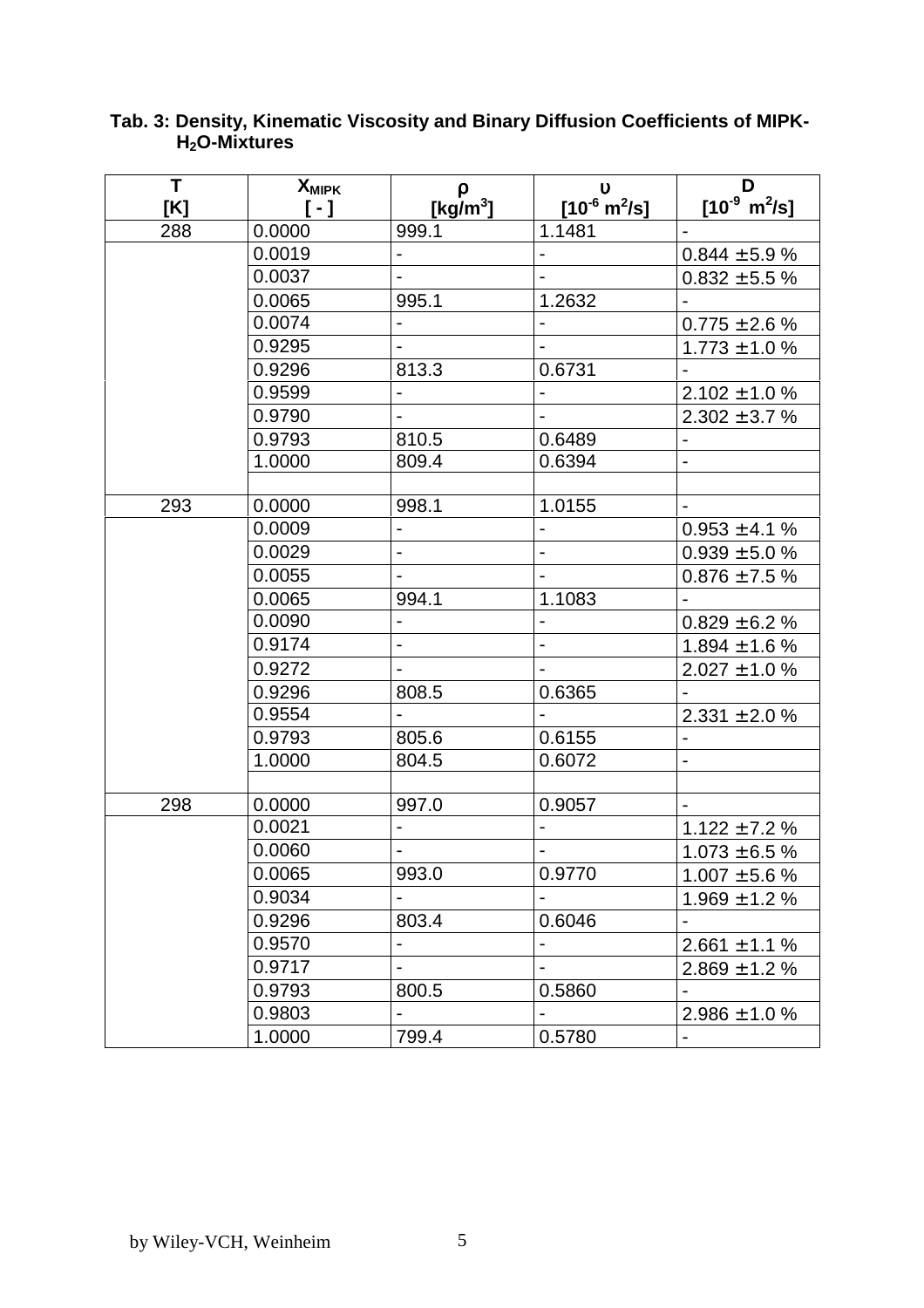**Tab. 3: Density, Kinematic Viscosity and Binary Diffusion Coefficients of MIPK-$H_2O$-Mixtures**

| T [K] | $X_{MIPK}$ [ - ] | $\rho$ [kg/m$^3$] | $\upsilon$ [$10^{-6}$ m$^2$/s] | D [$10^{-9}$ m$^2$/s] |
|---|---|---|---|---|
| 288 | 0.0000 | 999.1 | 1.1481 | - |
| | 0.0019 | - | - | 0.844 ± 5.9 % |
| | 0.0037 | - | - | 0.832 ± 5.5 % |
| | 0.0065 | 995.1 | 1.2632 | - |
| | 0.0074 | - | - | 0.775 ± 2.6 % |
| | 0.9295 | - | - | 1.773 ± 1.0 % |
| | 0.9296 | 813.3 | 0.6731 | - |
| | 0.9599 | - | - | 2.102 ± 1.0 % |
| | 0.9790 | - | - | 2.302 ± 3.7 % |
| | 0.9793 | 810.5 | 0.6489 | - |
| | 1.0000 | 809.4 | 0.6394 | - |
| | | | | |
| 293 | 0.0000 | 998.1 | 1.0155 | - |
| | 0.0009 | - | - | 0.953 ± 4.1 % |
| | 0.0029 | - | - | 0.939 ± 5.0 % |
| | 0.0055 | - | - | 0.876 ± 7.5 % |
| | 0.0065 | 994.1 | 1.1083 | - |
| | 0.0090 | - | - | 0.829 ± 6.2 % |
| | 0.9174 | - | - | 1.894 ± 1.6 % |
| | 0.9272 | - | - | 2.027 ± 1.0 % |
| | 0.9296 | 808.5 | 0.6365 | - |
| | 0.9554 | - | - | 2.331 ± 2.0 % |
| | 0.9793 | 805.6 | 0.6155 | - |
| | 1.0000 | 804.5 | 0.6072 | - |
| | | | | |
| 298 | 0.0000 | 997.0 | 0.9057 | - |
| | 0.0021 | - | - | 1.122 ± 7.2 % |
| | 0.0060 | - | - | 1.073 ± 6.5 % |
| | 0.0065 | 993.0 | 0.9770 | 1.007 ± 5.6 % |
| | 0.9034 | - | - | 1.969 ± 1.2 % |
| | 0.9296 | 803.4 | 0.6046 | - |
| | 0.9570 | - | - | 2.661 ± 1.1 % |
| | 0.9717 | - | - | 2.869 ± 1.2 % |
| | 0.9793 | 800.5 | 0.5860 | - |
| | 0.9803 | - | - | 2.986 ± 1.0 % |
| | 1.0000 | 799.4 | 0.5780 | - |

by Wiley-VCH, Weinheim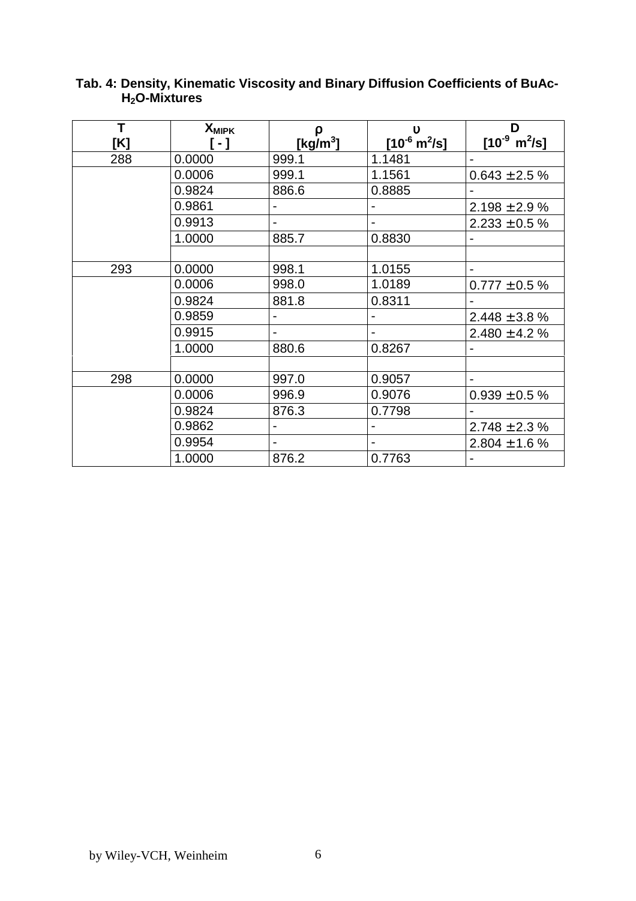**Tab. 4: Density, Kinematic Viscosity and Binary Diffusion Coefficients of BuAc-$H_2O$-Mixtures**

| T [K] | $X_{MIPK}$ [ - ] | $\rho$ [kg/m$^3$] | $\upsilon$ [$10^{-6}$ m$^2$/s] | D [$10^{-9}$ m$^2$/s] |
|---|---|---|---|---|
| 288 | 0.0000 | 999.1 | 1.1481 | - |
| | 0.0006 | 999.1 | 1.1561 | 0.643 ± 2.5 % |
| | 0.9824 | 886.6 | 0.8885 | - |
| | 0.9861 | - | - | 2.198 ± 2.9 % |
| | 0.9913 | - | - | 2.233 ± 0.5 % |
| | 1.0000 | 885.7 | 0.8830 | - |
| | | | | |
| 293 | 0.0000 | 998.1 | 1.0155 | - |
| | 0.0006 | 998.0 | 1.0189 | 0.777 ± 0.5 % |
| | 0.9824 | 881.8 | 0.8311 | - |
| | 0.9859 | - | - | 2.448 ± 3.8 % |
| | 0.9915 | - | - | 2.480 ± 4.2 % |
| | 1.0000 | 880.6 | 0.8267 | - |
| | | | | |
| 298 | 0.0000 | 997.0 | 0.9057 | - |
| | 0.0006 | 996.9 | 0.9076 | 0.939 ± 0.5 % |
| | 0.9824 | 876.3 | 0.7798 | - |
| | 0.9862 | - | - | 2.748 ± 2.3 % |
| | 0.9954 | - | - | 2.804 ± 1.6 % |
| | 1.0000 | 876.2 | 0.7763 | - |

by Wiley-VCH, Weinheim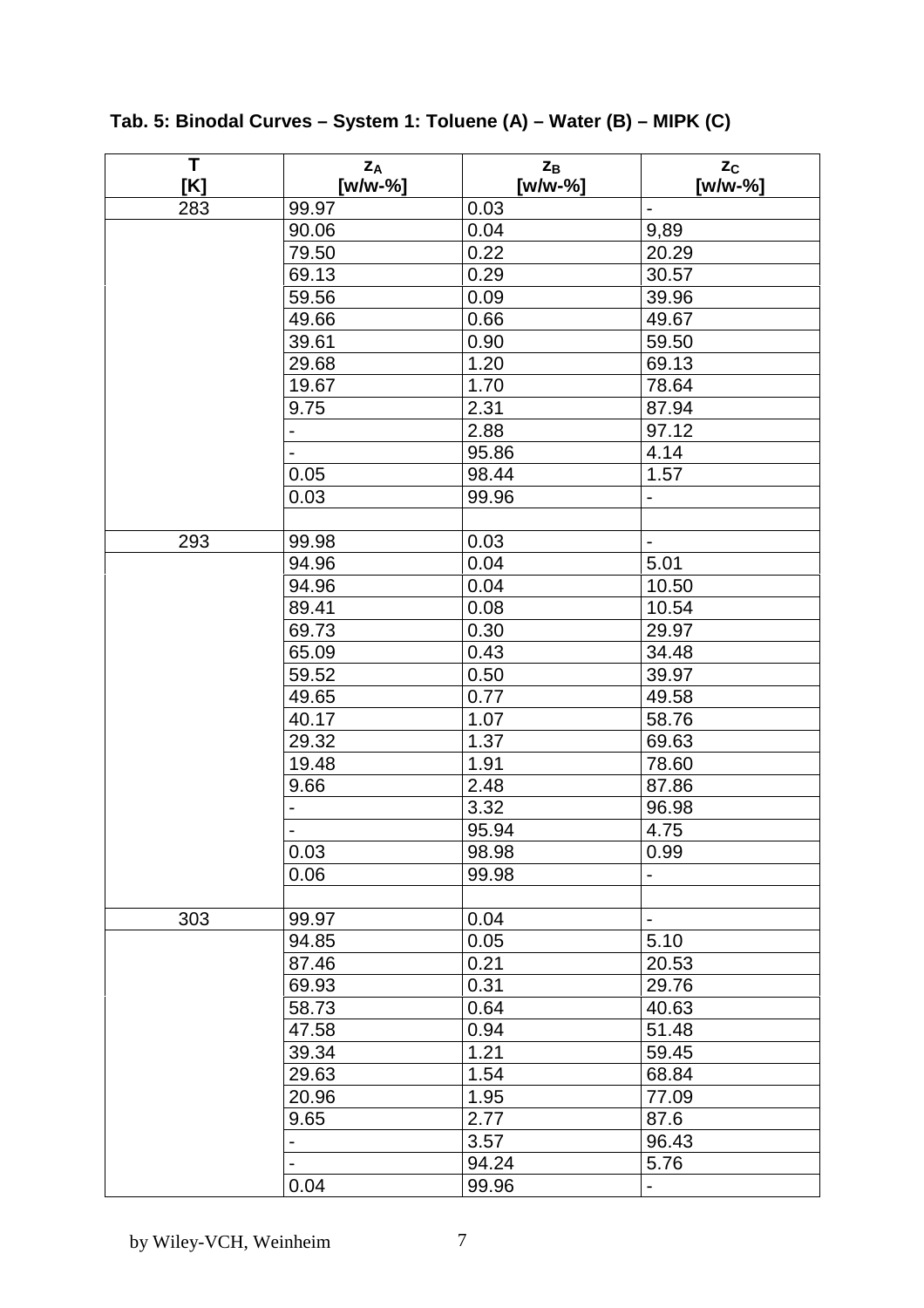**Tab. 5: Binodal Curves – System 1: Toluene (A) – Water (B) – MIPK (C)**

| T [K] | $z_A$ [w/w-%] | $z_B$ [w/w-%] | $z_C$ [w/w-%] |
|---|---|---|---|
| 283 | 99.97 | 0.03 | - |
| | 90.06 | 0.04 | 9,89 |
| | 79.50 | 0.22 | 20.29 |
| | 69.13 | 0.29 | 30.57 |
| | 59.56 | 0.09 | 39.96 |
| | 49.66 | 0.66 | 49.67 |
| | 39.61 | 0.90 | 59.50 |
| | 29.68 | 1.20 | 69.13 |
| | 19.67 | 1.70 | 78.64 |
| | 9.75 | 2.31 | 87.94 |
| | - | 2.88 | 97.12 |
| | - | 95.86 | 4.14 |
| | 0.05 | 98.44 | 1.57 |
| | 0.03 | 99.96 | - |
| | | | |
| 293 | 99.98 | 0.03 | - |
| | 94.96 | 0.04 | 5.01 |
| | 94.96 | 0.04 | 10.50 |
| | 89.41 | 0.08 | 10.54 |
| | 69.73 | 0.30 | 29.97 |
| | 65.09 | 0.43 | 34.48 |
| | 59.52 | 0.50 | 39.97 |
| | 49.65 | 0.77 | 49.58 |
| | 40.17 | 1.07 | 58.76 |
| | 29.32 | 1.37 | 69.63 |
| | 19.48 | 1.91 | 78.60 |
| | 9.66 | 2.48 | 87.86 |
| | - | 3.32 | 96.98 |
| | - | 95.94 | 4.75 |
| | 0.03 | 98.98 | 0.99 |
| | 0.06 | 99.98 | - |
| | | | |
| 303 | 99.97 | 0.04 | - |
| | 94.85 | 0.05 | 5.10 |
| | 87.46 | 0.21 | 20.53 |
| | 69.93 | 0.31 | 29.76 |
| | 58.73 | 0.64 | 40.63 |
| | 47.58 | 0.94 | 51.48 |
| | 39.34 | 1.21 | 59.45 |
| | 29.63 | 1.54 | 68.84 |
| | 20.96 | 1.95 | 77.09 |
| | 9.65 | 2.77 | 87.6 |
| | - | 3.57 | 96.43 |
| | - | 94.24 | 5.76 |
| | 0.04 | 99.96 | - |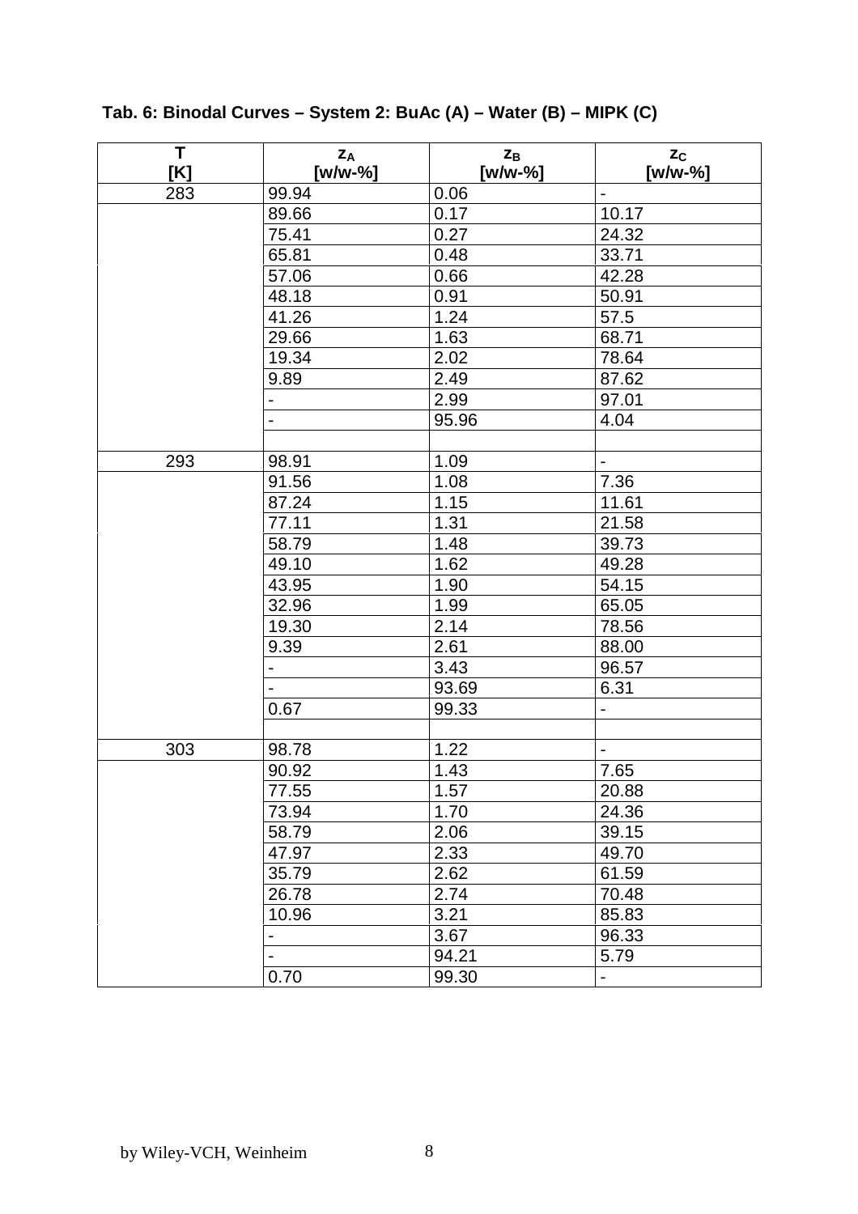**Tab. 6: Binodal Curves – System 2: BuAc (A) – Water (B) – MIPK (C)**

| T [K] | $z_A$ [w/w-%] | $z_B$ [w/w-%] | $z_C$ [w/w-%] |
|---|---|---|---|
| 283 | 99.94 | 0.06 | - |
| | 89.66 | 0.17 | 10.17 |
| | 75.41 | 0.27 | 24.32 |
| | 65.81 | 0.48 | 33.71 |
| | 57.06 | 0.66 | 42.28 |
| | 48.18 | 0.91 | 50.91 |
| | 41.26 | 1.24 | 57.5 |
| | 29.66 | 1.63 | 68.71 |
| | 19.34 | 2.02 | 78.64 |
| | 9.89 | 2.49 | 87.62 |
| | - | 2.99 | 97.01 |
| | - | 95.96 | 4.04 |
| | | | |
| 293 | 98.91 | 1.09 | - |
| | 91.56 | 1.08 | 7.36 |
| | 87.24 | 1.15 | 11.61 |
| | 77.11 | 1.31 | 21.58 |
| | 58.79 | 1.48 | 39.73 |
| | 49.10 | 1.62 | 49.28 |
| | 43.95 | 1.90 | 54.15 |
| | 32.96 | 1.99 | 65.05 |
| | 19.30 | 2.14 | 78.56 |
| | 9.39 | 2.61 | 88.00 |
| | - | 3.43 | 96.57 |
| | - | 93.69 | 6.31 |
| | 0.67 | 99.33 | - |
| | | | |
| 303 | 98.78 | 1.22 | - |
| | 90.92 | 1.43 | 7.65 |
| | 77.55 | 1.57 | 20.88 |
| | 73.94 | 1.70 | 24.36 |
| | 58.79 | 2.06 | 39.15 |
| | 47.97 | 2.33 | 49.70 |
| | 35.79 | 2.62 | 61.59 |
| | 26.78 | 2.74 | 70.48 |
| | 10.96 | 3.21 | 85.83 |
| | - | 3.67 | 96.33 |
| | - | 94.21 | 5.79 |
| | 0.70 | 99.30 | - |

by Wiley-VCH, Weinheim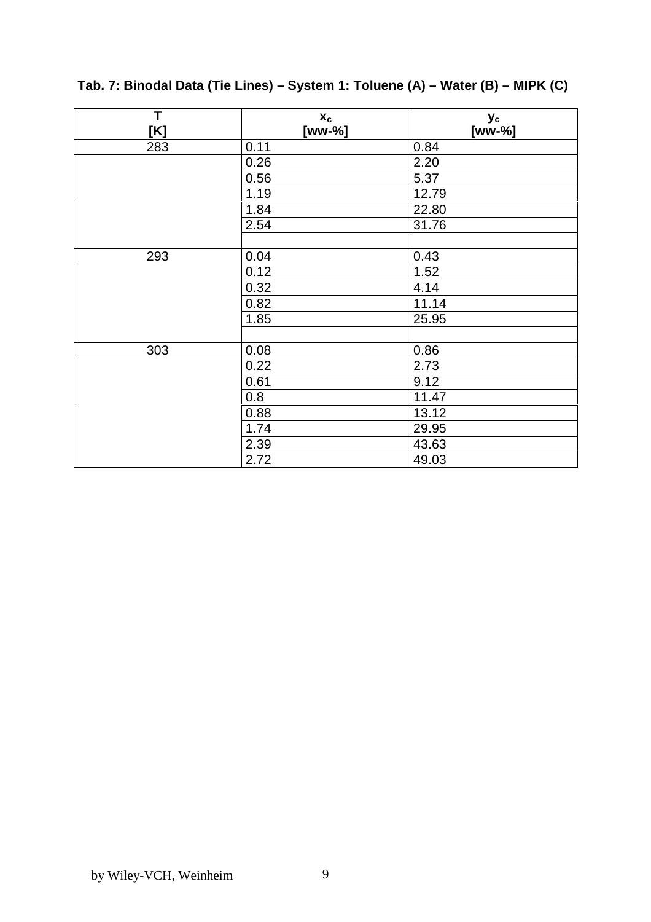**Tab. 7: Binodal Data (Tie Lines) – System 1: Toluene (A) – Water (B) – MIPK (C)**

| T [K] | $x_c$ [ww-%] | $y_c$ [ww-%] |
|---|---|---|
| 283 | 0.11 | 0.84 |
| | 0.26 | 2.20 |
| | 0.56 | 5.37 |
| | 1.19 | 12.79 |
| | 1.84 | 22.80 |
| | 2.54 | 31.76 |
| | | |
| 293 | 0.04 | 0.43 |
| | 0.12 | 1.52 |
| | 0.32 | 4.14 |
| | 0.82 | 11.14 |
| | 1.85 | 25.95 |
| | | |
| 303 | 0.08 | 0.86 |
| | 0.22 | 2.73 |
| | 0.61 | 9.12 |
| | 0.8 | 11.47 |
| | 0.88 | 13.12 |
| | 1.74 | 29.95 |
| | 2.39 | 43.63 |
| | 2.72 | 49.03 |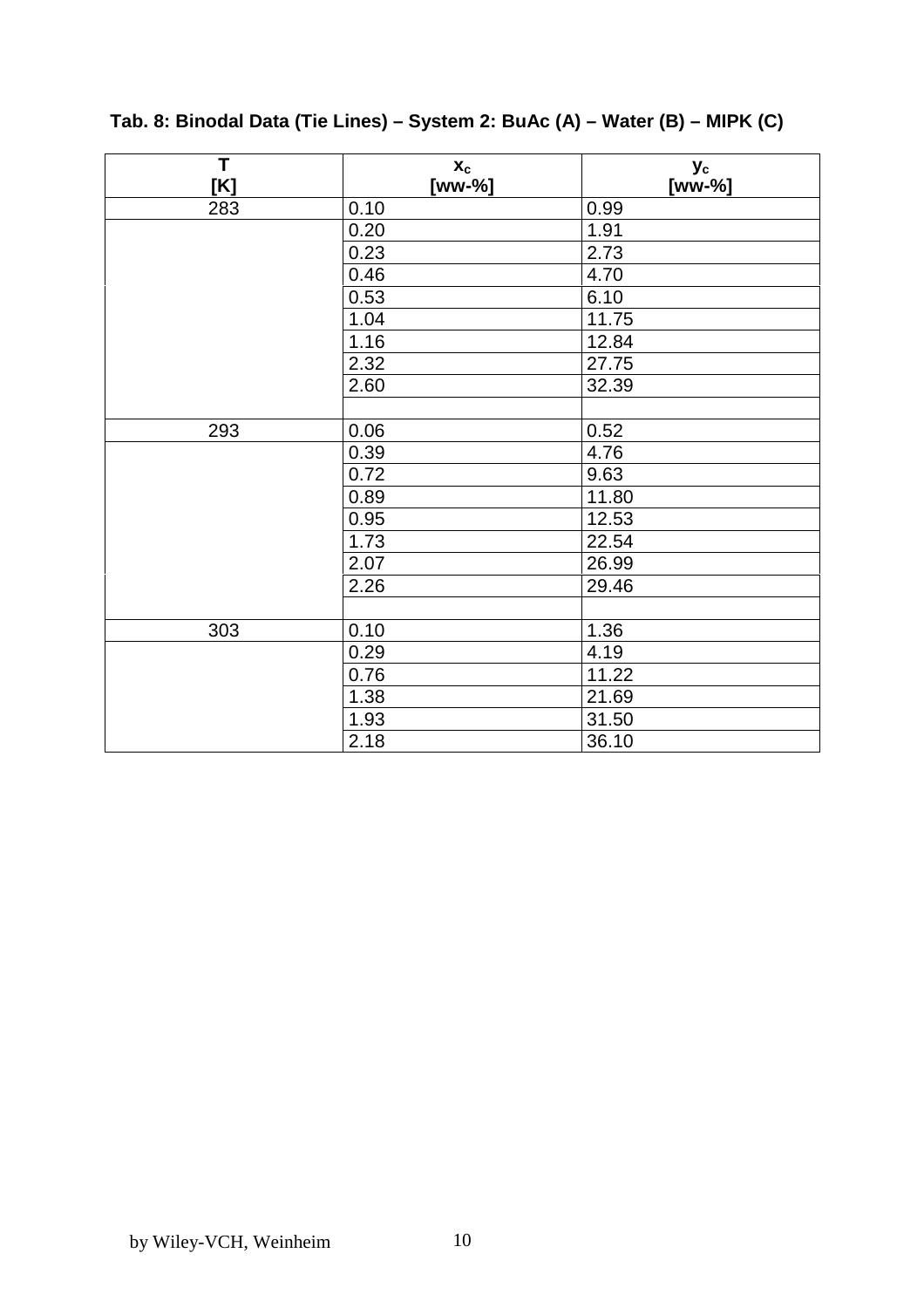**Tab. 8: Binodal Data (Tie Lines) – System 2: BuAc (A) – Water (B) – MIPK (C)**

| T [K] | $x_c$ [ww-%] | $y_c$ [ww-%] |
|---|---|---|
| 283 | 0.10 | 0.99 |
| | 0.20 | 1.91 |
| | 0.23 | 2.73 |
| | 0.46 | 4.70 |
| | 0.53 | 6.10 |
| | 1.04 | 11.75 |
| | 1.16 | 12.84 |
| | 2.32 | 27.75 |
| | 2.60 | 32.39 |
| | | |
| 293 | 0.06 | 0.52 |
| | 0.39 | 4.76 |
| | 0.72 | 9.63 |
| | 0.89 | 11.80 |
| | 0.95 | 12.53 |
| | 1.73 | 22.54 |
| | 2.07 | 26.99 |
| | 2.26 | 29.46 |
| | | |
| 303 | 0.10 | 1.36 |
| | 0.29 | 4.19 |
| | 0.76 | 11.22 |
| | 1.38 | 21.69 |
| | 1.93 | 31.50 |
| | 2.18 | 36.10 |

by Wiley-VCH, Weinheim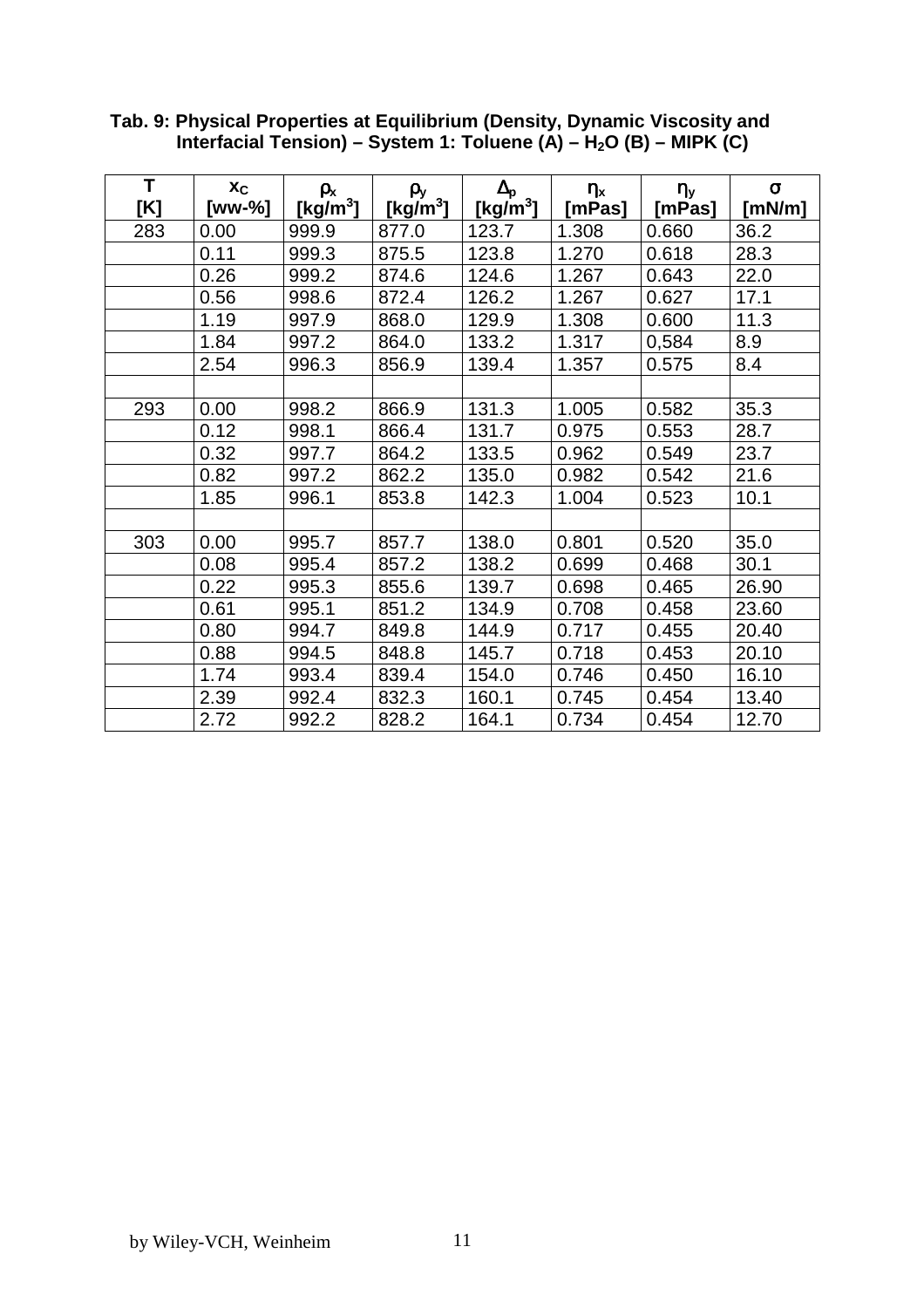**Tab. 9: Physical Properties at Equilibrium (Density, Dynamic Viscosity and Interfacial Tension) – System 1: Toluene (A) – $H_2O$ (B) – MIPK (C)**

| T [K] | $x_C$ [ww-%] | $\rho_x$ [kg/m$^3$] | $\rho_y$ [kg/m$^3$] | $\Delta_\rho$ [kg/m$^3$] | $\eta_x$ [mPas] | $\eta_y$ [mPas] | $\sigma$ [mN/m] |
|---|---|---|---|---|---|---|---|
| 283 | 0.00 | 999.9 | 877.0 | 123.7 | 1.308 | 0.660 | 36.2 |
| | 0.11 | 999.3 | 875.5 | 123.8 | 1.270 | 0.618 | 28.3 |
| | 0.26 | 999.2 | 874.6 | 124.6 | 1.267 | 0.643 | 22.0 |
| | 0.56 | 998.6 | 872.4 | 126.2 | 1.267 | 0.627 | 17.1 |
| | 1.19 | 997.9 | 868.0 | 129.9 | 1.308 | 0.600 | 11.3 |
| | 1.84 | 997.2 | 864.0 | 133.2 | 1.317 | 0,584 | 8.9 |
| | 2.54 | 996.3 | 856.9 | 139.4 | 1.357 | 0.575 | 8.4 |
| | | | | | | | |
| 293 | 0.00 | 998.2 | 866.9 | 131.3 | 1.005 | 0.582 | 35.3 |
| | 0.12 | 998.1 | 866.4 | 131.7 | 0.975 | 0.553 | 28.7 |
| | 0.32 | 997.7 | 864.2 | 133.5 | 0.962 | 0.549 | 23.7 |
| | 0.82 | 997.2 | 862.2 | 135.0 | 0.982 | 0.542 | 21.6 |
| | 1.85 | 996.1 | 853.8 | 142.3 | 1.004 | 0.523 | 10.1 |
| | | | | | | | |
| 303 | 0.00 | 995.7 | 857.7 | 138.0 | 0.801 | 0.520 | 35.0 |
| | 0.08 | 995.4 | 857.2 | 138.2 | 0.699 | 0.468 | 30.1 |
| | 0.22 | 995.3 | 855.6 | 139.7 | 0.698 | 0.465 | 26.90 |
| | 0.61 | 995.1 | 851.2 | 134.9 | 0.708 | 0.458 | 23.60 |
| | 0.80 | 994.7 | 849.8 | 144.9 | 0.717 | 0.455 | 20.40 |
| | 0.88 | 994.5 | 848.8 | 145.7 | 0.718 | 0.453 | 20.10 |
| | 1.74 | 993.4 | 839.4 | 154.0 | 0.746 | 0.450 | 16.10 |
| | 2.39 | 992.4 | 832.3 | 160.1 | 0.745 | 0.454 | 13.40 |
| | 2.72 | 992.2 | 828.2 | 164.1 | 0.734 | 0.454 | 12.70 |

by Wiley-VCH, Weinheim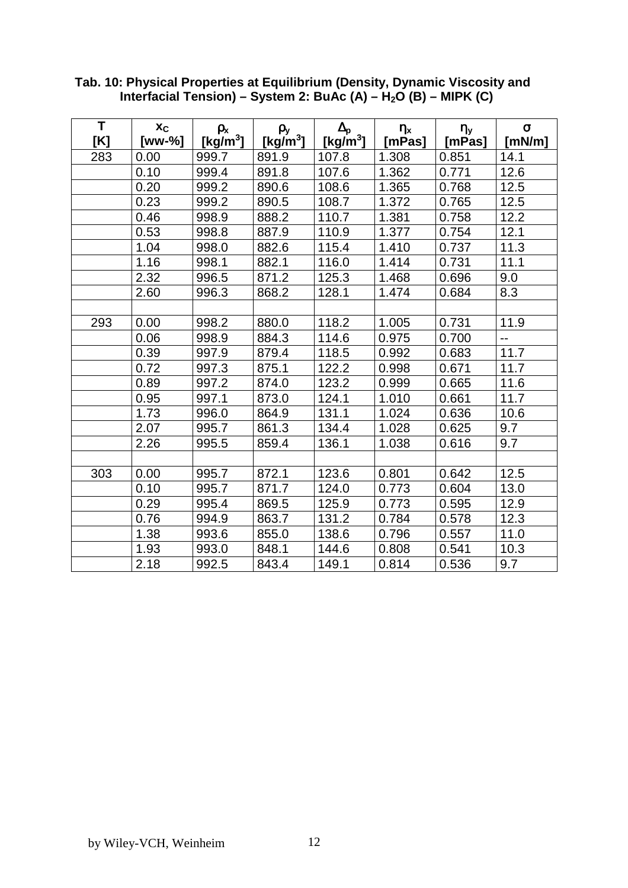**Tab. 10: Physical Properties at Equilibrium (Density, Dynamic Viscosity and Interfacial Tension) – System 2: BuAc (A) – $H_2O$ (B) – MIPK (C)**

| T [K] | $x_C$ [ww-%] | $\rho_x$ [kg/m$^3$] | $\rho_y$ [kg/m$^3$] | $\Delta_\rho$ [kg/m$^3$] | $\eta_x$ [mPas] | $\eta_y$ [mPas] | $\sigma$ [mN/m] |
|---|---|---|---|---|---|---|---|
| 283 | 0.00 | 999.7 | 891.9 | 107.8 | 1.308 | 0.851 | 14.1 |
| | 0.10 | 999.4 | 891.8 | 107.6 | 1.362 | 0.771 | 12.6 |
| | 0.20 | 999.2 | 890.6 | 108.6 | 1.365 | 0.768 | 12.5 |
| | 0.23 | 999.2 | 890.5 | 108.7 | 1.372 | 0.765 | 12.5 |
| | 0.46 | 998.9 | 888.2 | 110.7 | 1.381 | 0.758 | 12.2 |
| | 0.53 | 998.8 | 887.9 | 110.9 | 1.377 | 0.754 | 12.1 |
| | 1.04 | 998.0 | 882.6 | 115.4 | 1.410 | 0.737 | 11.3 |
| | 1.16 | 998.1 | 882.1 | 116.0 | 1.414 | 0.731 | 11.1 |
| | 2.32 | 996.5 | 871.2 | 125.3 | 1.468 | 0.696 | 9.0 |
| | 2.60 | 996.3 | 868.2 | 128.1 | 1.474 | 0.684 | 8.3 |
| | | | | | | | |
| 293 | 0.00 | 998.2 | 880.0 | 118.2 | 1.005 | 0.731 | 11.9 |
| | 0.06 | 998.9 | 884.3 | 114.6 | 0.975 | 0.700 | -- |
| | 0.39 | 997.9 | 879.4 | 118.5 | 0.992 | 0.683 | 11.7 |
| | 0.72 | 997.3 | 875.1 | 122.2 | 0.998 | 0.671 | 11.7 |
| | 0.89 | 997.2 | 874.0 | 123.2 | 0.999 | 0.665 | 11.6 |
| | 0.95 | 997.1 | 873.0 | 124.1 | 1.010 | 0.661 | 11.7 |
| | 1.73 | 996.0 | 864.9 | 131.1 | 1.024 | 0.636 | 10.6 |
| | 2.07 | 995.7 | 861.3 | 134.4 | 1.028 | 0.625 | 9.7 |
| | 2.26 | 995.5 | 859.4 | 136.1 | 1.038 | 0.616 | 9.7 |
| | | | | | | | |
| 303 | 0.00 | 995.7 | 872.1 | 123.6 | 0.801 | 0.642 | 12.5 |
| | 0.10 | 995.7 | 871.7 | 124.0 | 0.773 | 0.604 | 13.0 |
| | 0.29 | 995.4 | 869.5 | 125.9 | 0.773 | 0.595 | 12.9 |
| | 0.76 | 994.9 | 863.7 | 131.2 | 0.784 | 0.578 | 12.3 |
| | 1.38 | 993.6 | 855.0 | 138.6 | 0.796 | 0.557 | 11.0 |
| | 1.93 | 993.0 | 848.1 | 144.6 | 0.808 | 0.541 | 10.3 |
| | 2.18 | 992.5 | 843.4 | 149.1 | 0.814 | 0.536 | 9.7 |

by Wiley-VCH, Weinheim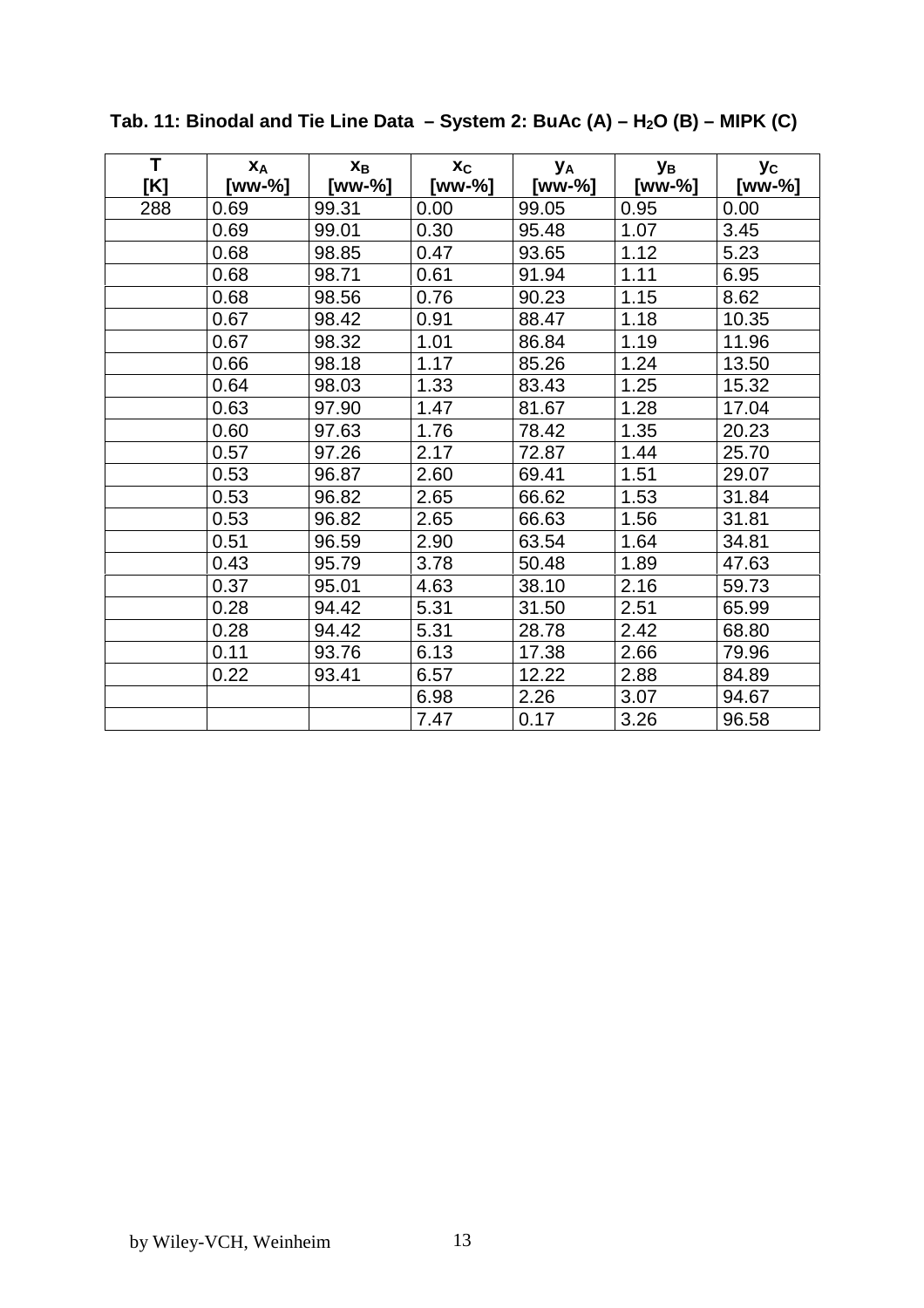**Tab. 11: Binodal and Tie Line Data – System 2: BuAc (A) – $H_2O$ (B) – MIPK (C)**

| T [K] | $x_A$ [ww-%] | $x_B$ [ww-%] | $x_C$ [ww-%] | $y_A$ [ww-%] | $y_B$ [ww-%] | $y_C$ [ww-%] |
|---|---|---|---|---|---|---|
| 288 | 0.69 | 99.31 | 0.00 | 99.05 | 0.95 | 0.00 |
| | 0.69 | 99.01 | 0.30 | 95.48 | 1.07 | 3.45 |
| | 0.68 | 98.85 | 0.47 | 93.65 | 1.12 | 5.23 |
| | 0.68 | 98.71 | 0.61 | 91.94 | 1.11 | 6.95 |
| | 0.68 | 98.56 | 0.76 | 90.23 | 1.15 | 8.62 |
| | 0.67 | 98.42 | 0.91 | 88.47 | 1.18 | 10.35 |
| | 0.67 | 98.32 | 1.01 | 86.84 | 1.19 | 11.96 |
| | 0.66 | 98.18 | 1.17 | 85.26 | 1.24 | 13.50 |
| | 0.64 | 98.03 | 1.33 | 83.43 | 1.25 | 15.32 |
| | 0.63 | 97.90 | 1.47 | 81.67 | 1.28 | 17.04 |
| | 0.60 | 97.63 | 1.76 | 78.42 | 1.35 | 20.23 |
| | 0.57 | 97.26 | 2.17 | 72.87 | 1.44 | 25.70 |
| | 0.53 | 96.87 | 2.60 | 69.41 | 1.51 | 29.07 |
| | 0.53 | 96.82 | 2.65 | 66.62 | 1.53 | 31.84 |
| | 0.53 | 96.82 | 2.65 | 66.63 | 1.56 | 31.81 |
| | 0.51 | 96.59 | 2.90 | 63.54 | 1.64 | 34.81 |
| | 0.43 | 95.79 | 3.78 | 50.48 | 1.89 | 47.63 |
| | 0.37 | 95.01 | 4.63 | 38.10 | 2.16 | 59.73 |
| | 0.28 | 94.42 | 5.31 | 31.50 | 2.51 | 65.99 |
| | 0.28 | 94.42 | 5.31 | 28.78 | 2.42 | 68.80 |
| | 0.11 | 93.76 | 6.13 | 17.38 | 2.66 | 79.96 |
| | 0.22 | 93.41 | 6.57 | 12.22 | 2.88 | 84.89 |
| | | | 6.98 | 2.26 | 3.07 | 94.67 |
| | | | 7.47 | 0.17 | 3.26 | 96.58 |

by Wiley-VCH, Weinheim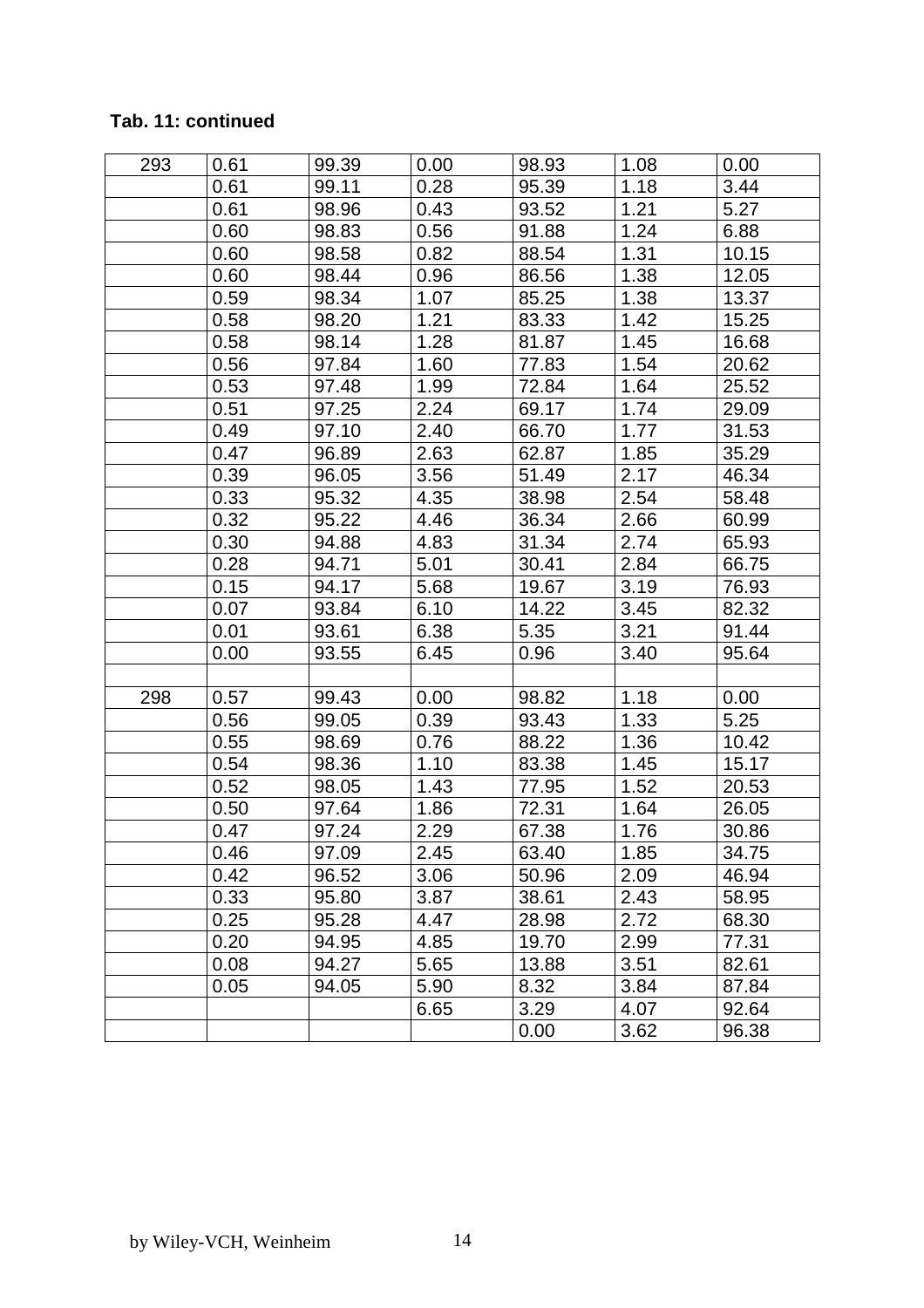**Tab. 11: continued**

| | | | | | | |
|---|---|---|---|---|---|---|
| 293 | 0.61 | 99.39 | 0.00 | 98.93 | 1.08 | 0.00 |
| | 0.61 | 99.11 | 0.28 | 95.39 | 1.18 | 3.44 |
| | 0.61 | 98.96 | 0.43 | 93.52 | 1.21 | 5.27 |
| | 0.60 | 98.83 | 0.56 | 91.88 | 1.24 | 6.88 |
| | 0.60 | 98.58 | 0.82 | 88.54 | 1.31 | 10.15 |
| | 0.60 | 98.44 | 0.96 | 86.56 | 1.38 | 12.05 |
| | 0.59 | 98.34 | 1.07 | 85.25 | 1.38 | 13.37 |
| | 0.58 | 98.20 | 1.21 | 83.33 | 1.42 | 15.25 |
| | 0.58 | 98.14 | 1.28 | 81.87 | 1.45 | 16.68 |
| | 0.56 | 97.84 | 1.60 | 77.83 | 1.54 | 20.62 |
| | 0.53 | 97.48 | 1.99 | 72.84 | 1.64 | 25.52 |
| | 0.51 | 97.25 | 2.24 | 69.17 | 1.74 | 29.09 |
| | 0.49 | 97.10 | 2.40 | 66.70 | 1.77 | 31.53 |
| | 0.47 | 96.89 | 2.63 | 62.87 | 1.85 | 35.29 |
| | 0.39 | 96.05 | 3.56 | 51.49 | 2.17 | 46.34 |
| | 0.33 | 95.32 | 4.35 | 38.98 | 2.54 | 58.48 |
| | 0.32 | 95.22 | 4.46 | 36.34 | 2.66 | 60.99 |
| | 0.30 | 94.88 | 4.83 | 31.34 | 2.74 | 65.93 |
| | 0.28 | 94.71 | 5.01 | 30.41 | 2.84 | 66.75 |
| | 0.15 | 94.17 | 5.68 | 19.67 | 3.19 | 76.93 |
| | 0.07 | 93.84 | 6.10 | 14.22 | 3.45 | 82.32 |
| | 0.01 | 93.61 | 6.38 | 5.35 | 3.21 | 91.44 |
| | 0.00 | 93.55 | 6.45 | 0.96 | 3.40 | 95.64 |
| | | | | | | |
| 298 | 0.57 | 99.43 | 0.00 | 98.82 | 1.18 | 0.00 |
| | 0.56 | 99.05 | 0.39 | 93.43 | 1.33 | 5.25 |
| | 0.55 | 98.69 | 0.76 | 88.22 | 1.36 | 10.42 |
| | 0.54 | 98.36 | 1.10 | 83.38 | 1.45 | 15.17 |
| | 0.52 | 98.05 | 1.43 | 77.95 | 1.52 | 20.53 |
| | 0.50 | 97.64 | 1.86 | 72.31 | 1.64 | 26.05 |
| | 0.47 | 97.24 | 2.29 | 67.38 | 1.76 | 30.86 |
| | 0.46 | 97.09 | 2.45 | 63.40 | 1.85 | 34.75 |
| | 0.42 | 96.52 | 3.06 | 50.96 | 2.09 | 46.94 |
| | 0.33 | 95.80 | 3.87 | 38.61 | 2.43 | 58.95 |
| | 0.25 | 95.28 | 4.47 | 28.98 | 2.72 | 68.30 |
| | 0.20 | 94.95 | 4.85 | 19.70 | 2.99 | 77.31 |
| | 0.08 | 94.27 | 5.65 | 13.88 | 3.51 | 82.61 |
| | 0.05 | 94.05 | 5.90 | 8.32 | 3.84 | 87.84 |
| | | | 6.65 | 3.29 | 4.07 | 92.64 |
| | | | | 0.00 | 3.62 | 96.38 |

by Wiley-VCH, Weinheim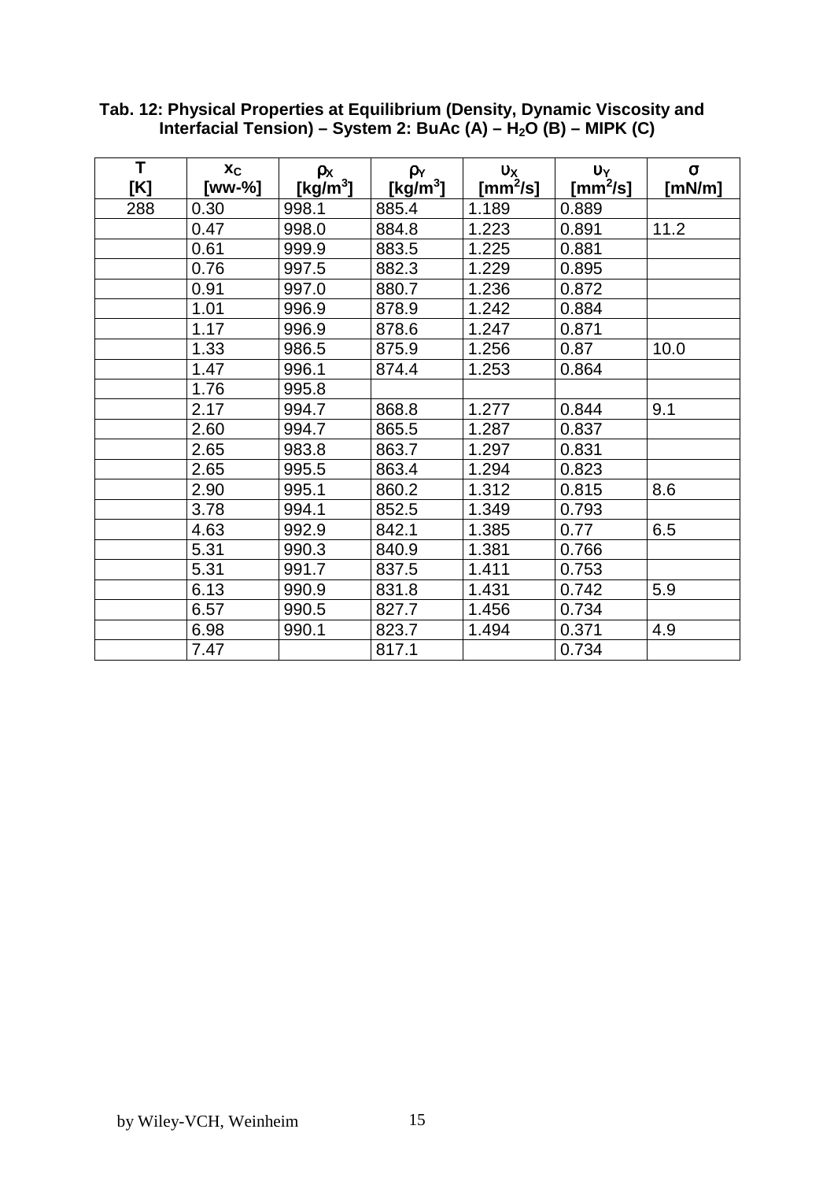**Tab. 12: Physical Properties at Equilibrium (Density, Dynamic Viscosity and Interfacial Tension) – System 2: BuAc (A) – $H_2O$ (B) – MIPK (C)**

| T [K] | $x_C$ [ww-%] | $\rho_X$ [kg/m$^3$] | $\rho_Y$ [kg/m$^3$] | $\upsilon_X$ [mm$^2$/s] | $\upsilon_Y$ [mm$^2$/s] | $\sigma$ [mN/m] |
|---|---|---|---|---|---|---|
| 288 | 0.30 | 998.1 | 885.4 | 1.189 | 0.889 | |
| | 0.47 | 998.0 | 884.8 | 1.223 | 0.891 | 11.2 |
| | 0.61 | 999.9 | 883.5 | 1.225 | 0.881 | |
| | 0.76 | 997.5 | 882.3 | 1.229 | 0.895 | |
| | 0.91 | 997.0 | 880.7 | 1.236 | 0.872 | |
| | 1.01 | 996.9 | 878.9 | 1.242 | 0.884 | |
| | 1.17 | 996.9 | 878.6 | 1.247 | 0.871 | |
| | 1.33 | 986.5 | 875.9 | 1.256 | 0.87 | 10.0 |
| | 1.47 | 996.1 | 874.4 | 1.253 | 0.864 | |
| | 1.76 | 995.8 | | | | |
| | 2.17 | 994.7 | 868.8 | 1.277 | 0.844 | 9.1 |
| | 2.60 | 994.7 | 865.5 | 1.287 | 0.837 | |
| | 2.65 | 983.8 | 863.7 | 1.297 | 0.831 | |
| | 2.65 | 995.5 | 863.4 | 1.294 | 0.823 | |
| | 2.90 | 995.1 | 860.2 | 1.312 | 0.815 | 8.6 |
| | 3.78 | 994.1 | 852.5 | 1.349 | 0.793 | |
| | 4.63 | 992.9 | 842.1 | 1.385 | 0.77 | 6.5 |
| | 5.31 | 990.3 | 840.9 | 1.381 | 0.766 | |
| | 5.31 | 991.7 | 837.5 | 1.411 | 0.753 | |
| | 6.13 | 990.9 | 831.8 | 1.431 | 0.742 | 5.9 |
| | 6.57 | 990.5 | 827.7 | 1.456 | 0.734 | |
| | 6.98 | 990.1 | 823.7 | 1.494 | 0.371 | 4.9 |
| | 7.47 | | 817.1 | | 0.734 | |

by Wiley-VCH, Weinheim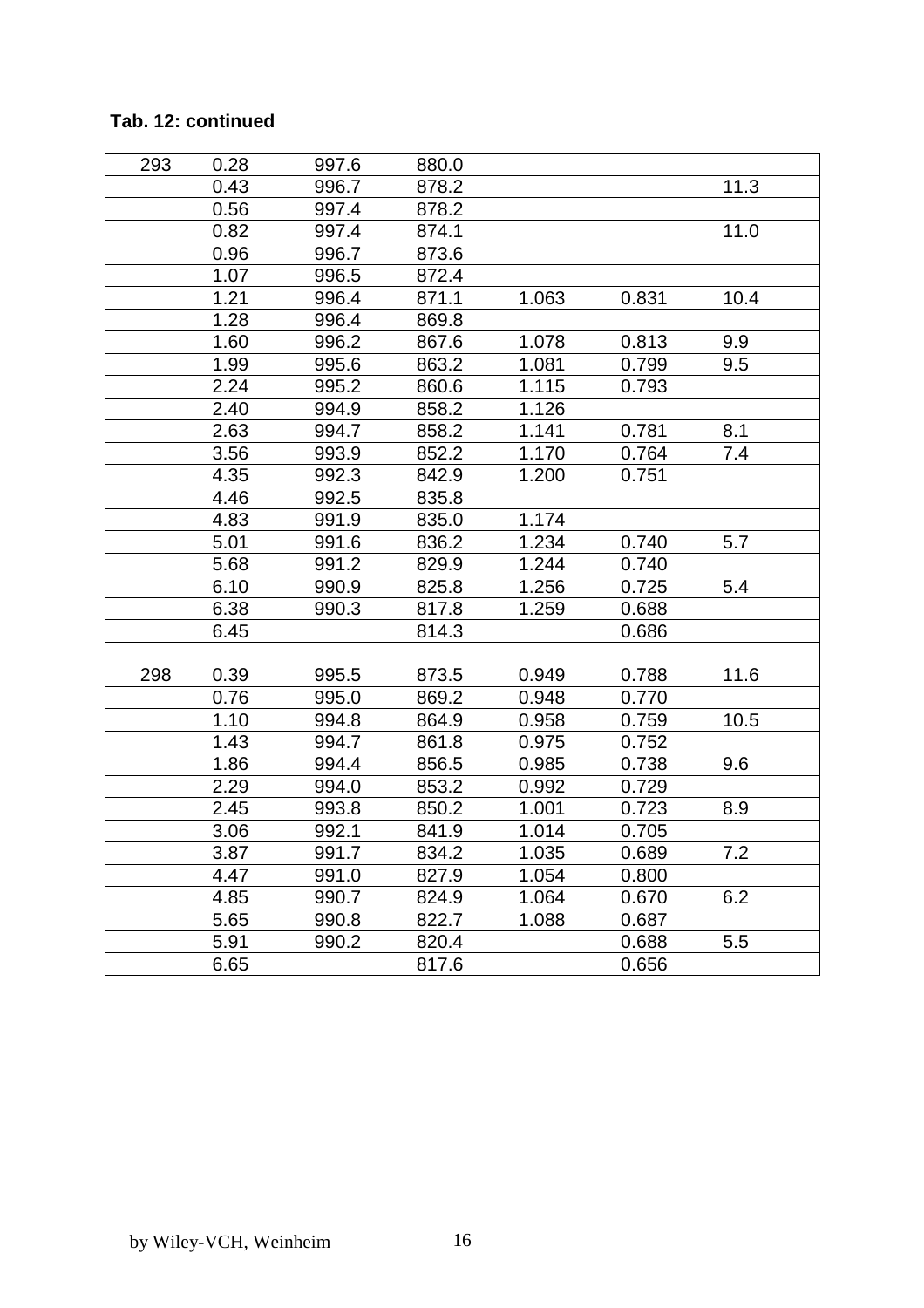**Tab. 12: continued**

| | | | | | | |
|---|---|---|---|---|---|---|
| 293 | 0.28 | 997.6 | 880.0 | | | |
| | 0.43 | 996.7 | 878.2 | | | 11.3 |
| | 0.56 | 997.4 | 878.2 | | | |
| | 0.82 | 997.4 | 874.1 | | | 11.0 |
| | 0.96 | 996.7 | 873.6 | | | |
| | 1.07 | 996.5 | 872.4 | | | |
| | 1.21 | 996.4 | 871.1 | 1.063 | 0.831 | 10.4 |
| | 1.28 | 996.4 | 869.8 | | | |
| | 1.60 | 996.2 | 867.6 | 1.078 | 0.813 | 9.9 |
| | 1.99 | 995.6 | 863.2 | 1.081 | 0.799 | 9.5 |
| | 2.24 | 995.2 | 860.6 | 1.115 | 0.793 | |
| | 2.40 | 994.9 | 858.2 | 1.126 | | |
| | 2.63 | 994.7 | 858.2 | 1.141 | 0.781 | 8.1 |
| | 3.56 | 993.9 | 852.2 | 1.170 | 0.764 | 7.4 |
| | 4.35 | 992.3 | 842.9 | 1.200 | 0.751 | |
| | 4.46 | 992.5 | 835.8 | | | |
| | 4.83 | 991.9 | 835.0 | 1.174 | | |
| | 5.01 | 991.6 | 836.2 | 1.234 | 0.740 | 5.7 |
| | 5.68 | 991.2 | 829.9 | 1.244 | 0.740 | |
| | 6.10 | 990.9 | 825.8 | 1.256 | 0.725 | 5.4 |
| | 6.38 | 990.3 | 817.8 | 1.259 | 0.688 | |
| | 6.45 | | 814.3 | | 0.686 | |
| | | | | | | |
| 298 | 0.39 | 995.5 | 873.5 | 0.949 | 0.788 | 11.6 |
| | 0.76 | 995.0 | 869.2 | 0.948 | 0.770 | |
| | 1.10 | 994.8 | 864.9 | 0.958 | 0.759 | 10.5 |
| | 1.43 | 994.7 | 861.8 | 0.975 | 0.752 | |
| | 1.86 | 994.4 | 856.5 | 0.985 | 0.738 | 9.6 |
| | 2.29 | 994.0 | 853.2 | 0.992 | 0.729 | |
| | 2.45 | 993.8 | 850.2 | 1.001 | 0.723 | 8.9 |
| | 3.06 | 992.1 | 841.9 | 1.014 | 0.705 | |
| | 3.87 | 991.7 | 834.2 | 1.035 | 0.689 | 7.2 |
| | 4.47 | 991.0 | 827.9 | 1.054 | 0.800 | |
| | 4.85 | 990.7 | 824.9 | 1.064 | 0.670 | 6.2 |
| | 5.65 | 990.8 | 822.7 | 1.088 | 0.687 | |
| | 5.91 | 990.2 | 820.4 | | 0.688 | 5.5 |
| | 6.65 | | 817.6 | | 0.656 | |

by Wiley-VCH, Weinheim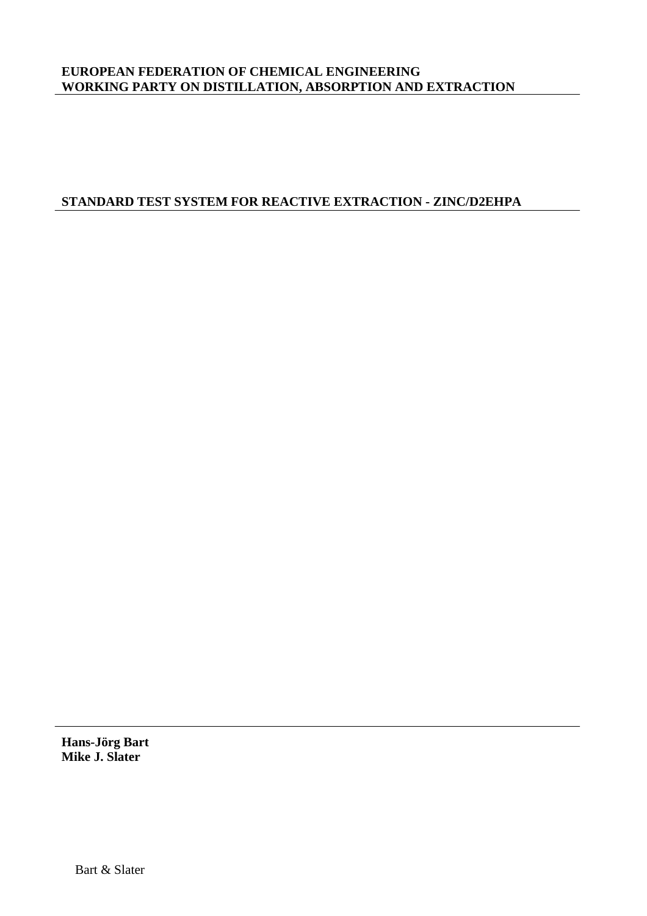**EUROPEAN FEDERATION OF CHEMICAL ENGINEERING**
**WORKING PARTY ON DISTILLATION, ABSORPTION AND EXTRACTION**

# STANDARD TEST SYSTEM FOR REACTIVE EXTRACTION - ZINC/D2EHPA

**Hans-Jörg Bart**
**Mike J. Slater**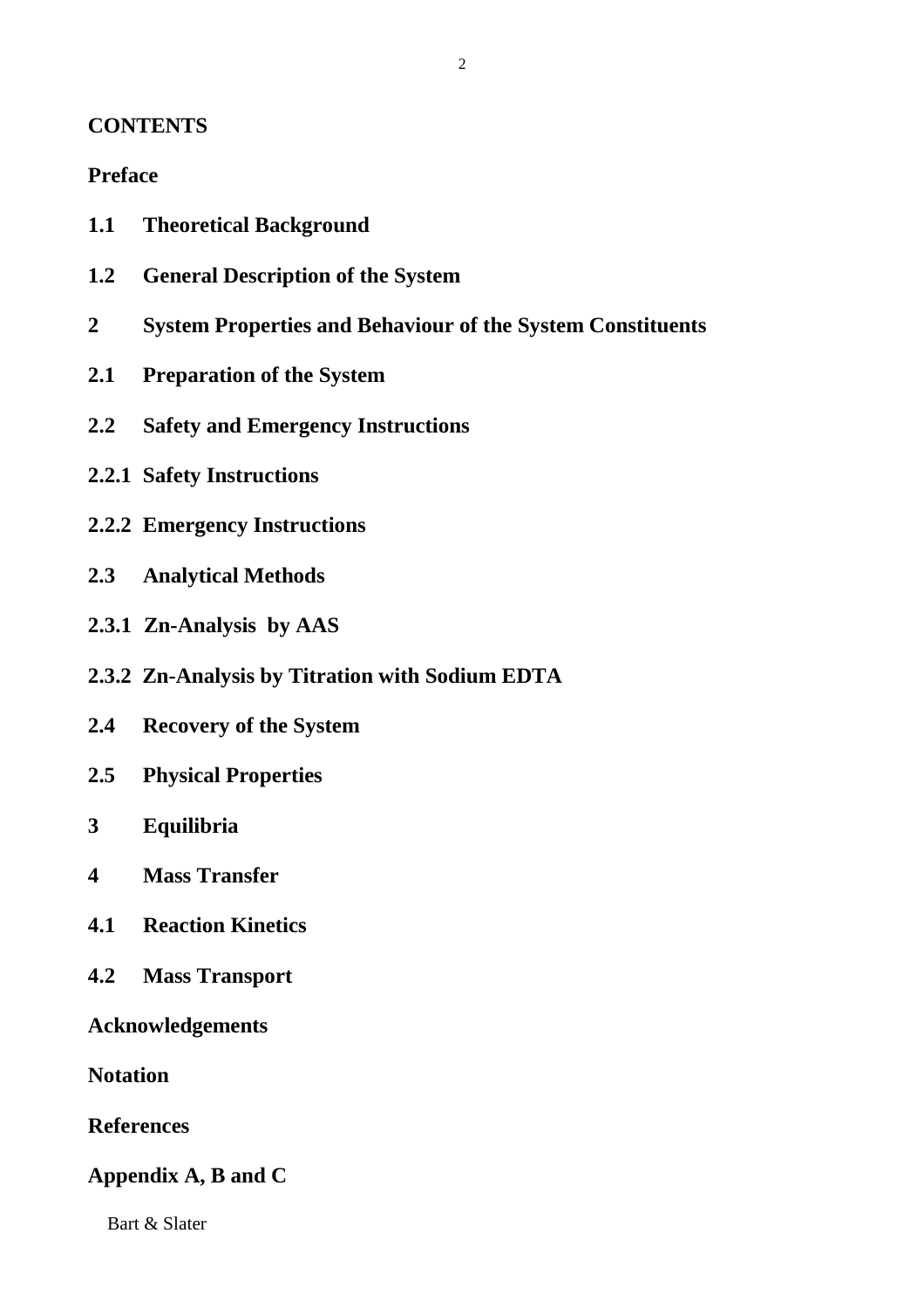**CONTENTS**

**Preface**

**1.1 Theoretical Background**

**1.2 General Description of the System**

**2 System Properties and Behaviour of the System Constituents**

**2.1 Preparation of the System**

**2.2 Safety and Emergency Instructions**

**2.2.1 Safety Instructions**

**2.2.2 Emergency Instructions**

**2.3 Analytical Methods**

**2.3.1 Zn-Analysis by AAS**

**2.3.2 Zn-Analysis by Titration with Sodium EDTA**

**2.4 Recovery of the System**

**2.5 Physical Properties**

**3 Equilibria**

**4 Mass Transfer**

**4.1 Reaction Kinetics**

**4.2 Mass Transport**

**Acknowledgements**

**Notation**

**References**

**Appendix A, B and C**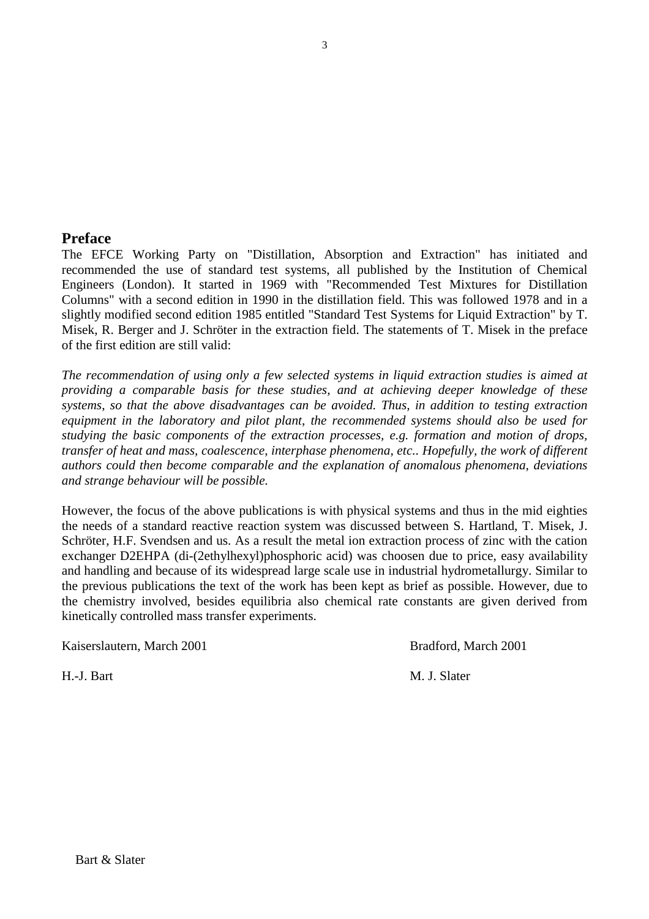## Preface

The EFCE Working Party on "Distillation, Absorption and Extraction" has initiated and recommended the use of standard test systems, all published by the Institution of Chemical Engineers (London). It started in 1969 with "Recommended Test Mixtures for Distillation Columns" with a second edition in 1990 in the distillation field. This was followed 1978 and in a slightly modified second edition 1985 entitled "Standard Test Systems for Liquid Extraction" by T. Misek, R. Berger and J. Schröter in the extraction field. The statements of T. Misek in the preface of the first edition are still valid:

*The recommendation of using only a few selected systems in liquid extraction studies is aimed at providing a comparable basis for these studies, and at achieving deeper knowledge of these systems, so that the above disadvantages can be avoided. Thus, in addition to testing extraction equipment in the laboratory and pilot plant, the recommended systems should also be used for studying the basic components of the extraction processes, e.g. formation and motion of drops, transfer of heat and mass, coalescence, interphase phenomena, etc.. Hopefully, the work of different authors could then become comparable and the explanation of anomalous phenomena, deviations and strange behaviour will be possible.*

However, the focus of the above publications is with physical systems and thus in the mid eighties the needs of a standard reactive reaction system was discussed between S. Hartland, T. Misek, J. Schröter, H.F. Svendsen and us. As a result the metal ion extraction process of zinc with the cation exchanger D2EHPA (di-(2ethylhexyl)phosphoric acid) was choosen due to price, easy availability and handling and because of its widespread large scale use in industrial hydrometallurgy. Similar to the previous publications the text of the work has been kept as brief as possible. However, due to the chemistry involved, besides equilibria also chemical rate constants are given derived from kinetically controlled mass transfer experiments.

Kaiserslautern, March 2001 — Bradford, March 2001

H.-J. Bart — M. J. Slater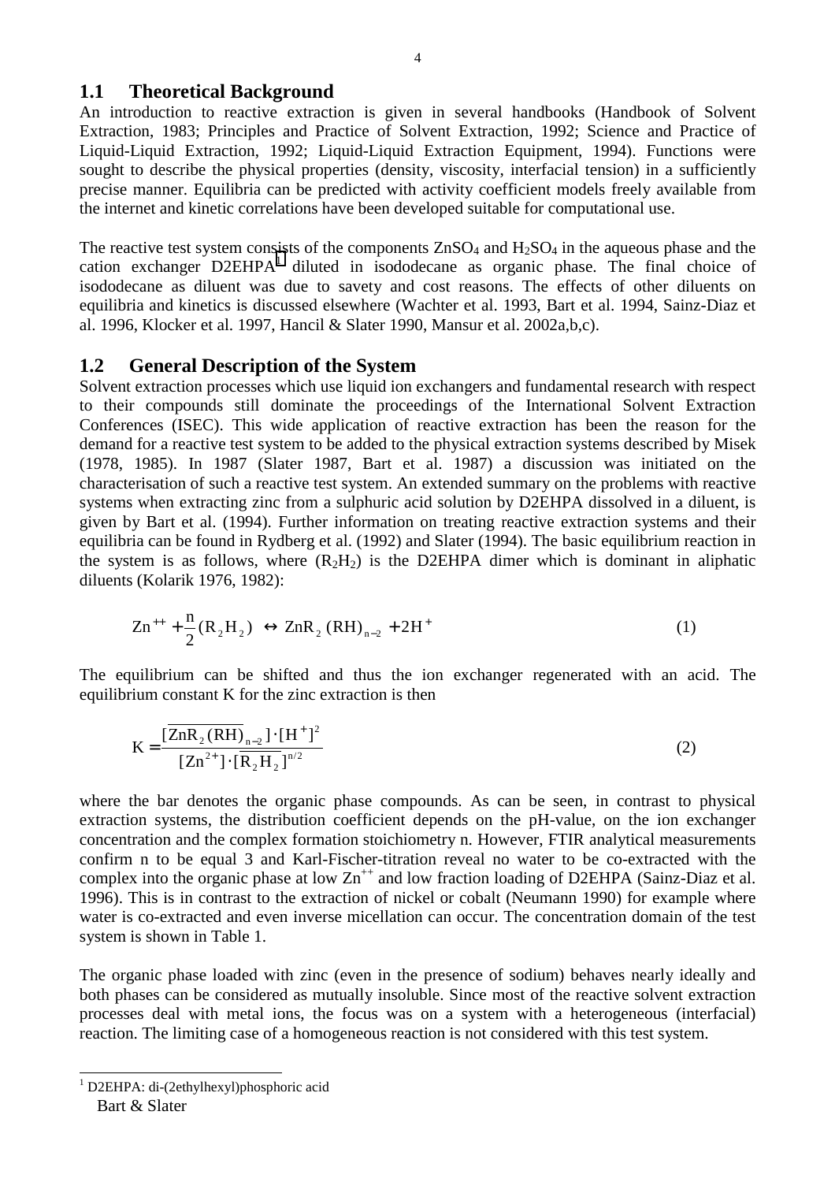## 1.1 Theoretical Background

An introduction to reactive extraction is given in several handbooks (Handbook of Solvent Extraction, 1983; Principles and Practice of Solvent Extraction, 1992; Science and Practice of Liquid-Liquid Extraction, 1992; Liquid-Liquid Extraction Equipment, 1994). Functions were sought to describe the physical properties (density, viscosity, interfacial tension) in a sufficiently precise manner. Equilibria can be predicted with activity coefficient models freely available from the internet and kinetic correlations have been developed suitable for computational use.

The reactive test system consists of the components $ZnSO_4$ and $H_2SO_4$ in the aqueous phase and the cation exchanger D2EHPA[1] diluted in isododecane as organic phase. The final choice of isododecane as diluent was due to savety and cost reasons. The effects of other diluents on equilibria and kinetics is discussed elsewhere (Wachter et al. 1993, Bart et al. 1994, Sainz-Diaz et al. 1996, Klocker et al. 1997, Hancil & Slater 1990, Mansur et al. 2002a,b,c).

## 1.2 General Description of the System

Solvent extraction processes which use liquid ion exchangers and fundamental research with respect to their compounds still dominate the proceedings of the International Solvent Extraction Conferences (ISEC). This wide application of reactive extraction has been the reason for the demand for a reactive test system to be added to the physical extraction systems described by Misek (1978, 1985). In 1987 (Slater 1987, Bart et al. 1987) a discussion was initiated on the characterisation of such a reactive test system. An extended summary on the problems with reactive systems when extracting zinc from a sulphuric acid solution by D2EHPA dissolved in a diluent, is given by Bart et al. (1994). Further information on treating reactive extraction systems and their equilibria can be found in Rydberg et al. (1992) and Slater (1994). The basic equilibrium reaction in the system is as follows, where $(R_2H_2)$ is the D2EHPA dimer which is dominant in aliphatic diluents (Kolarik 1976, 1982):

$$Zn^{++} + \frac{n}{2}(R_2H_2) \leftrightarrow ZnR_2(RH)_{n-2} + 2H^+ \tag{1}$$

The equilibrium can be shifted and thus the ion exchanger regenerated with an acid. The equilibrium constant K for the zinc extraction is then

$$K = \frac{[\overline{ZnR_2(RH)_{n-2}}]\cdot[H^+]^2}{[Zn^{2+}]\cdot[\overline{R_2H_2}]^{n/2}} \tag{2}$$

where the bar denotes the organic phase compounds. As can be seen, in contrast to physical extraction systems, the distribution coefficient depends on the pH-value, on the ion exchanger concentration and the complex formation stoichiometry n. However, FTIR analytical measurements confirm n to be equal 3 and Karl-Fischer-titration reveal no water to be co-extracted with the complex into the organic phase at low $Zn^{++}$ and low fraction loading of D2EHPA (Sainz-Diaz et al. 1996). This is in contrast to the extraction of nickel or cobalt (Neumann 1990) for example where water is co-extracted and even inverse micellation can occur. The concentration domain of the test system is shown in Table 1.

The organic phase loaded with zinc (even in the presence of sodium) behaves nearly ideally and both phases can be considered as mutually insoluble. Since most of the reactive solvent extraction processes deal with metal ions, the focus was on a system with a heterogeneous (interfacial) reaction. The limiting case of a homogeneous reaction is not considered with this test system.

---

[1] D2EHPA: di-(2ethylhexyl)phosphoric acid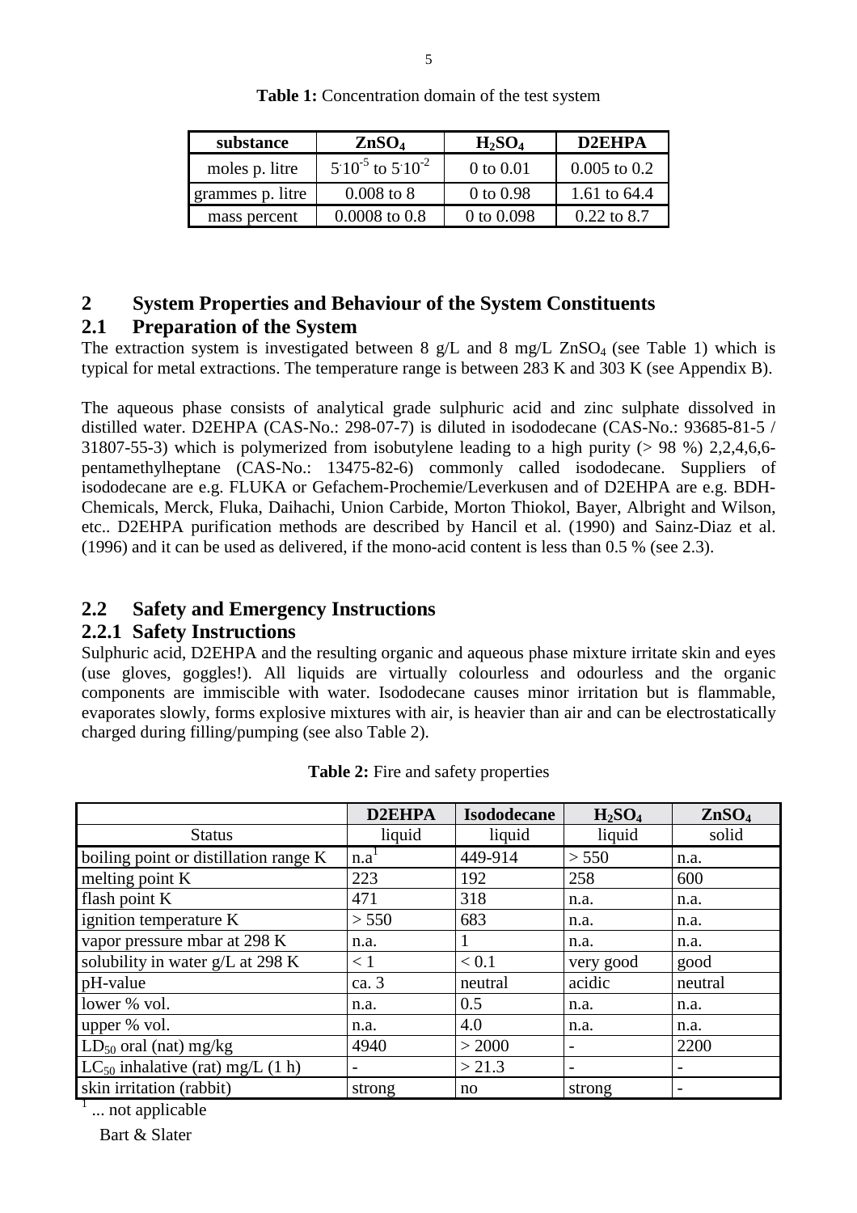**Table 1:** Concentration domain of the test system

| substance | $ZnSO_4$ | $H_2SO_4$ | D2EHPA |
|---|---|---|---|
| moles p. litre | $5 \cdot 10^{-5}$ to $5 \cdot 10^{-2}$ | 0 to 0.01 | 0.005 to 0.2 |
| grammes p. litre | 0.008 to 8 | 0 to 0.98 | 1.61 to 64.4 |
| mass percent | 0.0008 to 0.8 | 0 to 0.098 | 0.22 to 8.7 |

## 2 System Properties and Behaviour of the System Constituents

### 2.1 Preparation of the System

The extraction system is investigated between 8 g/L and 8 mg/L $ZnSO_4$ (see Table 1) which is typical for metal extractions. The temperature range is between 283 K and 303 K (see Appendix B).

The aqueous phase consists of analytical grade sulphuric acid and zinc sulphate dissolved in distilled water. D2EHPA (CAS-No.: 298-07-7) is diluted in isododecane (CAS-No.: 93685-81-5 / 31807-55-3) which is polymerized from isobutylene leading to a high purity (> 98 %) 2,2,4,6,6-pentamethylheptane (CAS-No.: 13475-82-6) commonly called isododecane. Suppliers of isododecane are e.g. FLUKA or Gefachem-Prochemie/Leverkusen and of D2EHPA are e.g. BDH-Chemicals, Merck, Fluka, Daihachi, Union Carbide, Morton Thiokol, Bayer, Albright and Wilson, etc.. D2EHPA purification methods are described by Hancil et al. (1990) and Sainz-Diaz et al. (1996) and it can be used as delivered, if the mono-acid content is less than 0.5 % (see 2.3).

### 2.2 Safety and Emergency Instructions

#### 2.2.1 Safety Instructions

Sulphuric acid, D2EHPA and the resulting organic and aqueous phase mixture irritate skin and eyes (use gloves, goggles!). All liquids are virtually colourless and odourless and the organic components are immiscible with water. Isododecane causes minor irritation but is flammable, evaporates slowly, forms explosive mixtures with air, is heavier than air and can be electrostatically charged during filling/pumping (see also Table 2).

**Table 2:** Fire and safety properties

| | D2EHPA | Isododecane | $H_2SO_4$ | $ZnSO_4$ |
|---|---|---|---|---|
| Status | liquid | liquid | liquid | solid |
| boiling point or distillation range K | n.a[1] | 449-914 | > 550 | n.a. |
| melting point K | 223 | 192 | 258 | 600 |
| flash point K | 471 | 318 | n.a. | n.a. |
| ignition temperature K | > 550 | 683 | n.a. | n.a. |
| vapor pressure mbar at 298 K | n.a. | 1 | n.a. | n.a. |
| solubility in water g/L at 298 K | < 1 | < 0.1 | very good | good |
| pH-value | ca. 3 | neutral | acidic | neutral |
| lower % vol. | n.a. | 0.5 | n.a. | n.a. |
| upper % vol. | n.a. | 4.0 | n.a. | n.a. |
| $LD_{50}$ oral (rat) mg/kg | 4940 | > 2000 | - | 2200 |
| $LC_{50}$ inhalative (rat) mg/L (1 h) | - | > 21.3 | - | - |
| skin irritation (rabbit) | strong | no | strong | - |

[1] ... not applicable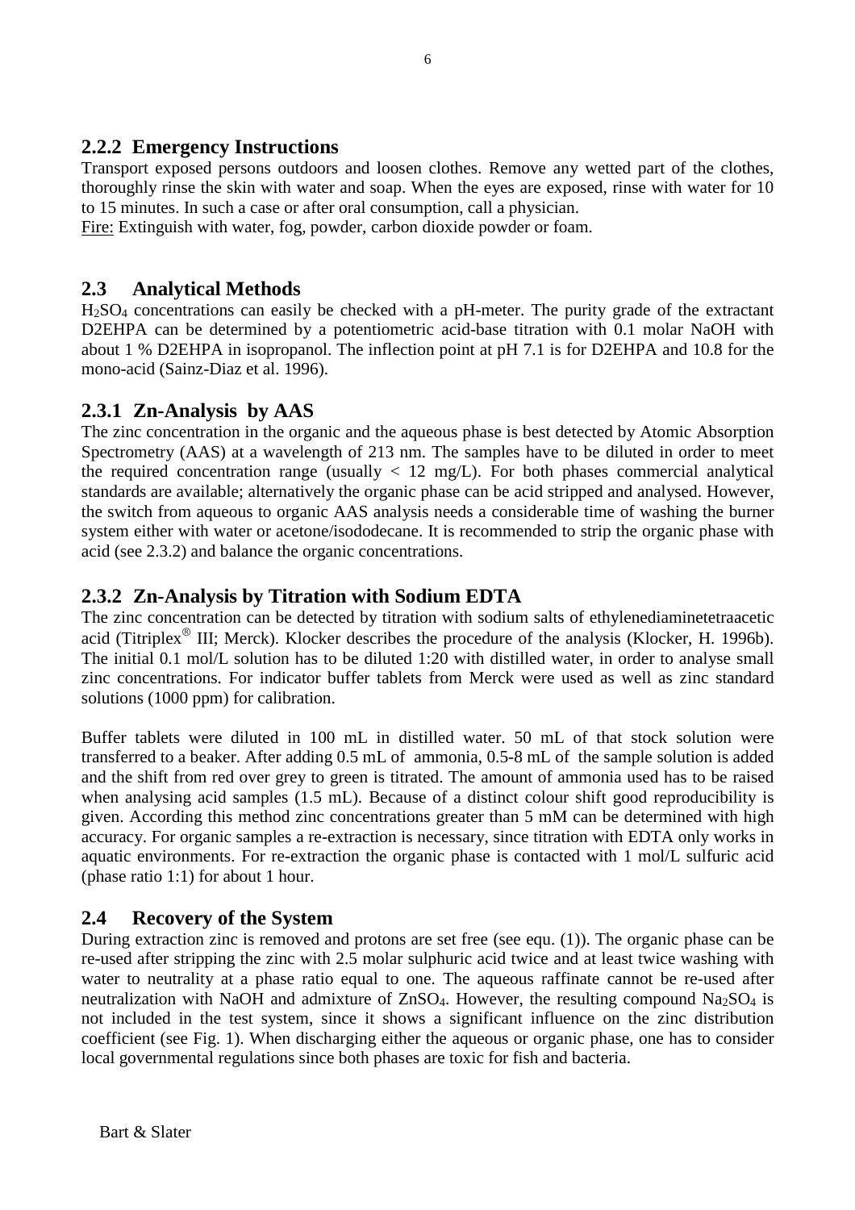### 2.2.2 Emergency Instructions

Transport exposed persons outdoors and loosen clothes. Remove any wetted part of the clothes, thoroughly rinse the skin with water and soap. When the eyes are exposed, rinse with water for 10 to 15 minutes. In such a case or after oral consumption, call a physician.

Fire: Extinguish with water, fog, powder, carbon dioxide powder or foam.

## 2.3 Analytical Methods

$H_2SO_4$ concentrations can easily be checked with a pH-meter. The purity grade of the extractant D2EHPA can be determined by a potentiometric acid-base titration with 0.1 molar NaOH with about 1 % D2EHPA in isopropanol. The inflection point at pH 7.1 is for D2EHPA and 10.8 for the mono-acid (Sainz-Diaz et al. 1996).

### 2.3.1 Zn-Analysis by AAS

The zinc concentration in the organic and the aqueous phase is best detected by Atomic Absorption Spectrometry (AAS) at a wavelength of 213 nm. The samples have to be diluted in order to meet the required concentration range (usually < 12 mg/L). For both phases commercial analytical standards are available; alternatively the organic phase can be acid stripped and analysed. However, the switch from aqueous to organic AAS analysis needs a considerable time of washing the burner system either with water or acetone/isododecane. It is recommended to strip the organic phase with acid (see 2.3.2) and balance the organic concentrations.

### 2.3.2 Zn-Analysis by Titration with Sodium EDTA

The zinc concentration can be detected by titration with sodium salts of ethylenediaminetetraacetic acid (Titriplex® III; Merck). Klocker describes the procedure of the analysis (Klocker, H. 1996b). The initial 0.1 mol/L solution has to be diluted 1:20 with distilled water, in order to analyse small zinc concentrations. For indicator buffer tablets from Merck were used as well as zinc standard solutions (1000 ppm) for calibration.

Buffer tablets were diluted in 100 mL in distilled water. 50 mL of that stock solution were transferred to a beaker. After adding 0.5 mL of ammonia, 0.5-8 mL of the sample solution is added and the shift from red over grey to green is titrated. The amount of ammonia used has to be raised when analysing acid samples (1.5 mL). Because of a distinct colour shift good reproducibility is given. According this method zinc concentrations greater than 5 mM can be determined with high accuracy. For organic samples a re-extraction is necessary, since titration with EDTA only works in aquatic environments. For re-extraction the organic phase is contacted with 1 mol/L sulfuric acid (phase ratio 1:1) for about 1 hour.

## 2.4 Recovery of the System

During extraction zinc is removed and protons are set free (see equ. (1)). The organic phase can be re-used after stripping the zinc with 2.5 molar sulphuric acid twice and at least twice washing with water to neutrality at a phase ratio equal to one. The aqueous raffinate cannot be re-used after neutralization with NaOH and admixture of $ZnSO_4$. However, the resulting compound $Na_2SO_4$ is not included in the test system, since it shows a significant influence on the zinc distribution coefficient (see Fig. 1). When discharging either the aqueous or organic phase, one has to consider local governmental regulations since both phases are toxic for fish and bacteria.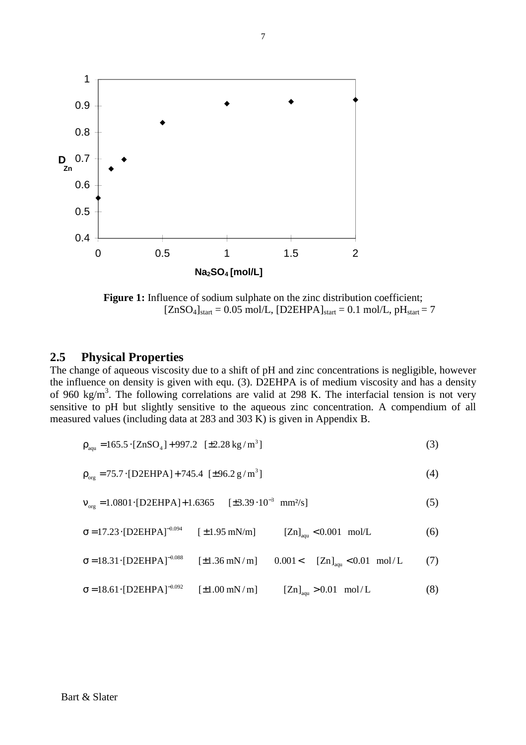**Figure 1:** Influence of sodium sulphate on the zinc distribution coefficient; $[ZnSO_4]_{start} = 0.05$ mol/L, $[D2EHPA]_{start} = 0.1$ mol/L, $pH_{start} = 7$

## 2.5 Physical Properties

The change of aqueous viscosity due to a shift of pH and zinc concentrations is negligible, however the influence on density is given with equ. (3). D2EHPA is of medium viscosity and has a density of 960 kg/m$^3$. The following correlations are valid at 298 K. The interfacial tension is not very sensitive to pH but slightly sensitive to the aqueous zinc concentration. A compendium of all measured values (including data at 283 and 303 K) is given in Appendix B.

$$\rho_{aqu} = 165.5 \cdot [ZnSO_4] + 997.2 \quad [\pm 2.28\ \mathrm{kg/m^3}] \tag{3}$$

$$\rho_{org} = 75.7 \cdot [D2EHPA] + 745.4 \quad [\pm 96.2\ \mathrm{g/m^3}] \tag{4}$$

$$\nu_{org} = 1.0801 \cdot [D2EHPA] + 1.6365 \quad [\pm 3.39 \cdot 10^{-3}\ \mathrm{mm^2/s}] \tag{5}$$

$$\sigma = 17.23 \cdot [D2EHPA]^{-0.094} \quad [\pm 1.95\ \mathrm{mN/m}] \qquad [Zn]_{aqu} < 0.001\ \mathrm{mol/L} \tag{6}$$

$$\sigma = 18.31 \cdot [D2EHPA]^{-0.088} \quad [\pm 1.36\ \mathrm{mN/m}] \qquad 0.001 < [Zn]_{aqu} < 0.01\ \mathrm{mol/L} \tag{7}$$

$$\sigma = 18.61 \cdot [D2EHPA]^{-0.092} \quad [\pm 1.00\ \mathrm{mN/m}] \qquad [Zn]_{aqu} > 0.01\ \mathrm{mol/L} \tag{8}$$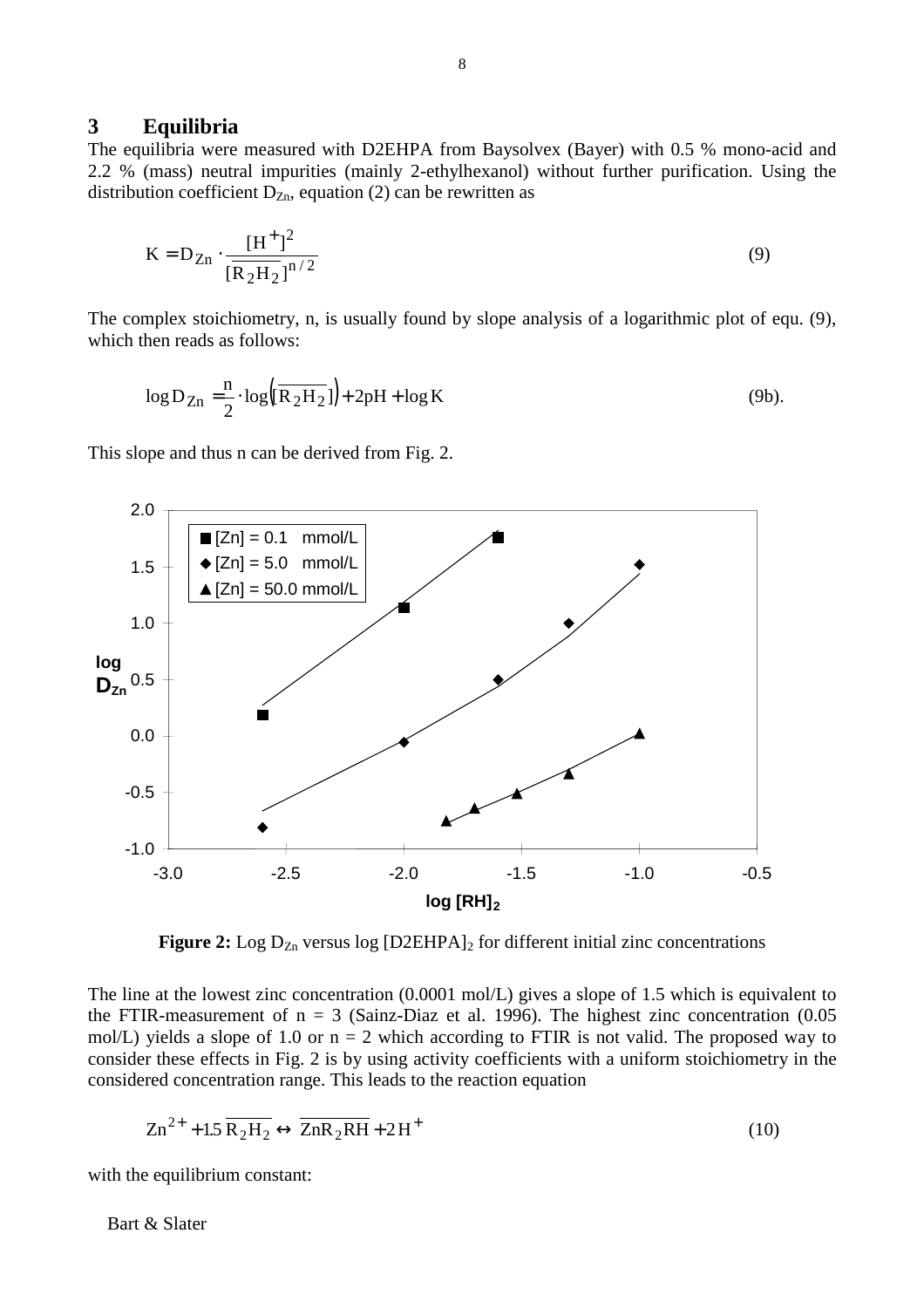## 3 Equilibria

The equilibria were measured with D2EHPA from Baysolvex (Bayer) with 0.5 % mono-acid and 2.2 % (mass) neutral impurities (mainly 2-ethylhexanol) without further purification. Using the distribution coefficient $D_{Zn}$, equation (2) can be rewritten as

$$K = D_{Zn} \cdot \frac{[H^+]^2}{[\overline{R_2H_2}]^{n/2}} \tag{9}$$

The complex stoichiometry, n, is usually found by slope analysis of a logarithmic plot of equ. (9), which then reads as follows:

$$\log D_{Zn} = \frac{n}{2} \cdot \log\left([\overline{R_2H_2}]\right) + 2pH + \log K \tag{9b}$$

This slope and thus n can be derived from Fig. 2.

**Figure 2:** Log $D_{Zn}$ versus log $[D2EHPA]_2$ for different initial zinc concentrations

The line at the lowest zinc concentration (0.0001 mol/L) gives a slope of 1.5 which is equivalent to the FTIR-measurement of $n = 3$ (Sainz-Diaz et al. 1996). The highest zinc concentration (0.05 mol/L) yields a slope of 1.0 or $n = 2$ which according to FTIR is not valid. The proposed way to consider these effects in Fig. 2 is by using activity coefficients with a uniform stoichiometry in the considered concentration range. This leads to the reaction equation

$$Zn^{2+} + 1.5\,\overline{R_2H_2} \leftrightarrow \overline{ZnR_2RH} + 2\,H^+ \tag{10}$$

with the equilibrium constant: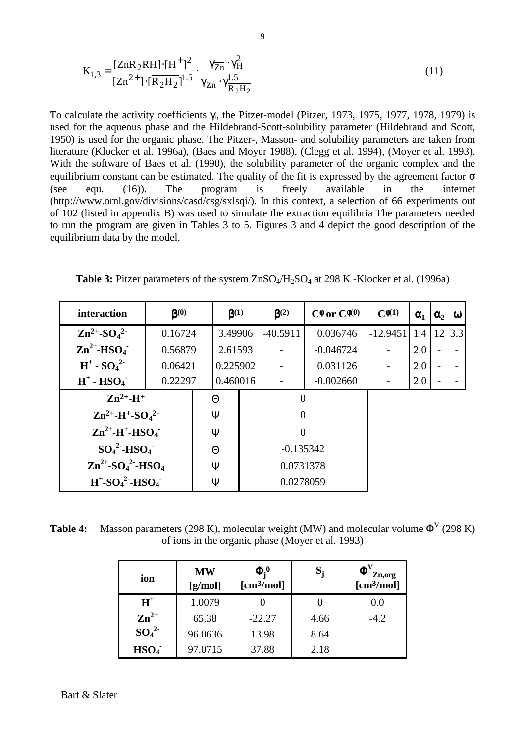$$K_{1,3} = \frac{[\overline{ZnR_2RH}]\cdot[H^+]^2}{[Zn^{2+}]\cdot[\overline{R_2H_2}]^{1.5}} \cdot \frac{\gamma_{\overline{Zn}} \cdot \gamma_H^2}{\gamma_{Zn} \cdot \gamma_{\overline{R_2H_2}}^{1.5}} \tag{11}$$

To calculate the activity coefficients $\gamma_i$, the Pitzer-model (Pitzer, 1973, 1975, 1977, 1978, 1979) is used for the aqueous phase and the Hildebrand-Scott-solubility parameter (Hildebrand and Scott, 1950) is used for the organic phase. The Pitzer-, Masson- and solubility parameters are taken from literature (Klocker et al. 1996a), (Baes and Moyer 1988), (Clegg et al. 1994), (Moyer et al. 1993). With the software of Baes et al. (1990), the solubility parameter of the organic complex and the equilibrium constant can be estimated. The quality of the fit is expressed by the agreement factor $\sigma$ (see equ. (16)). The program is freely available in the internet (http://www.ornl.gov/divisions/casd/csg/sxlsqi/). In this context, a selection of 66 experiments out of 102 (listed in appendix B) was used to simulate the extraction equilibria The parameters needed to run the program are given in Tables 3 to 5. Figures 3 and 4 depict the good description of the equilibrium data by the model.

**Table 3:** Pitzer parameters of the system $ZnSO_4/H_2SO_4$ at 298 K -Klocker et al. (1996a)

| interaction | $\beta^{(0)}$ | $\beta^{(1)}$ | $\beta^{(2)}$ | $C^{\phi}$ or $C^{\phi(0)}$ | $C^{\phi(1)}$ | $\alpha_1$ | $\alpha_2$ | $\omega$ |
|---|---|---|---|---|---|---|---|---|
| $Zn^{2+}$-$SO_4^{2-}$ | 0.16724 | 3.49906 | -40.5911 | 0.036746 | -12.9451 | 1.4 | 12 | 3.3 |
| $Zn^{2+}$-$HSO_4^-$ | 0.56879 | 2.61593 | - | -0.046724 | - | 2.0 | - | - |
| $H^+$ - $SO_4^{2-}$ | 0.06421 | 0.225902 | - | 0.031126 | - | 2.0 | - | - |
| $H^+$ - $HSO_4^-$ | 0.22297 | 0.460016 | - | -0.002660 | - | 2.0 | - | - |

| interaction | | value |
|---|---|---|
| $Zn^{2+}$-$H^+$ | $\Theta$ | 0 |
| $Zn^{2+}$-$H^+$-$SO_4^{2-}$ | $\Psi$ | 0 |
| $Zn^{2+}$-$H^+$-$HSO_4^-$ | $\Psi$ | 0 |
| $SO_4^{2-}$-$HSO_4^-$ | $\Theta$ | -0.135342 |
| $Zn^{2+}$-$SO_4^{2-}$-$HSO_4$ | $\Psi$ | 0.0731378 |
| $H^+$-$SO_4^{2-}$-$HSO_4^-$ | $\Psi$ | 0.0278059 |

**Table 4:** Masson parameters (298 K), molecular weight (MW) and molecular volume $\Phi^V$ (298 K) of ions in the organic phase (Moyer et al. 1993)

| ion | MW [g/mol] | $\Phi_j^0$ [cm³/mol] | $S_j$ | $\Phi^V_{Zn,org}$ [cm³/mol] |
|---|---|---|---|---|
| $H^+$ | 1.0079 | 0 | 0 | 0.0 |
| $Zn^{2+}$ | 65.38 | -22.27 | 4.66 | -4.2 |
| $SO_4^{2-}$ | 96.0636 | 13.98 | 8.64 | |
| $HSO_4^-$ | 97.0715 | 37.88 | 2.18 | |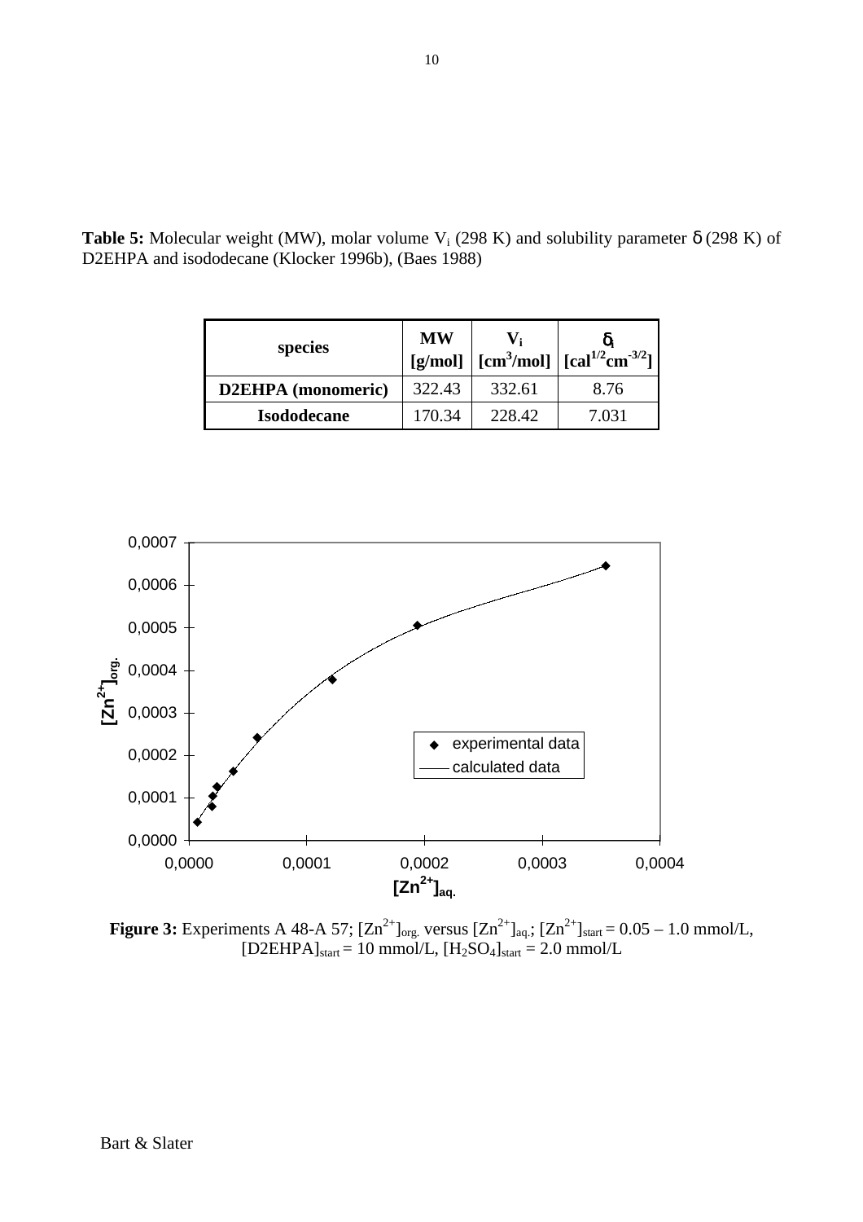**Table 5:** Molecular weight (MW), molar volume $V_i$ (298 K) and solubility parameter $\delta$ (298 K) of D2EHPA and isododecane (Klocker 1996b), (Baes 1988)

| species | MW [g/mol] | $V_i$ [$cm^3$/mol] | $\delta_i$ [$cal^{1/2}cm^{-3/2}$] |
|---|---|---|---|
| **D2EHPA (monomeric)** | 322.43 | 332.61 | 8.76 |
| **Isododecane** | 170.34 | 228.42 | 7.031 |

**Figure 3:** Experiments A 48-A 57; $[Zn^{2+}]_{org.}$ versus $[Zn^{2+}]_{aq.}$; $[Zn^{2+}]_{start}$ = 0.05 – 1.0 mmol/L, $[D2EHPA]_{start}$ = 10 mmol/L, $[H_2SO_4]_{start}$ = 2.0 mmol/L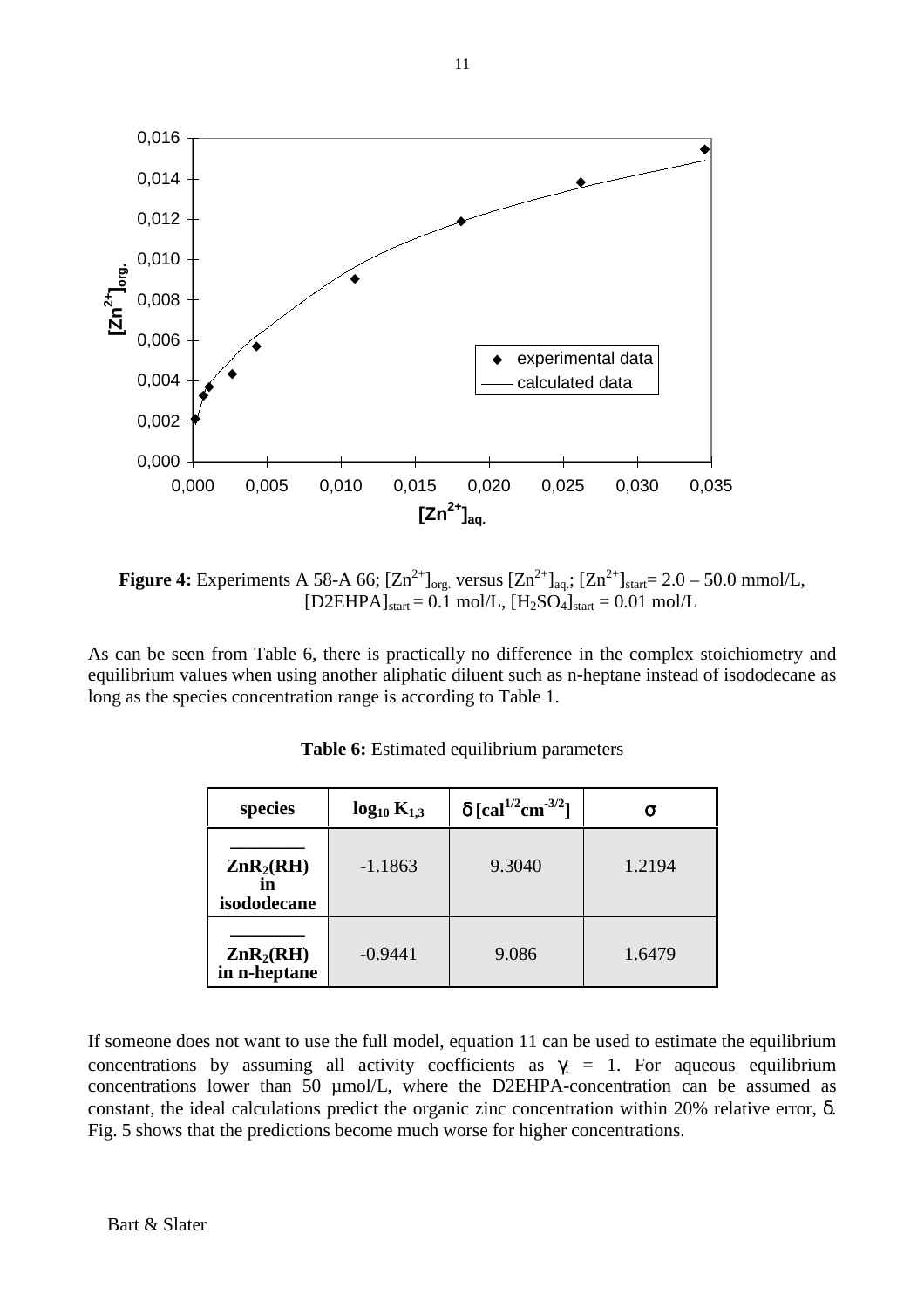**Figure 4:** Experiments A 58-A 66; $[Zn^{2+}]_{org.}$ versus $[Zn^{2+}]_{aq.}$; $[Zn^{2+}]_{start}$= 2.0 – 50.0 mmol/L, $[D2EHPA]_{start}$ = 0.1 mol/L, $[H_2SO_4]_{start}$ = 0.01 mol/L

As can be seen from Table 6, there is practically no difference in the complex stoichiometry and equilibrium values when using another aliphatic diluent such as n-heptane instead of isododecane as long as the species concentration range is according to Table 1.

**Table 6:** Estimated equilibrium parameters

| species | $\log_{10} K_{1,3}$ | $\delta$ $[cal^{1/2}cm^{-3/2}]$ | $\sigma$ |
|---|---|---|---|
| $ZnR_2(RH)$ in isododecane | -1.1863 | 9.3040 | 1.2194 |
| $ZnR_2(RH)$ in n-heptane | -0.9441 | 9.086 | 1.6479 |

If someone does not want to use the full model, equation 11 can be used to estimate the equilibrium concentrations by assuming all activity coefficients as $\gamma_i$ = 1. For aqueous equilibrium concentrations lower than 50 µmol/L, where the D2EHPA-concentration can be assumed as constant, the ideal calculations predict the organic zinc concentration within 20% relative error, $\delta$. Fig. 5 shows that the predictions become much worse for higher concentrations.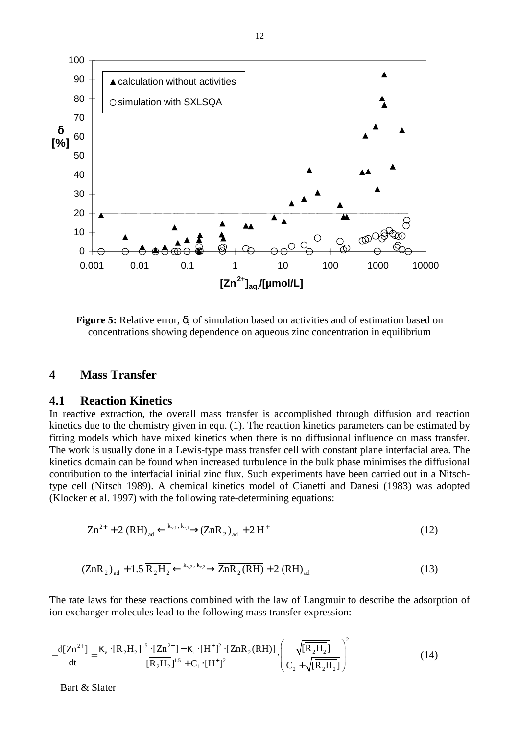**Figure 5:** Relative error, δ, of simulation based on activities and of estimation based on concentrations showing dependence on aqueous zinc concentration in equilibrium

## 4 Mass Transfer

### 4.1 Reaction Kinetics

In reactive extraction, the overall mass transfer is accomplished through diffusion and reaction kinetics due to the chemistry given in equ. (1). The reaction kinetics parameters can be estimated by fitting models which have mixed kinetics when there is no diffusional influence on mass transfer. The work is usually done in a Lewis-type mass transfer cell with constant plane interfacial area. The kinetics domain can be found when increased turbulence in the bulk phase minimises the diffusional contribution to the interfacial initial zinc flux. Such experiments have been carried out in a Nitsch-type cell (Nitsch 1989). A chemical kinetics model of Cianetti and Danesi (1983) was adopted (Klocker et al. 1997) with the following rate-determining equations:

$$Zn^{2+} + 2\,(RH)_{ad} \xleftrightarrow{k_{v,1},\,k_{r,1}} (ZnR_2)_{ad} + 2\,H^+ \tag{12}$$

$$(ZnR_2)_{ad} + 1.5\,\overline{R_2H_2} \xleftrightarrow{k_{v,2},\,k_{r,2}} \overline{ZnR_2(RH)} + 2\,(RH)_{ad} \tag{13}$$

The rate laws for these reactions combined with the law of Langmuir to describe the adsorption of ion exchanger molecules lead to the following mass transfer expression:

$$-\frac{d[Zn^{2+}]}{dt} = \frac{\kappa_v \cdot [\overline{R_2H_2}]^{1.5} \cdot [Zn^{2+}] - \kappa_r \cdot [H^+]^2 \cdot [\overline{ZnR_2(RH)}]}{[\overline{R_2H_2}]^{1.5} + C_1 \cdot [H^+]^2} \cdot \left( \frac{\sqrt{[\overline{R_2H_2}]}}{C_2 + \sqrt{[\overline{R_2H_2}]}} \right)^2 \tag{14}$$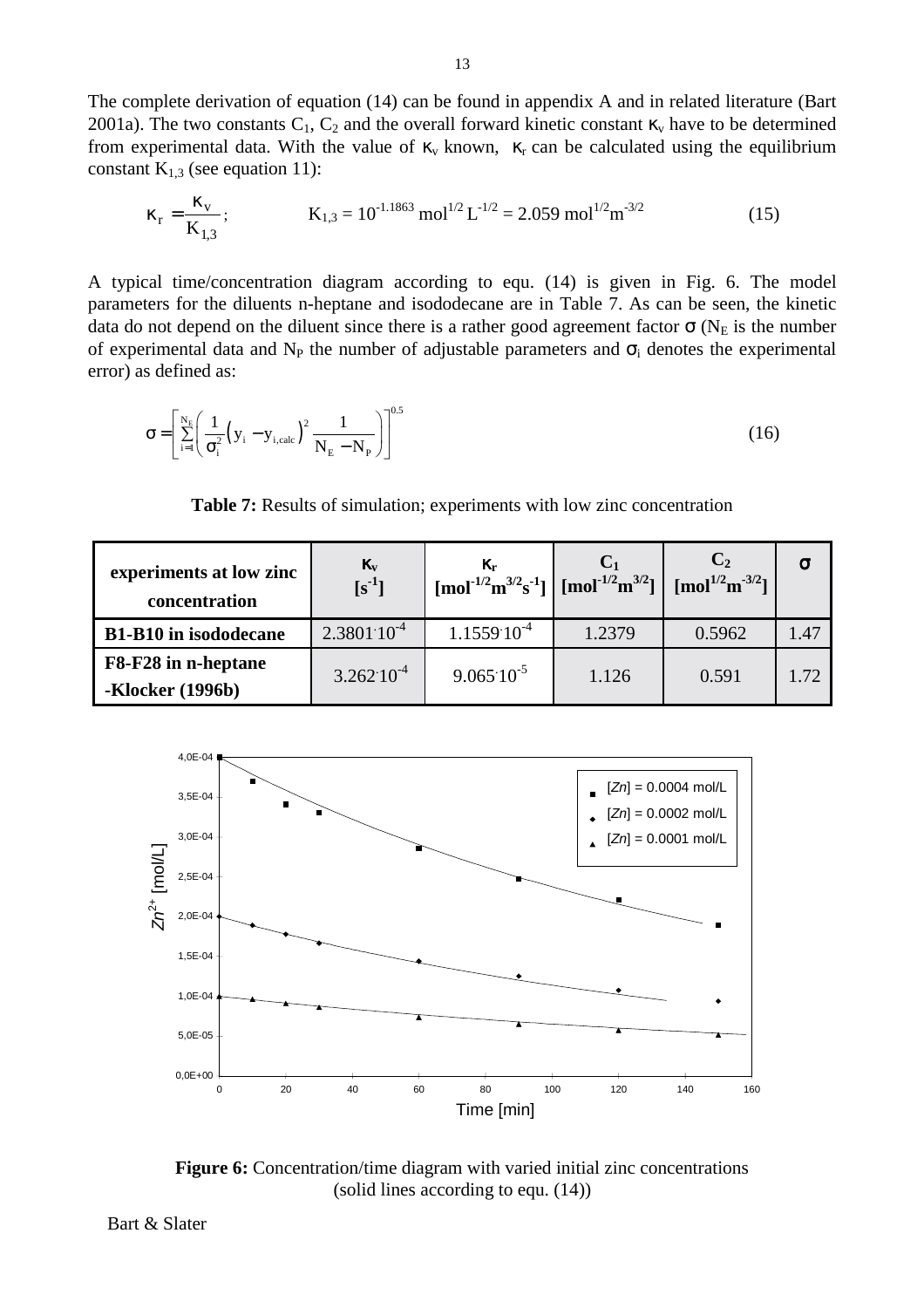The complete derivation of equation (14) can be found in appendix A and in related literature (Bart 2001a). The two constants $C_1$, $C_2$ and the overall forward kinetic constant $\kappa_v$ have to be determined from experimental data. With the value of $\kappa_v$ known, $\kappa_r$ can be calculated using the equilibrium constant $K_{1,3}$ (see equation 11):

$$\kappa_r = \frac{\kappa_v}{K_{1,3}}; \qquad K_{1,3} = 10^{-1.1863}\ \text{mol}^{1/2}\,\text{L}^{-1/2} = 2.059\ \text{mol}^{1/2}\text{m}^{-3/2} \tag{15}$$

A typical time/concentration diagram according to equ. (14) is given in Fig. 6. The model parameters for the diluents n-heptane and isododecane are in Table 7. As can be seen, the kinetic data do not depend on the diluent since there is a rather good agreement factor $\sigma$ ($N_E$ is the number of experimental data and $N_P$ the number of adjustable parameters and $\sigma_i$ denotes the experimental error) as defined as:

$$\sigma = \left[\sum_{i=1}^{N_E}\left(\frac{1}{\sigma_i^2}\left(y_i - y_{i,calc}\right)^2 \frac{1}{N_E - N_P}\right)\right]^{0.5} \tag{16}$$

**Table 7:** Results of simulation; experiments with low zinc concentration

| experiments at low zinc concentration | $\kappa_v$ [$s^{-1}$] | $\kappa_r$ [$mol^{-1/2}m^{3/2}s^{-1}$] | $C_1$ [$mol^{-1/2}m^{3/2}$] | $C_2$ [$mol^{1/2}m^{-3/2}$] | $\sigma$ |
|---|---|---|---|---|---|
| **B1-B10 in isododecane** | $2.3801 \cdot 10^{-4}$ | $1.1559 \cdot 10^{-4}$ | 1.2379 | 0.5962 | 1.47 |
| **F8-F28 in n-heptane -Klocker (1996b)** | $3.262 \cdot 10^{-4}$ | $9.065 \cdot 10^{-5}$ | 1.126 | 0.591 | 1.72 |

**Figure 6:** Concentration/time diagram with varied initial zinc concentrations (solid lines according to equ. (14))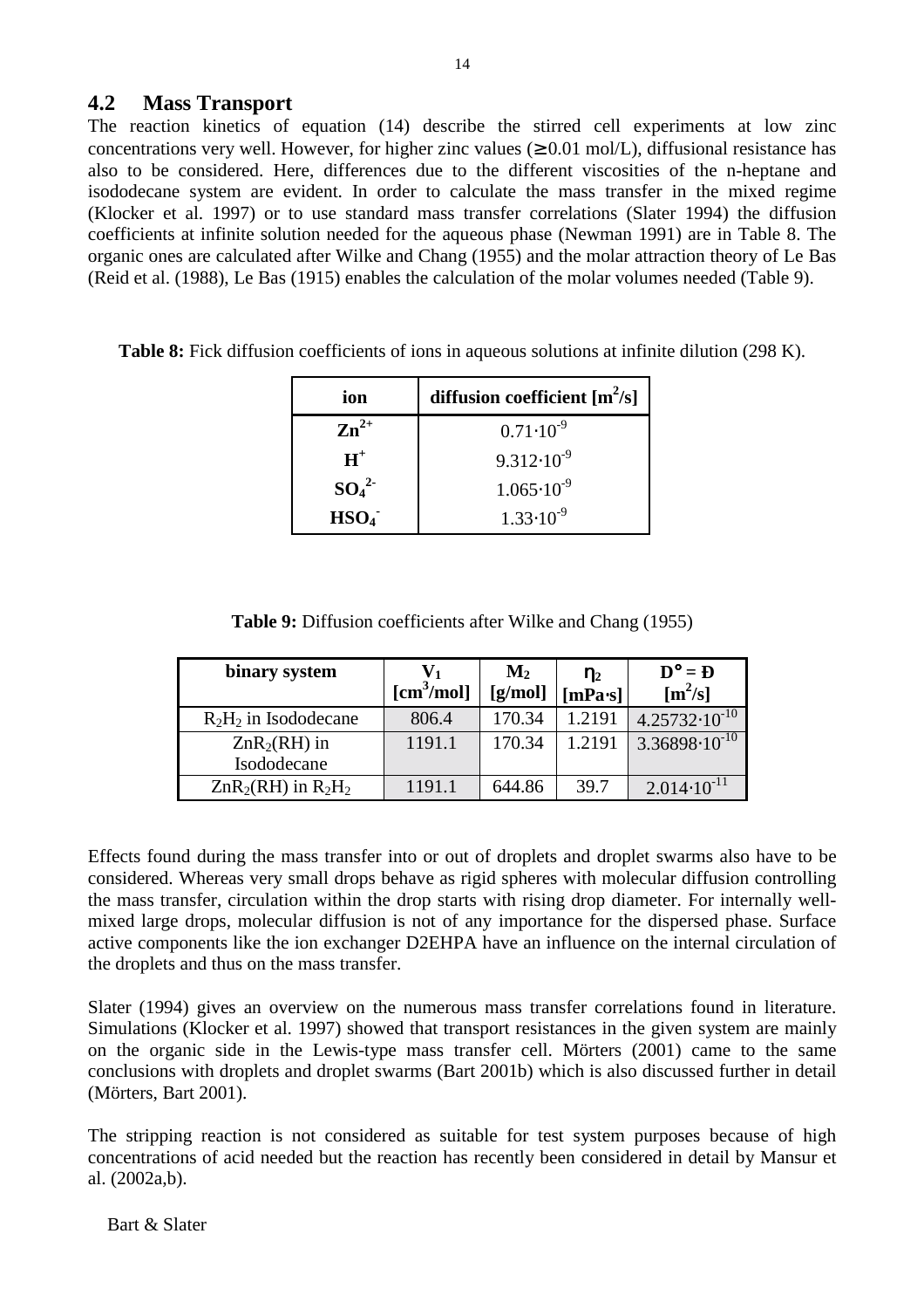## 4.2 Mass Transport

The reaction kinetics of equation (14) describe the stirred cell experiments at low zinc concentrations very well. However, for higher zinc values (≥ 0.01 mol/L), diffusional resistance has also to be considered. Here, differences due to the different viscosities of the n-heptane and isododecane system are evident. In order to calculate the mass transfer in the mixed regime (Klocker et al. 1997) or to use standard mass transfer correlations (Slater 1994) the diffusion coefficients at infinite solution needed for the aqueous phase (Newman 1991) are in Table 8. The organic ones are calculated after Wilke and Chang (1955) and the molar attraction theory of Le Bas (Reid et al. (1988), Le Bas (1915) enables the calculation of the molar volumes needed (Table 9).

**Table 8:** Fick diffusion coefficients of ions in aqueous solutions at infinite dilution (298 K).

| ion | diffusion coefficient [$m^2/s$] |
|---|---|
| $Zn^{2+}$ | $0.71 \cdot 10^{-9}$ |
| $H^{+}$ | $9.312 \cdot 10^{-9}$ |
| $SO_4^{2-}$ | $1.065 \cdot 10^{-9}$ |
| $HSO_4^{-}$ | $1.33 \cdot 10^{-9}$ |

**Table 9:** Diffusion coefficients after Wilke and Chang (1955)

| binary system | $V_1$ [$cm^3/mol$] | $M_2$ [g/mol] | $\eta_2$ [mPa·s] | $D° = Đ$ [$m^2/s$] |
|---|---|---|---|---|
| $R_2H_2$ in Isododecane | 806.4 | 170.34 | 1.2191 | $4.25732 \cdot 10^{-10}$ |
| $ZnR_2(RH)$ in Isododecane | 1191.1 | 170.34 | 1.2191 | $3.36898 \cdot 10^{-10}$ |
| $ZnR_2(RH)$ in $R_2H_2$ | 1191.1 | 644.86 | 39.7 | $2.014 \cdot 10^{-11}$ |

Effects found during the mass transfer into or out of droplets and droplet swarms also have to be considered. Whereas very small drops behave as rigid spheres with molecular diffusion controlling the mass transfer, circulation within the drop starts with rising drop diameter. For internally well-mixed large drops, molecular diffusion is not of any importance for the dispersed phase. Surface active components like the ion exchanger D2EHPA have an influence on the internal circulation of the droplets and thus on the mass transfer.

Slater (1994) gives an overview on the numerous mass transfer correlations found in literature. Simulations (Klocker et al. 1997) showed that transport resistances in the given system are mainly on the organic side in the Lewis-type mass transfer cell. Mörters (2001) came to the same conclusions with droplets and droplet swarms (Bart 2001b) which is also discussed further in detail (Mörters, Bart 2001).

The stripping reaction is not considered as suitable for test system purposes because of high concentrations of acid needed but the reaction has recently been considered in detail by Mansur et al. (2002a,b).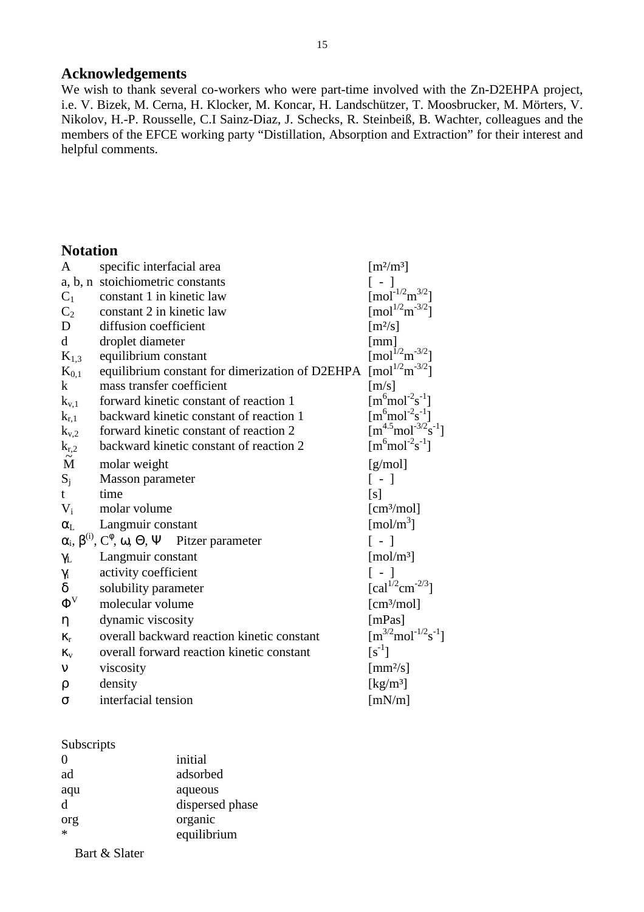## Acknowledgements

We wish to thank several co-workers who were part-time involved with the Zn-D2EHPA project, i.e. V. Bizek, M. Cerna, H. Klocker, M. Koncar, H. Landschützer, T. Moosbrucker, M. Mörters, V. Nikolov, H.-P. Rousselle, C.I Sainz-Diaz, J. Schecks, R. Steinbeiß, B. Wachter, colleagues and the members of the EFCE working party "Distillation, Absorption and Extraction" for their interest and helpful comments.

## Notation

| | | |
|---|---|---|
| $A$ | specific interfacial area | $[m^2/m^3]$ |
| $a, b, n$ | stoichiometric constants | [ - ] |
| $C_1$ | constant 1 in kinetic law | $[mol^{-1/2}m^{3/2}]$ |
| $C_2$ | constant 2 in kinetic law | $[mol^{1/2}m^{-3/2}]$ |
| $D$ | diffusion coefficient | $[m^2/s]$ |
| $d$ | droplet diameter | [mm] |
| $K_{1,3}$ | equilibrium constant | $[mol^{1/2}m^{-3/2}]$ |
| $K_{0,1}$ | equilibrium constant for dimerization of D2EHPA | $[mol^{1/2}m^{-3/2}]$ |
| $k$ | mass transfer coefficient | [m/s] |
| $k_{v,1}$ | forward kinetic constant of reaction 1 | $[m^6mol^{-2}s^{-1}]$ |
| $k_{r,1}$ | backward kinetic constant of reaction 1 | $[m^6mol^{-2}s^{-1}]$ |
| $k_{v,2}$ | forward kinetic constant of reaction 2 | $[m^{4.5}mol^{-3/2}s^{-1}]$ |
| $k_{r,2}$ | backward kinetic constant of reaction 2 | $[m^6mol^{-2}s^{-1}]$ |
| $\tilde{M}$ | molar weight | [g/mol] |
| $S_j$ | Masson parameter | [ - ] |
| $t$ | time | [s] |
| $V_i$ | molar volume | $[cm^3/mol]$ |
| $\alpha_L$ | Langmuir constant | $[mol/m^3]$ |
| $\alpha_i, \beta^{(i)}, C^{\varphi}, \omega, \Theta, \Psi$ | Pitzer parameter | [ - ] |
| $\gamma_L$ | Langmuir constant | $[mol/m^3]$ |
| $\gamma_i$ | activity coefficient | [ - ] |
| $\delta$ | solubility parameter | $[cal^{1/2}cm^{-2/3}]$ |
| $\Phi^V$ | molecular volume | $[cm^3/mol]$ |
| $\eta$ | dynamic viscosity | [mPas] |
| $\kappa_r$ | overall backward reaction kinetic constant | $[m^{3/2}mol^{-1/2}s^{-1}]$ |
| $\kappa_v$ | overall forward reaction kinetic constant | $[s^{-1}]$ |
| $\nu$ | viscosity | $[mm^2/s]$ |
| $\rho$ | density | $[kg/m^3]$ |
| $\sigma$ | interfacial tension | [mN/m] |

Subscripts

| | |
|---|---|
| 0 | initial |
| ad | adsorbed |
| aqu | aqueous |
| d | dispersed phase |
| org | organic |
| * | equilibrium |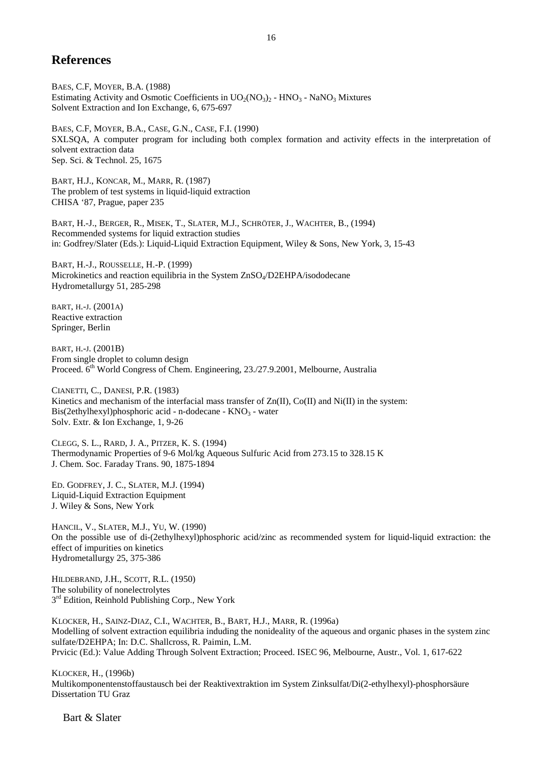# References

BAES, C.F, MOYER, B.A. (1988)
Estimating Activity and Osmotic Coefficients in $UO_2(NO_3)_2$ - $HNO_3$ - $NaNO_3$ Mixtures
Solvent Extraction and Ion Exchange, 6, 675-697

BAES, C.F, MOYER, B.A., CASE, G.N., CASE, F.I. (1990)
SXLSQA, A computer program for including both complex formation and activity effects in the interpretation of solvent extraction data
Sep. Sci. & Technol. 25, 1675

BART, H.J., KONCAR, M., MARR, R. (1987)
The problem of test systems in liquid-liquid extraction
CHISA '87, Prague, paper 235

BART, H.-J., BERGER, R., MISEK, T., SLATER, M.J., SCHRÖTER, J., WACHTER, B., (1994)
Recommended systems for liquid extraction studies
in: Godfrey/Slater (Eds.): Liquid-Liquid Extraction Equipment, Wiley & Sons, New York, 3, 15-43

BART, H.-J., ROUSSELLE, H.-P. (1999)
Microkinetics and reaction equilibria in the System $ZnSO_4$/D2EHPA/isododecane
Hydrometallurgy 51, 285-298

BART, H.-J. (2001A)
Reactive extraction
Springer, Berlin

BART, H.-J. (2001B)
From single droplet to column design
Proceed. 6[th] World Congress of Chem. Engineering, 23./27.9.2001, Melbourne, Australia

CIANETTI, C., DANESI, P.R. (1983)
Kinetics and mechanism of the interfacial mass transfer of Zn(II), Co(II) and Ni(II) in the system:
Bis(2ethylhexyl)phosphoric acid - n-dodecane - $KNO_3$ - water
Solv. Extr. & Ion Exchange, 1, 9-26

CLEGG, S. L., RARD, J. A., PITZER, K. S. (1994)
Thermodynamic Properties of 9-6 Mol/kg Aqueous Sulfuric Acid from 273.15 to 328.15 K
J. Chem. Soc. Faraday Trans. 90, 1875-1894

ED. GODFREY, J. C., SLATER, M.J. (1994)
Liquid-Liquid Extraction Equipment
J. Wiley & Sons, New York

HANCIL, V., SLATER, M.J., YU, W. (1990)
On the possible use of di-(2ethylhexyl)phosphoric acid/zinc as recommended system for liquid-liquid extraction: the effect of impurities on kinetics
Hydrometallurgy 25, 375-386

HILDEBRAND, J.H., SCOTT, R.L. (1950)
The solubility of nonelectrolytes
3[rd] Edition, Reinhold Publishing Corp., New York

KLOCKER, H., SAINZ-DIAZ, C.I., WACHTER, B., BART, H.J., MARR, R. (1996a)
Modelling of solvent extraction equilibria induding the nonideality of the aqueous and organic phases in the system zinc sulfate/D2EHPA; In: D.C. Shallcross, R. Paimin, L.M.
Prvicic (Ed.): Value Adding Through Solvent Extraction; Proceed. ISEC 96, Melbourne, Austr., Vol. 1, 617-622

KLOCKER, H., (1996b)
Multikomponentenstoffaustausch bei der Reaktivextraktion im System Zinksulfat/Di(2-ethylhexyl)-phosphorsäure
Dissertation TU Graz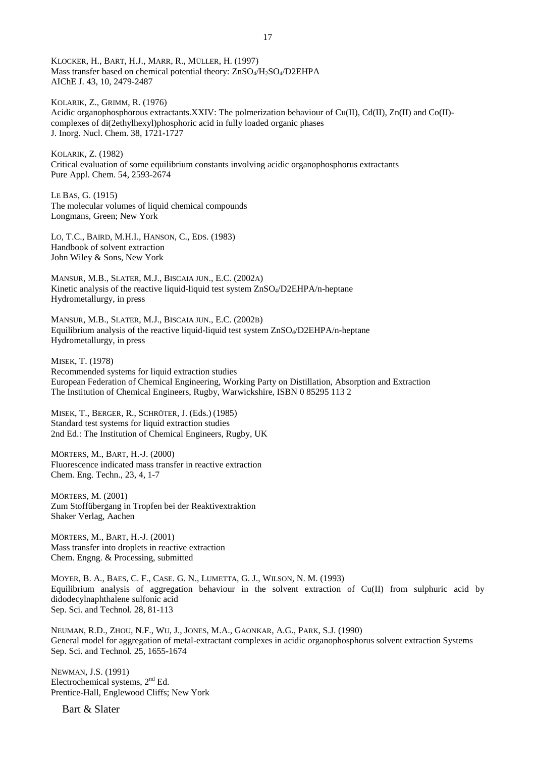KLOCKER, H., BART, H.J., MARR, R., MÜLLER, H. (1997)
Mass transfer based on chemical potential theory: $ZnSO_4$/$H_2SO_4$/D2EHPA
AIChE J. 43, 10, 2479-2487

KOLARIK, Z., GRIMM, R. (1976)
Acidic organophosphorous extractants.XXIV: The polmerization behaviour of Cu(II), Cd(II), Zn(II) and Co(II)-complexes of di(2ethylhexyl)phosphoric acid in fully loaded organic phases
J. Inorg. Nucl. Chem. 38, 1721-1727

KOLARIK, Z. (1982)
Critical evaluation of some equilibrium constants involving acidic organophosphorus extractants
Pure Appl. Chem. 54, 2593-2674

LE BAS, G. (1915)
The molecular volumes of liquid chemical compounds
Longmans, Green; New York

LO, T.C., BAIRD, M.H.I., HANSON, C., EDS. (1983)
Handbook of solvent extraction
John Wiley & Sons, New York

MANSUR, M.B., SLATER, M.J., BISCAIA JUN., E.C. (2002A)
Kinetic analysis of the reactive liquid-liquid test system $ZnSO_4$/D2EHPA/n-heptane
Hydrometallurgy, in press

MANSUR, M.B., SLATER, M.J., BISCAIA JUN., E.C. (2002B)
Equilibrium analysis of the reactive liquid-liquid test system $ZnSO_4$/D2EHPA/n-heptane
Hydrometallurgy, in press

MISEK, T. (1978)
Recommended systems for liquid extraction studies
European Federation of Chemical Engineering, Working Party on Distillation, Absorption and Extraction
The Institution of Chemical Engineers, Rugby, Warwickshire, ISBN 0 85295 113 2

MISEK, T., BERGER, R., SCHRÖTER, J. (Eds.) (1985)
Standard test systems for liquid extraction studies
2nd Ed.: The Institution of Chemical Engineers, Rugby, UK

MÖRTERS, M., BART, H.-J. (2000)
Fluorescence indicated mass transfer in reactive extraction
Chem. Eng. Techn., 23, 4, 1-7

MÖRTERS, M. (2001)
Zum Stoffübergang in Tropfen bei der Reaktivextraktion
Shaker Verlag, Aachen

MÖRTERS, M., BART, H.-J. (2001)
Mass transfer into droplets in reactive extraction
Chem. Engng. & Processing, submitted

MOYER, B. A., BAES, C. F., CASE. G. N., LUMETTA, G. J., WILSON, N. M. (1993)
Equilibrium analysis of aggregation behaviour in the solvent extraction of Cu(II) from sulphuric acid by didodecylnaphthalene sulfonic acid
Sep. Sci. and Technol. 28, 81-113

NEUMAN, R.D., ZHOU, N.F., WU, J., JONES, M.A., GAONKAR, A.G., PARK, S.J. (1990)
General model for aggregation of metal-extractant complexes in acidic organophosphorus solvent extraction Systems
Sep. Sci. and Technol. 25, 1655-1674

NEWMAN, J.S. (1991)
Electrochemical systems, 2nd Ed.
Prentice-Hall, Englewood Cliffs; New York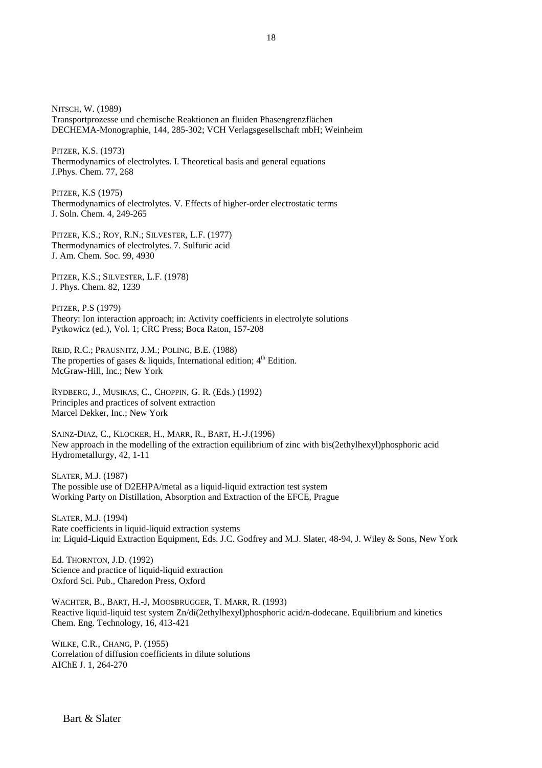NITSCH, W. (1989)
Transportprozesse und chemische Reaktionen an fluiden Phasengrenzflächen
DECHEMA-Monographie, 144, 285-302; VCH Verlagsgesellschaft mbH; Weinheim

PITZER, K.S. (1973)
Thermodynamics of electrolytes. I. Theoretical basis and general equations
J.Phys. Chem. 77, 268

PITZER, K.S (1975)
Thermodynamics of electrolytes. V. Effects of higher-order electrostatic terms
J. Soln. Chem. 4, 249-265

PITZER, K.S.; ROY, R.N.; SILVESTER, L.F. (1977)
Thermodynamics of electrolytes. 7. Sulfuric acid
J. Am. Chem. Soc. 99, 4930

PITZER, K.S.; SILVESTER, L.F. (1978)
J. Phys. Chem. 82, 1239

PITZER, P.S (1979)
Theory: Ion interaction approach; in: Activity coefficients in electrolyte solutions
Pytkowicz (ed.), Vol. 1; CRC Press; Boca Raton, 157-208

REID, R.C.; PRAUSNITZ, J.M.; POLING, B.E. (1988)
The properties of gases & liquids, International edition; 4th Edition.
McGraw-Hill, Inc.; New York

RYDBERG, J., MUSIKAS, C., CHOPPIN, G. R. (Eds.) (1992)
Principles and practices of solvent extraction
Marcel Dekker, Inc.; New York

SAINZ-DIAZ, C., KLOCKER, H., MARR, R., BART, H.-J.(1996)
New approach in the modelling of the extraction equilibrium of zinc with bis(2ethylhexyl)phosphoric acid
Hydrometallurgy, 42, 1-11

SLATER, M.J. (1987)
The possible use of D2EHPA/metal as a liquid-liquid extraction test system
Working Party on Distillation, Absorption and Extraction of the EFCE, Prague

SLATER, M.J. (1994)
Rate coefficients in liquid-liquid extraction systems
in: Liquid-Liquid Extraction Equipment, Eds. J.C. Godfrey and M.J. Slater, 48-94, J. Wiley & Sons, New York

Ed. THORNTON, J.D. (1992)
Science and practice of liquid-liquid extraction
Oxford Sci. Pub., Charedon Press, Oxford

WACHTER, B., BART, H.-J, MOOSBRUGGER, T. MARR, R. (1993)
Reactive liquid-liquid test system Zn/di(2ethylhexyl)phosphoric acid/n-dodecane. Equilibrium and kinetics
Chem. Eng. Technology, 16, 413-421

WILKE, C.R., CHANG, P. (1955)
Correlation of diffusion coefficients in dilute solutions
AIChE J. 1, 264-270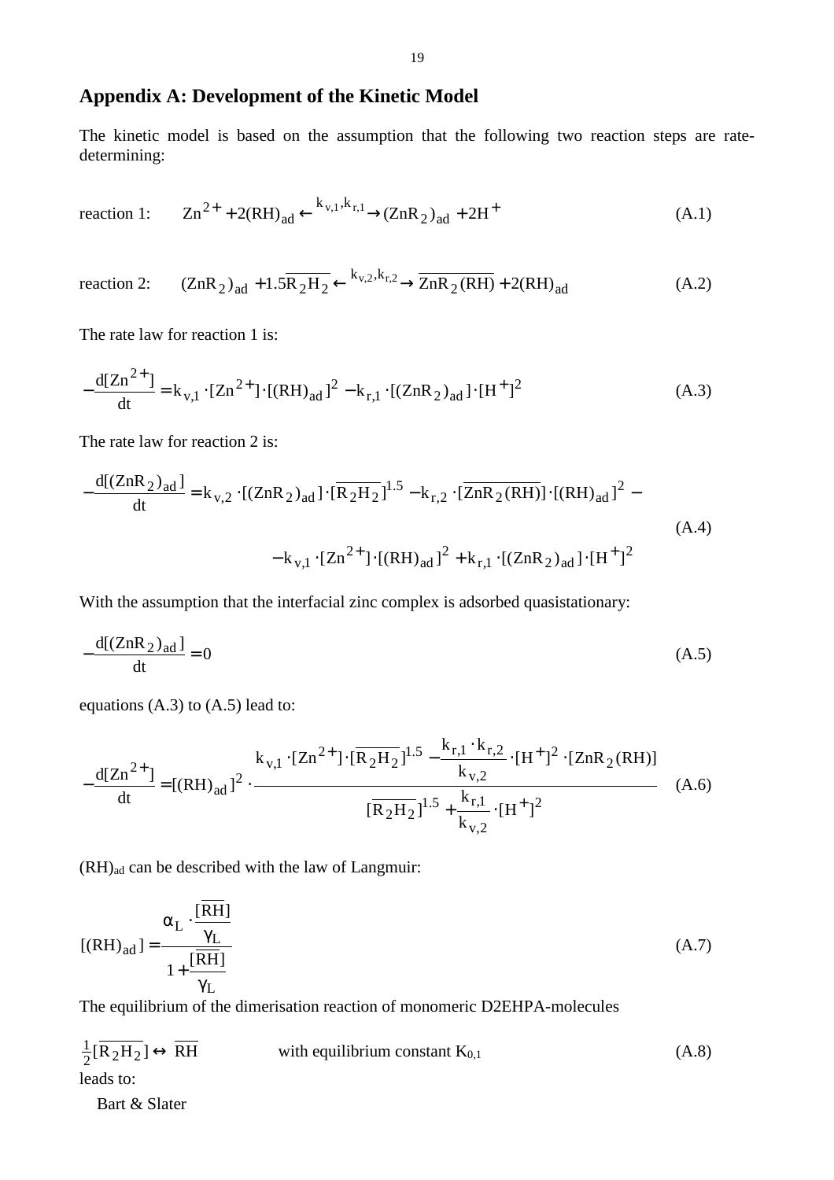## Appendix A: Development of the Kinetic Model

The kinetic model is based on the assumption that the following two reaction steps are rate-determining:

$$\text{reaction 1:} \qquad Zn^{2+} + 2(RH)_{ad} \xleftrightarrow{k_{v,1},k_{r,1}} (ZnR_2)_{ad} + 2H^+ \tag{A.1}$$

$$\text{reaction 2:} \qquad (ZnR_2)_{ad} + 1.5\overline{R_2H_2} \xleftrightarrow{k_{v,2},k_{r,2}} \overline{ZnR_2(RH)} + 2(RH)_{ad} \tag{A.2}$$

The rate law for reaction 1 is:

$$-\frac{d[Zn^{2+}]}{dt} = k_{v,1} \cdot [Zn^{2+}] \cdot [(RH)_{ad}]^2 - k_{r,1} \cdot [(ZnR_2)_{ad}] \cdot [H^+]^2 \tag{A.3}$$

The rate law for reaction 2 is:

$$-\frac{d[(ZnR_2)_{ad}]}{dt} = k_{v,2} \cdot [(ZnR_2)_{ad}] \cdot [\overline{R_2H_2}]^{1.5} - k_{r,2} \cdot [\overline{ZnR_2(RH)}] \cdot [(RH)_{ad}]^2 - \\ - k_{v,1} \cdot [Zn^{2+}] \cdot [(RH)_{ad}]^2 + k_{r,1} \cdot [(ZnR_2)_{ad}] \cdot [H^+]^2 \tag{A.4}$$

With the assumption that the interfacial zinc complex is adsorbed quasistationary:

$$-\frac{d[(ZnR_2)_{ad}]}{dt} = 0 \tag{A.5}$$

equations (A.3) to (A.5) lead to:

$$-\frac{d[Zn^{2+}]}{dt} = [(RH)_{ad}]^2 \cdot \frac{k_{v,1} \cdot [Zn^{2+}] \cdot [\overline{R_2H_2}]^{1.5} - \dfrac{k_{r,1} \cdot k_{r,2}}{k_{v,2}} \cdot [H^+]^2 \cdot [ZnR_2(RH)]}{[\overline{R_2H_2}]^{1.5} + \dfrac{k_{r,1}}{k_{v,2}} \cdot [H^+]^2} \tag{A.6}$$

$(RH)_{ad}$ can be described with the law of Langmuir:

$$[(RH)_{ad}] = \frac{\alpha_L \cdot \dfrac{[\overline{RH}]}{\gamma_L}}{1 + \dfrac{[\overline{RH}]}{\gamma_L}} \tag{A.7}$$

The equilibrium of the dimerisation reaction of monomeric D2EHPA-molecules

$$\tfrac{1}{2}[\overline{R_2H_2}] \leftrightarrow \overline{RH} \qquad \text{with equilibrium constant } K_{0,1} \tag{A.8}$$

leads to: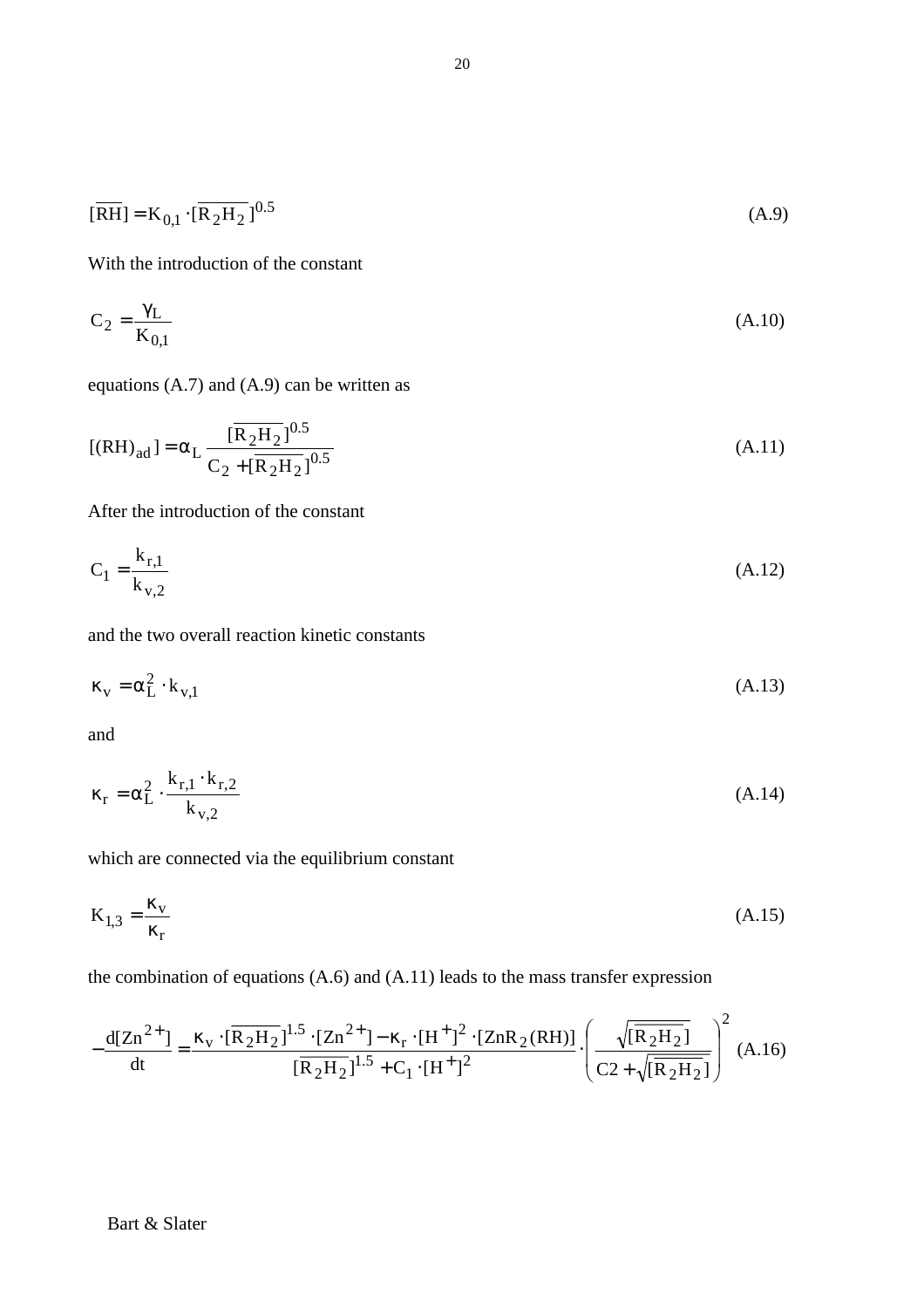$$[\overline{RH}] = K_{0,1} \cdot [\overline{R_2H_2}]^{0.5} \tag{A.9}$$

With the introduction of the constant

$$C_2 = \frac{\gamma_L}{K_{0,1}} \tag{A.10}$$

equations (A.7) and (A.9) can be written as

$$[(RH)_{ad}] = \alpha_L \frac{[\overline{R_2H_2}]^{0.5}}{C_2 + [\overline{R_2H_2}]^{0.5}} \tag{A.11}$$

After the introduction of the constant

$$C_1 = \frac{k_{r,1}}{k_{v,2}} \tag{A.12}$$

and the two overall reaction kinetic constants

$$\kappa_v = \alpha_L^2 \cdot k_{v,1} \tag{A.13}$$

and

$$\kappa_r = \alpha_L^2 \cdot \frac{k_{r,1} \cdot k_{r,2}}{k_{v,2}} \tag{A.14}$$

which are connected via the equilibrium constant

$$K_{1,3} = \frac{\kappa_v}{\kappa_r} \tag{A.15}$$

the combination of equations (A.6) and (A.11) leads to the mass transfer expression

$$-\frac{d[Zn^{2+}]}{dt} = \frac{\kappa_v \cdot [\overline{R_2H_2}]^{1.5} \cdot [Zn^{2+}] - \kappa_r \cdot [H^+]^2 \cdot [ZnR_2(RH)]}{[\overline{R_2H_2}]^{1.5} + C_1 \cdot [H^+]^2} \cdot \left( \frac{\sqrt{[\overline{R_2H_2}]}}{C2 + \sqrt{[\overline{R_2H_2}]}} \right)^2 \tag{A.16}$$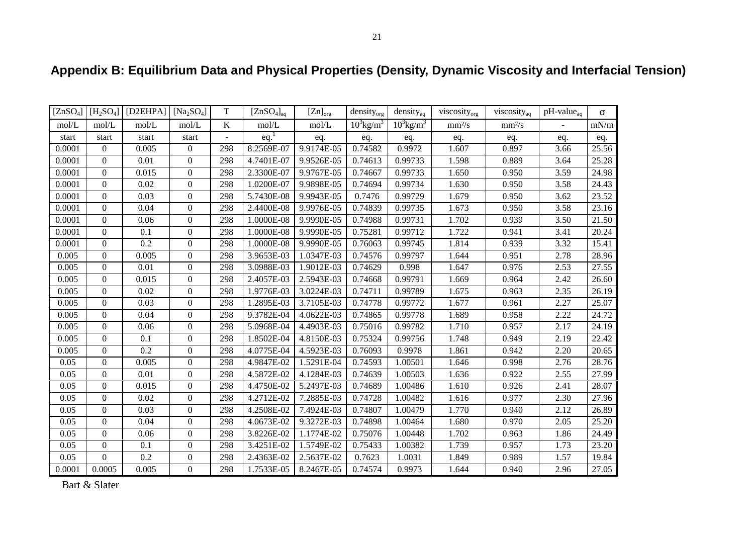## Appendix B: Equilibrium Data and Physical Properties (Density, Dynamic Viscosity and Interfacial Tension)

| $[ZnSO_4]$ | $[H_2SO_4]$ | [D2EHPA] | $[Na_2SO_4]$ | T | $[ZnSO_4]_{aq}$ | $[Zn]_{org.}$ | $density_{org}$ | $density_{aq}$ | $viscosity_{org}$ | $viscosity_{aq}$ | $pH\text{-}value_{aq}$ | σ |
|---|---|---|---|---|---|---|---|---|---|---|---|---|
| mol/L | mol/L | mol/L | mol/L | K | mol/L | mol/L | $10^3 kg/m^3$ | $10^3 kg/m^3$ | mm²/s | mm²/s | - | mN/m |
| start | start | start | start | - | eq.[1] | eq. | eq. | eq. | eq. | eq. | eq. | eq. |
| 0.0001 | 0 | 0.005 | 0 | 298 | 8.2569E-07 | 9.9174E-05 | 0.74582 | 0.9972 | 1.607 | 0.897 | 3.66 | 25.56 |
| 0.0001 | 0 | 0.01 | 0 | 298 | 4.7401E-07 | 9.9526E-05 | 0.74613 | 0.99733 | 1.598 | 0.889 | 3.64 | 25.28 |
| 0.0001 | 0 | 0.015 | 0 | 298 | 2.3300E-07 | 9.9767E-05 | 0.74667 | 0.99733 | 1.650 | 0.950 | 3.59 | 24.98 |
| 0.0001 | 0 | 0.02 | 0 | 298 | 1.0200E-07 | 9.9898E-05 | 0.74694 | 0.99734 | 1.630 | 0.950 | 3.58 | 24.43 |
| 0.0001 | 0 | 0.03 | 0 | 298 | 5.7430E-08 | 9.9943E-05 | 0.7476 | 0.99729 | 1.679 | 0.950 | 3.62 | 23.52 |
| 0.0001 | 0 | 0.04 | 0 | 298 | 2.4400E-08 | 9.9976E-05 | 0.74839 | 0.99735 | 1.673 | 0.950 | 3.58 | 23.16 |
| 0.0001 | 0 | 0.06 | 0 | 298 | 1.0000E-08 | 9.9990E-05 | 0.74988 | 0.99731 | 1.702 | 0.939 | 3.50 | 21.50 |
| 0.0001 | 0 | 0.1 | 0 | 298 | 1.0000E-08 | 9.9990E-05 | 0.75281 | 0.99712 | 1.722 | 0.941 | 3.41 | 20.24 |
| 0.0001 | 0 | 0.2 | 0 | 298 | 1.0000E-08 | 9.9990E-05 | 0.76063 | 0.99745 | 1.814 | 0.939 | 3.32 | 15.41 |
| 0.005 | 0 | 0.005 | 0 | 298 | 3.9653E-03 | 1.0347E-03 | 0.74576 | 0.99797 | 1.644 | 0.951 | 2.78 | 28.96 |
| 0.005 | 0 | 0.01 | 0 | 298 | 3.0988E-03 | 1.9012E-03 | 0.74629 | 0.998 | 1.647 | 0.976 | 2.53 | 27.55 |
| 0.005 | 0 | 0.015 | 0 | 298 | 2.4057E-03 | 2.5943E-03 | 0.74668 | 0.99791 | 1.669 | 0.964 | 2.42 | 26.60 |
| 0.005 | 0 | 0.02 | 0 | 298 | 1.9776E-03 | 3.0224E-03 | 0.74711 | 0.99789 | 1.675 | 0.963 | 2.35 | 26.19 |
| 0.005 | 0 | 0.03 | 0 | 298 | 1.2895E-03 | 3.7105E-03 | 0.74778 | 0.99772 | 1.677 | 0.961 | 2.27 | 25.07 |
| 0.005 | 0 | 0.04 | 0 | 298 | 9.3782E-04 | 4.0622E-03 | 0.74865 | 0.99778 | 1.689 | 0.958 | 2.22 | 24.72 |
| 0.005 | 0 | 0.06 | 0 | 298 | 5.0968E-04 | 4.4903E-03 | 0.75016 | 0.99782 | 1.710 | 0.957 | 2.17 | 24.19 |
| 0.005 | 0 | 0.1 | 0 | 298 | 1.8502E-04 | 4.8150E-03 | 0.75324 | 0.99756 | 1.748 | 0.949 | 2.19 | 22.42 |
| 0.005 | 0 | 0.2 | 0 | 298 | 4.0775E-04 | 4.5923E-03 | 0.76093 | 0.9978 | 1.861 | 0.942 | 2.20 | 20.65 |
| 0.05 | 0 | 0.005 | 0 | 298 | 4.9847E-02 | 1.5291E-04 | 0.74593 | 1.00501 | 1.646 | 0.998 | 2.76 | 28.76 |
| 0.05 | 0 | 0.01 | 0 | 298 | 4.5872E-02 | 4.1284E-03 | 0.74639 | 1.00503 | 1.636 | 0.922 | 2.55 | 27.99 |
| 0.05 | 0 | 0.015 | 0 | 298 | 4.4750E-02 | 5.2497E-03 | 0.74689 | 1.00486 | 1.610 | 0.926 | 2.41 | 28.07 |
| 0.05 | 0 | 0.02 | 0 | 298 | 4.2712E-02 | 7.2885E-03 | 0.74728 | 1.00482 | 1.616 | 0.977 | 2.30 | 27.96 |
| 0.05 | 0 | 0.03 | 0 | 298 | 4.2508E-02 | 7.4924E-03 | 0.74807 | 1.00479 | 1.770 | 0.940 | 2.12 | 26.89 |
| 0.05 | 0 | 0.04 | 0 | 298 | 4.0673E-02 | 9.3272E-03 | 0.74898 | 1.00464 | 1.680 | 0.970 | 2.05 | 25.20 |
| 0.05 | 0 | 0.06 | 0 | 298 | 3.8226E-02 | 1.1774E-02 | 0.75076 | 1.00448 | 1.702 | 0.963 | 1.86 | 24.49 |
| 0.05 | 0 | 0.1 | 0 | 298 | 3.4251E-02 | 1.5749E-02 | 0.75433 | 1.00382 | 1.739 | 0.957 | 1.73 | 23.20 |
| 0.05 | 0 | 0.2 | 0 | 298 | 2.4363E-02 | 2.5637E-02 | 0.7623 | 1.0031 | 1.849 | 0.989 | 1.57 | 19.84 |
| 0.0001 | 0.0005 | 0.005 | 0 | 298 | 1.7533E-05 | 8.2467E-05 | 0.74574 | 0.9973 | 1.644 | 0.940 | 2.96 | 27.05 |

Bart & Slater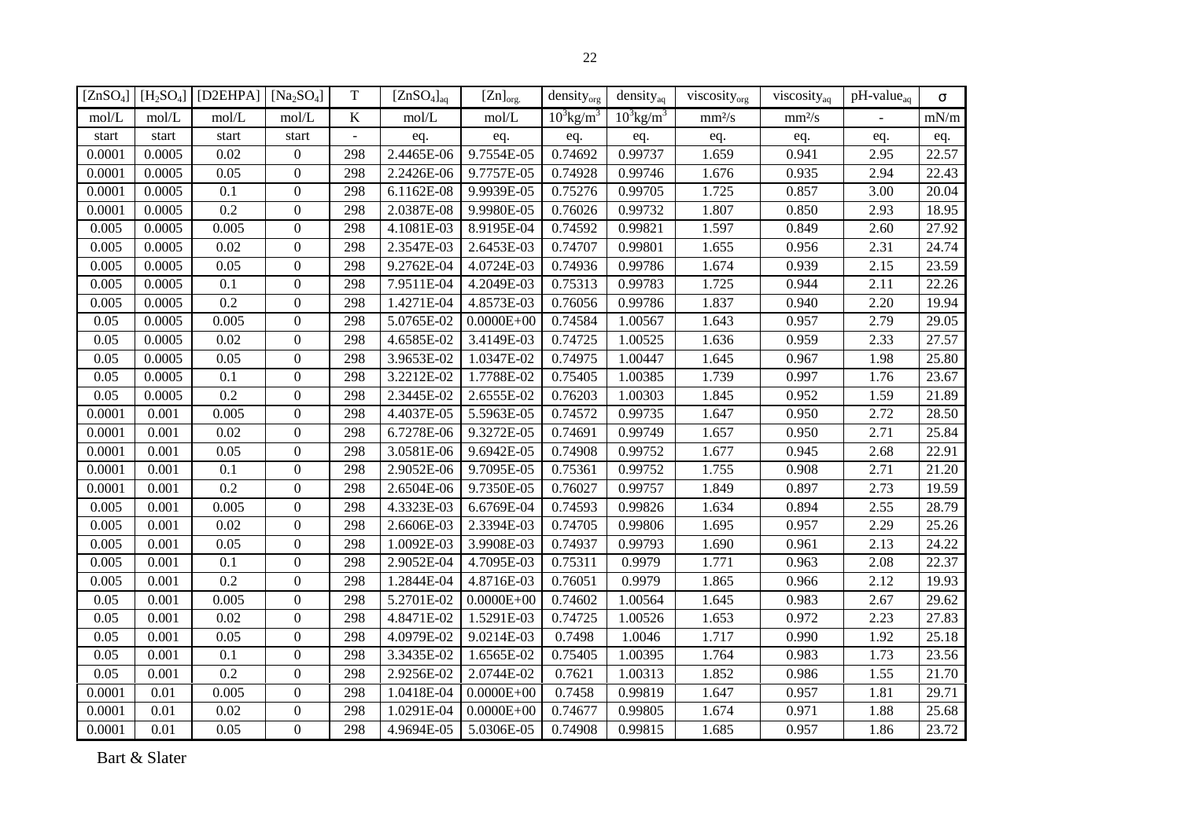| $[ZnSO_4]$ | $[H_2SO_4]$ | [D2EHPA] | $[Na_2SO_4]$ | T | $[ZnSO_4]_{aq}$ | $[Zn]_{org.}$ | $density_{org}$ | $density_{aq}$ | $viscosity_{org}$ | $viscosity_{aq}$ | $pH\text{-}value_{aq}$ | σ |
|---|---|---|---|---|---|---|---|---|---|---|---|---|
| mol/L | mol/L | mol/L | mol/L | K | mol/L | mol/L | $10^3 kg/m^3$ | $10^3 kg/m^3$ | mm²/s | mm²/s | - | mN/m |
| start | start | start | start | - | eq. | eq. | eq. | eq. | eq. | eq. | eq. | eq. |
| 0.0001 | 0.0005 | 0.02 | 0 | 298 | 2.4465E-06 | 9.7554E-05 | 0.74692 | 0.99737 | 1.659 | 0.941 | 2.95 | 22.57 |
| 0.0001 | 0.0005 | 0.05 | 0 | 298 | 2.2426E-06 | 9.7757E-05 | 0.74928 | 0.99746 | 1.676 | 0.935 | 2.94 | 22.43 |
| 0.0001 | 0.0005 | 0.1 | 0 | 298 | 6.1162E-08 | 9.9939E-05 | 0.75276 | 0.99705 | 1.725 | 0.857 | 3.00 | 20.04 |
| 0.0001 | 0.0005 | 0.2 | 0 | 298 | 2.0387E-08 | 9.9980E-05 | 0.76026 | 0.99732 | 1.807 | 0.850 | 2.93 | 18.95 |
| 0.005 | 0.0005 | 0.005 | 0 | 298 | 4.1081E-03 | 8.9195E-04 | 0.74592 | 0.99821 | 1.597 | 0.849 | 2.60 | 27.92 |
| 0.005 | 0.0005 | 0.02 | 0 | 298 | 2.3547E-03 | 2.6453E-03 | 0.74707 | 0.99801 | 1.655 | 0.956 | 2.31 | 24.74 |
| 0.005 | 0.0005 | 0.05 | 0 | 298 | 9.2762E-04 | 4.0724E-03 | 0.74936 | 0.99786 | 1.674 | 0.939 | 2.15 | 23.59 |
| 0.005 | 0.0005 | 0.1 | 0 | 298 | 7.9511E-04 | 4.2049E-03 | 0.75313 | 0.99783 | 1.725 | 0.944 | 2.11 | 22.26 |
| 0.005 | 0.0005 | 0.2 | 0 | 298 | 1.4271E-04 | 4.8573E-03 | 0.76056 | 0.99786 | 1.837 | 0.940 | 2.20 | 19.94 |
| 0.05 | 0.0005 | 0.005 | 0 | 298 | 5.0765E-02 | 0.0000E+00 | 0.74584 | 1.00567 | 1.643 | 0.957 | 2.79 | 29.05 |
| 0.05 | 0.0005 | 0.02 | 0 | 298 | 4.6585E-02 | 3.4149E-03 | 0.74725 | 1.00525 | 1.636 | 0.959 | 2.33 | 27.57 |
| 0.05 | 0.0005 | 0.05 | 0 | 298 | 3.9653E-02 | 1.0347E-02 | 0.74975 | 1.00447 | 1.645 | 0.967 | 1.98 | 25.80 |
| 0.05 | 0.0005 | 0.1 | 0 | 298 | 3.2212E-02 | 1.7788E-02 | 0.75405 | 1.00385 | 1.739 | 0.997 | 1.76 | 23.67 |
| 0.05 | 0.0005 | 0.2 | 0 | 298 | 2.3445E-02 | 2.6555E-02 | 0.76203 | 1.00303 | 1.845 | 0.952 | 1.59 | 21.89 |
| 0.0001 | 0.001 | 0.005 | 0 | 298 | 4.4037E-05 | 5.5963E-05 | 0.74572 | 0.99735 | 1.647 | 0.950 | 2.72 | 28.50 |
| 0.0001 | 0.001 | 0.02 | 0 | 298 | 6.7278E-06 | 9.3272E-05 | 0.74691 | 0.99749 | 1.657 | 0.950 | 2.71 | 25.84 |
| 0.0001 | 0.001 | 0.05 | 0 | 298 | 3.0581E-06 | 9.6942E-05 | 0.74908 | 0.99752 | 1.677 | 0.945 | 2.68 | 22.91 |
| 0.0001 | 0.001 | 0.1 | 0 | 298 | 2.9052E-06 | 9.7095E-05 | 0.75361 | 0.99752 | 1.755 | 0.908 | 2.71 | 21.20 |
| 0.0001 | 0.001 | 0.2 | 0 | 298 | 2.6504E-06 | 9.7350E-05 | 0.76027 | 0.99757 | 1.849 | 0.897 | 2.73 | 19.59 |
| 0.005 | 0.001 | 0.005 | 0 | 298 | 4.3323E-03 | 6.6769E-04 | 0.74593 | 0.99826 | 1.634 | 0.894 | 2.55 | 28.79 |
| 0.005 | 0.001 | 0.02 | 0 | 298 | 2.6606E-03 | 2.3394E-03 | 0.74705 | 0.99806 | 1.695 | 0.957 | 2.29 | 25.26 |
| 0.005 | 0.001 | 0.05 | 0 | 298 | 1.0092E-03 | 3.9908E-03 | 0.74937 | 0.99793 | 1.690 | 0.961 | 2.13 | 24.22 |
| 0.005 | 0.001 | 0.1 | 0 | 298 | 2.9052E-04 | 4.7095E-03 | 0.75311 | 0.9979 | 1.771 | 0.963 | 2.08 | 22.37 |
| 0.005 | 0.001 | 0.2 | 0 | 298 | 1.2844E-04 | 4.8716E-03 | 0.76051 | 0.9979 | 1.865 | 0.966 | 2.12 | 19.93 |
| 0.05 | 0.001 | 0.005 | 0 | 298 | 5.2701E-02 | 0.0000E+00 | 0.74602 | 1.00564 | 1.645 | 0.983 | 2.67 | 29.62 |
| 0.05 | 0.001 | 0.02 | 0 | 298 | 4.8471E-02 | 1.5291E-03 | 0.74725 | 1.00526 | 1.653 | 0.972 | 2.23 | 27.83 |
| 0.05 | 0.001 | 0.05 | 0 | 298 | 4.0979E-02 | 9.0214E-03 | 0.7498 | 1.0046 | 1.717 | 0.990 | 1.92 | 25.18 |
| 0.05 | 0.001 | 0.1 | 0 | 298 | 3.3435E-02 | 1.6565E-02 | 0.75405 | 1.00395 | 1.764 | 0.983 | 1.73 | 23.56 |
| 0.05 | 0.001 | 0.2 | 0 | 298 | 2.9256E-02 | 2.0744E-02 | 0.7621 | 1.00313 | 1.852 | 0.986 | 1.55 | 21.70 |
| 0.0001 | 0.01 | 0.005 | 0 | 298 | 1.0418E-04 | 0.0000E+00 | 0.7458 | 0.99819 | 1.647 | 0.957 | 1.81 | 29.71 |
| 0.0001 | 0.01 | 0.02 | 0 | 298 | 1.0291E-04 | 0.0000E+00 | 0.74677 | 0.99805 | 1.674 | 0.971 | 1.88 | 25.68 |
| 0.0001 | 0.01 | 0.05 | 0 | 298 | 4.9694E-05 | 5.0306E-05 | 0.74908 | 0.99815 | 1.685 | 0.957 | 1.86 | 23.72 |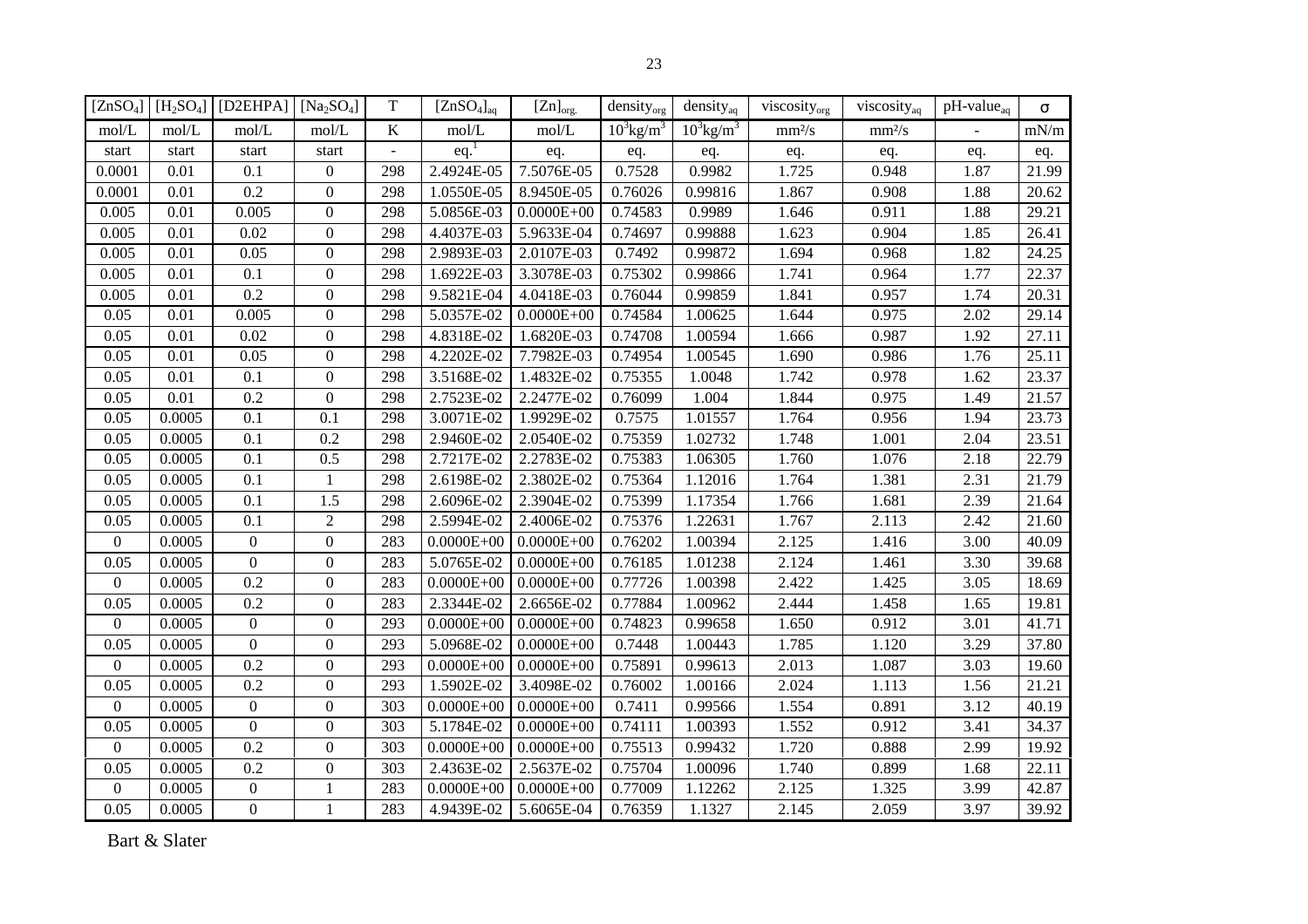| $[ZnSO_4]$ | $[H_2SO_4]$ | [D2EHPA] | $[Na_2SO_4]$ | T | $[ZnSO_4]_{aq}$ | $[Zn]_{org.}$ | $density_{org}$ | $density_{aq}$ | $viscosity_{org}$ | $viscosity_{aq}$ | $pH\text{-}value_{aq}$ | σ |
|---|---|---|---|---|---|---|---|---|---|---|---|---|
| mol/L | mol/L | mol/L | mol/L | K | mol/L | mol/L | $10^3 kg/m^3$ | $10^3 kg/m^3$ | mm²/s | mm²/s | - | mN/m |
| start | start | start | start | - | eq.[1] | eq. | eq. | eq. | eq. | eq. | eq. | eq. |
| 0.0001 | 0.01 | 0.1 | 0 | 298 | 2.4924E-05 | 7.5076E-05 | 0.7528 | 0.9982 | 1.725 | 0.948 | 1.87 | 21.99 |
| 0.0001 | 0.01 | 0.2 | 0 | 298 | 1.0550E-05 | 8.9450E-05 | 0.76026 | 0.99816 | 1.867 | 0.908 | 1.88 | 20.62 |
| 0.005 | 0.01 | 0.005 | 0 | 298 | 5.0856E-03 | 0.0000E+00 | 0.74583 | 0.9989 | 1.646 | 0.911 | 1.88 | 29.21 |
| 0.005 | 0.01 | 0.02 | 0 | 298 | 4.4037E-03 | 5.9633E-04 | 0.74697 | 0.99888 | 1.623 | 0.904 | 1.85 | 26.41 |
| 0.005 | 0.01 | 0.05 | 0 | 298 | 2.9893E-03 | 2.0107E-03 | 0.7492 | 0.99872 | 1.694 | 0.968 | 1.82 | 24.25 |
| 0.005 | 0.01 | 0.1 | 0 | 298 | 1.6922E-03 | 3.3078E-03 | 0.75302 | 0.99866 | 1.741 | 0.964 | 1.77 | 22.37 |
| 0.005 | 0.01 | 0.2 | 0 | 298 | 9.5821E-04 | 4.0418E-03 | 0.76044 | 0.99859 | 1.841 | 0.957 | 1.74 | 20.31 |
| 0.05 | 0.01 | 0.005 | 0 | 298 | 5.0357E-02 | 0.0000E+00 | 0.74584 | 1.00625 | 1.644 | 0.975 | 2.02 | 29.14 |
| 0.05 | 0.01 | 0.02 | 0 | 298 | 4.8318E-02 | 1.6820E-03 | 0.74708 | 1.00594 | 1.666 | 0.987 | 1.92 | 27.11 |
| 0.05 | 0.01 | 0.05 | 0 | 298 | 4.2202E-02 | 7.7982E-03 | 0.74954 | 1.00545 | 1.690 | 0.986 | 1.76 | 25.11 |
| 0.05 | 0.01 | 0.1 | 0 | 298 | 3.5168E-02 | 1.4832E-02 | 0.75355 | 1.0048 | 1.742 | 0.978 | 1.62 | 23.37 |
| 0.05 | 0.01 | 0.2 | 0 | 298 | 2.7523E-02 | 2.2477E-02 | 0.76099 | 1.004 | 1.844 | 0.975 | 1.49 | 21.57 |
| 0.05 | 0.0005 | 0.1 | 0.1 | 298 | 3.0071E-02 | 1.9929E-02 | 0.7575 | 1.01557 | 1.764 | 0.956 | 1.94 | 23.73 |
| 0.05 | 0.0005 | 0.1 | 0.2 | 298 | 2.9460E-02 | 2.0540E-02 | 0.75359 | 1.02732 | 1.748 | 1.001 | 2.04 | 23.51 |
| 0.05 | 0.0005 | 0.1 | 0.5 | 298 | 2.7217E-02 | 2.2783E-02 | 0.75383 | 1.06305 | 1.760 | 1.076 | 2.18 | 22.79 |
| 0.05 | 0.0005 | 0.1 | 1 | 298 | 2.6198E-02 | 2.3802E-02 | 0.75364 | 1.12016 | 1.764 | 1.381 | 2.31 | 21.79 |
| 0.05 | 0.0005 | 0.1 | 1.5 | 298 | 2.6096E-02 | 2.3904E-02 | 0.75399 | 1.17354 | 1.766 | 1.681 | 2.39 | 21.64 |
| 0.05 | 0.0005 | 0.1 | 2 | 298 | 2.5994E-02 | 2.4006E-02 | 0.75376 | 1.22631 | 1.767 | 2.113 | 2.42 | 21.60 |
| 0 | 0.0005 | 0 | 0 | 283 | 0.0000E+00 | 0.0000E+00 | 0.76202 | 1.00394 | 2.125 | 1.416 | 3.00 | 40.09 |
| 0.05 | 0.0005 | 0 | 0 | 283 | 5.0765E-02 | 0.0000E+00 | 0.76185 | 1.01238 | 2.124 | 1.461 | 3.30 | 39.68 |
| 0 | 0.0005 | 0.2 | 0 | 283 | 0.0000E+00 | 0.0000E+00 | 0.77726 | 1.00398 | 2.422 | 1.425 | 3.05 | 18.69 |
| 0.05 | 0.0005 | 0.2 | 0 | 283 | 2.3344E-02 | 2.6656E-02 | 0.77884 | 1.00962 | 2.444 | 1.458 | 1.65 | 19.81 |
| 0 | 0.0005 | 0 | 0 | 293 | 0.0000E+00 | 0.0000E+00 | 0.74823 | 0.99658 | 1.650 | 0.912 | 3.01 | 41.71 |
| 0.05 | 0.0005 | 0 | 0 | 293 | 5.0968E-02 | 0.0000E+00 | 0.7448 | 1.00443 | 1.785 | 1.120 | 3.29 | 37.80 |
| 0 | 0.0005 | 0.2 | 0 | 293 | 0.0000E+00 | 0.0000E+00 | 0.75891 | 0.99613 | 2.013 | 1.087 | 3.03 | 19.60 |
| 0.05 | 0.0005 | 0.2 | 0 | 293 | 1.5902E-02 | 3.4098E-02 | 0.76002 | 1.00166 | 2.024 | 1.113 | 1.56 | 21.21 |
| 0 | 0.0005 | 0 | 0 | 303 | 0.0000E+00 | 0.0000E+00 | 0.7411 | 0.99566 | 1.554 | 0.891 | 3.12 | 40.19 |
| 0.05 | 0.0005 | 0 | 0 | 303 | 5.1784E-02 | 0.0000E+00 | 0.74111 | 1.00393 | 1.552 | 0.912 | 3.41 | 34.37 |
| 0 | 0.0005 | 0.2 | 0 | 303 | 0.0000E+00 | 0.0000E+00 | 0.75513 | 0.99432 | 1.720 | 0.888 | 2.99 | 19.92 |
| 0.05 | 0.0005 | 0.2 | 0 | 303 | 2.4363E-02 | 2.5637E-02 | 0.75704 | 1.00096 | 1.740 | 0.899 | 1.68 | 22.11 |
| 0 | 0.0005 | 0 | 1 | 283 | 0.0000E+00 | 0.0000E+00 | 0.77009 | 1.12262 | 2.125 | 1.325 | 3.99 | 42.87 |
| 0.05 | 0.0005 | 0 | 1 | 283 | 4.9439E-02 | 5.6065E-04 | 0.76359 | 1.1327 | 2.145 | 2.059 | 3.97 | 39.92 |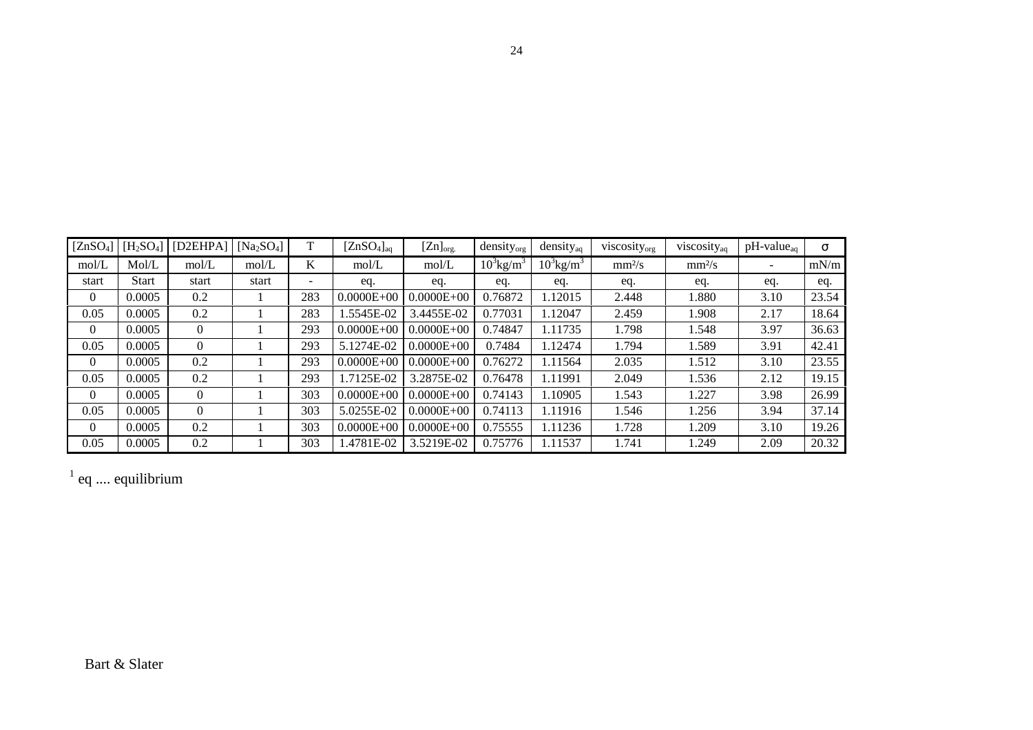| $[ZnSO_4]$ | $[H_2SO_4]$ | [D2EHPA] | $[Na_2SO_4]$ | T | $[ZnSO_4]_{aq}$ | $[Zn]_{org.}$ | $density_{org}$ | $density_{aq}$ | $viscosity_{org}$ | $viscosity_{aq}$ | pH-$value_{aq}$ | σ |
|---|---|---|---|---|---|---|---|---|---|---|---|---|
| mol/L | Mol/L | mol/L | mol/L | K | mol/L | mol/L | $10^3 kg/m^3$ | $10^3 kg/m^3$ | mm²/s | mm²/s | - | mN/m |
| start | Start | start | start | - | eq. | eq. | eq. | eq. | eq. | eq. | eq. | eq. |
| 0 | 0.0005 | 0.2 | 1 | 283 | 0.0000E+00 | 0.0000E+00 | 0.76872 | 1.12015 | 2.448 | 1.880 | 3.10 | 23.54 |
| 0.05 | 0.0005 | 0.2 | 1 | 283 | 1.5545E-02 | 3.4455E-02 | 0.77031 | 1.12047 | 2.459 | 1.908 | 2.17 | 18.64 |
| 0 | 0.0005 | 0 | 1 | 293 | 0.0000E+00 | 0.0000E+00 | 0.74847 | 1.11735 | 1.798 | 1.548 | 3.97 | 36.63 |
| 0.05 | 0.0005 | 0 | 1 | 293 | 5.1274E-02 | 0.0000E+00 | 0.7484 | 1.12474 | 1.794 | 1.589 | 3.91 | 42.41 |
| 0 | 0.0005 | 0.2 | 1 | 293 | 0.0000E+00 | 0.0000E+00 | 0.76272 | 1.11564 | 2.035 | 1.512 | 3.10 | 23.55 |
| 0.05 | 0.0005 | 0.2 | 1 | 293 | 1.7125E-02 | 3.2875E-02 | 0.76478 | 1.11991 | 2.049 | 1.536 | 2.12 | 19.15 |
| 0 | 0.0005 | 0 | 1 | 303 | 0.0000E+00 | 0.0000E+00 | 0.74143 | 1.10905 | 1.543 | 1.227 | 3.98 | 26.99 |
| 0.05 | 0.0005 | 0 | 1 | 303 | 5.0255E-02 | 0.0000E+00 | 0.74113 | 1.11916 | 1.546 | 1.256 | 3.94 | 37.14 |
| 0 | 0.0005 | 0.2 | 1 | 303 | 0.0000E+00 | 0.0000E+00 | 0.75555 | 1.11236 | 1.728 | 1.209 | 3.10 | 19.26 |
| 0.05 | 0.0005 | 0.2 | 1 | 303 | 1.4781E-02 | 3.5219E-02 | 0.75776 | 1.11537 | 1.741 | 1.249 | 2.09 | 20.32 |

[1] eq .... equilibrium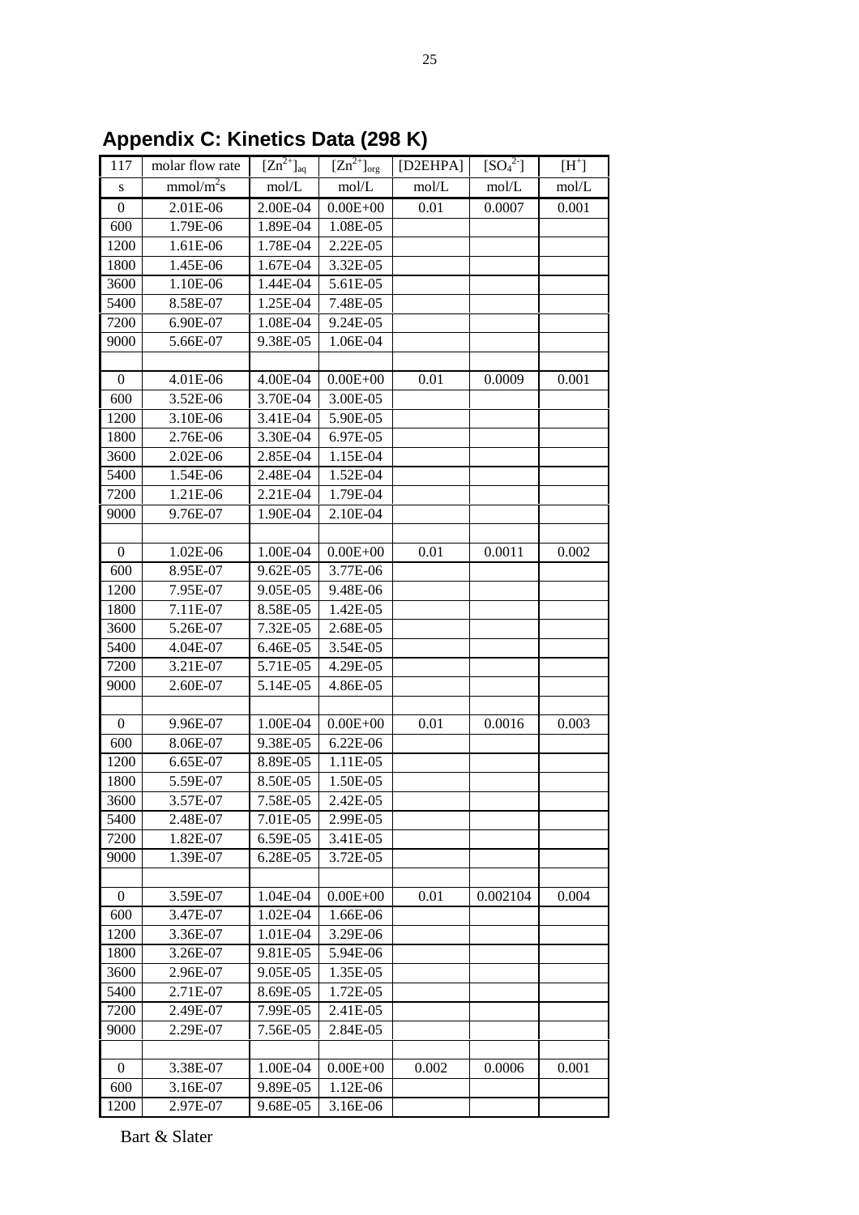## Appendix C: Kinetics Data (298 K)

| 117 | molar flow rate | $[Zn^{2+}]_{aq}$ | $[Zn^{2+}]_{org}$ | [D2EHPA] | $[SO_4^{2-}]$ | $[H^+]$ |
|---|---|---|---|---|---|---|
| s | $mmol/m^2s$ | mol/L | mol/L | mol/L | mol/L | mol/L |
| 0 | 2.01E-06 | 2.00E-04 | 0.00E+00 | 0.01 | 0.0007 | 0.001 |
| 600 | 1.79E-06 | 1.89E-04 | 1.08E-05 | | | |
| 1200 | 1.61E-06 | 1.78E-04 | 2.22E-05 | | | |
| 1800 | 1.45E-06 | 1.67E-04 | 3.32E-05 | | | |
| 3600 | 1.10E-06 | 1.44E-04 | 5.61E-05 | | | |
| 5400 | 8.58E-07 | 1.25E-04 | 7.48E-05 | | | |
| 7200 | 6.90E-07 | 1.08E-04 | 9.24E-05 | | | |
| 9000 | 5.66E-07 | 9.38E-05 | 1.06E-04 | | | |
| | | | | | | |
| 0 | 4.01E-06 | 4.00E-04 | 0.00E+00 | 0.01 | 0.0009 | 0.001 |
| 600 | 3.52E-06 | 3.70E-04 | 3.00E-05 | | | |
| 1200 | 3.10E-06 | 3.41E-04 | 5.90E-05 | | | |
| 1800 | 2.76E-06 | 3.30E-04 | 6.97E-05 | | | |
| 3600 | 2.02E-06 | 2.85E-04 | 1.15E-04 | | | |
| 5400 | 1.54E-06 | 2.48E-04 | 1.52E-04 | | | |
| 7200 | 1.21E-06 | 2.21E-04 | 1.79E-04 | | | |
| 9000 | 9.76E-07 | 1.90E-04 | 2.10E-04 | | | |
| | | | | | | |
| 0 | 1.02E-06 | 1.00E-04 | 0.00E+00 | 0.01 | 0.0011 | 0.002 |
| 600 | 8.95E-07 | 9.62E-05 | 3.77E-06 | | | |
| 1200 | 7.95E-07 | 9.05E-05 | 9.48E-06 | | | |
| 1800 | 7.11E-07 | 8.58E-05 | 1.42E-05 | | | |
| 3600 | 5.26E-07 | 7.32E-05 | 2.68E-05 | | | |
| 5400 | 4.04E-07 | 6.46E-05 | 3.54E-05 | | | |
| 7200 | 3.21E-07 | 5.71E-05 | 4.29E-05 | | | |
| 9000 | 2.60E-07 | 5.14E-05 | 4.86E-05 | | | |
| | | | | | | |
| 0 | 9.96E-07 | 1.00E-04 | 0.00E+00 | 0.01 | 0.0016 | 0.003 |
| 600 | 8.06E-07 | 9.38E-05 | 6.22E-06 | | | |
| 1200 | 6.65E-07 | 8.89E-05 | 1.11E-05 | | | |
| 1800 | 5.59E-07 | 8.50E-05 | 1.50E-05 | | | |
| 3600 | 3.57E-07 | 7.58E-05 | 2.42E-05 | | | |
| 5400 | 2.48E-07 | 7.01E-05 | 2.99E-05 | | | |
| 7200 | 1.82E-07 | 6.59E-05 | 3.41E-05 | | | |
| 9000 | 1.39E-07 | 6.28E-05 | 3.72E-05 | | | |
| | | | | | | |
| 0 | 3.59E-07 | 1.04E-04 | 0.00E+00 | 0.01 | 0.002104 | 0.004 |
| 600 | 3.47E-07 | 1.02E-04 | 1.66E-06 | | | |
| 1200 | 3.36E-07 | 1.01E-04 | 3.29E-06 | | | |
| 1800 | 3.26E-07 | 9.81E-05 | 5.94E-06 | | | |
| 3600 | 2.96E-07 | 9.05E-05 | 1.35E-05 | | | |
| 5400 | 2.71E-07 | 8.69E-05 | 1.72E-05 | | | |
| 7200 | 2.49E-07 | 7.99E-05 | 2.41E-05 | | | |
| 9000 | 2.29E-07 | 7.56E-05 | 2.84E-05 | | | |
| | | | | | | |
| 0 | 3.38E-07 | 1.00E-04 | 0.00E+00 | 0.002 | 0.0006 | 0.001 |
| 600 | 3.16E-07 | 9.89E-05 | 1.12E-06 | | | |
| 1200 | 2.97E-07 | 9.68E-05 | 3.16E-06 | | | |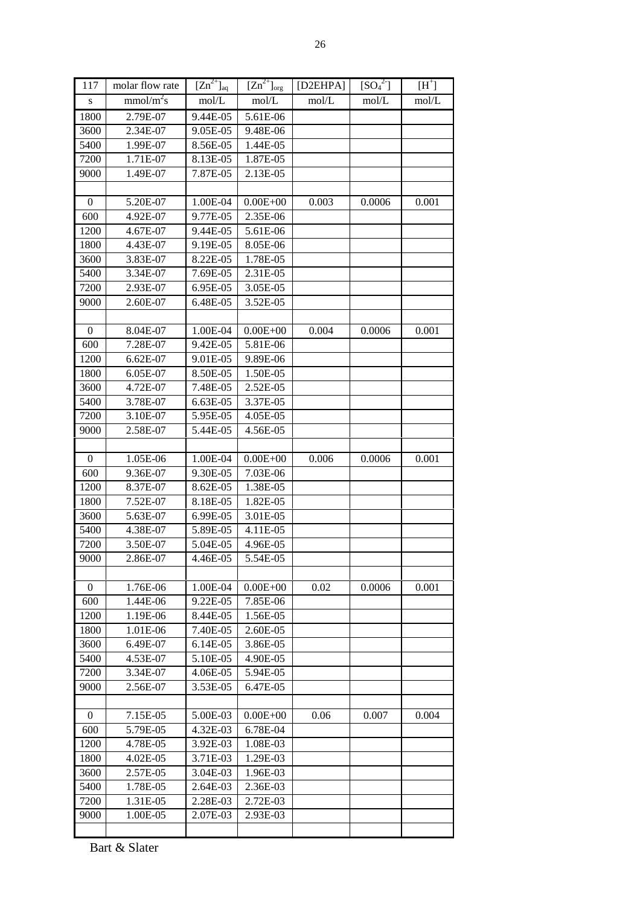| 117 | molar flow rate | $[Zn^{2+}]_{aq}$ | $[Zn^{2+}]_{org}$ | [D2EHPA] | $[SO_4^{2-}]$ | $[H^+]$ |
|---|---|---|---|---|---|---|
| s | $mmol/m^2s$ | mol/L | mol/L | mol/L | mol/L | mol/L |
| 1800 | 2.79E-07 | 9.44E-05 | 5.61E-06 | | | |
| 3600 | 2.34E-07 | 9.05E-05 | 9.48E-06 | | | |
| 5400 | 1.99E-07 | 8.56E-05 | 1.44E-05 | | | |
| 7200 | 1.71E-07 | 8.13E-05 | 1.87E-05 | | | |
| 9000 | 1.49E-07 | 7.87E-05 | 2.13E-05 | | | |
| | | | | | | |
| 0 | 5.20E-07 | 1.00E-04 | 0.00E+00 | 0.003 | 0.0006 | 0.001 |
| 600 | 4.92E-07 | 9.77E-05 | 2.35E-06 | | | |
| 1200 | 4.67E-07 | 9.44E-05 | 5.61E-06 | | | |
| 1800 | 4.43E-07 | 9.19E-05 | 8.05E-06 | | | |
| 3600 | 3.83E-07 | 8.22E-05 | 1.78E-05 | | | |
| 5400 | 3.34E-07 | 7.69E-05 | 2.31E-05 | | | |
| 7200 | 2.93E-07 | 6.95E-05 | 3.05E-05 | | | |
| 9000 | 2.60E-07 | 6.48E-05 | 3.52E-05 | | | |
| | | | | | | |
| 0 | 8.04E-07 | 1.00E-04 | 0.00E+00 | 0.004 | 0.0006 | 0.001 |
| 600 | 7.28E-07 | 9.42E-05 | 5.81E-06 | | | |
| 1200 | 6.62E-07 | 9.01E-05 | 9.89E-06 | | | |
| 1800 | 6.05E-07 | 8.50E-05 | 1.50E-05 | | | |
| 3600 | 4.72E-07 | 7.48E-05 | 2.52E-05 | | | |
| 5400 | 3.78E-07 | 6.63E-05 | 3.37E-05 | | | |
| 7200 | 3.10E-07 | 5.95E-05 | 4.05E-05 | | | |
| 9000 | 2.58E-07 | 5.44E-05 | 4.56E-05 | | | |
| | | | | | | |
| 0 | 1.05E-06 | 1.00E-04 | 0.00E+00 | 0.006 | 0.0006 | 0.001 |
| 600 | 9.36E-07 | 9.30E-05 | 7.03E-06 | | | |
| 1200 | 8.37E-07 | 8.62E-05 | 1.38E-05 | | | |
| 1800 | 7.52E-07 | 8.18E-05 | 1.82E-05 | | | |
| 3600 | 5.63E-07 | 6.99E-05 | 3.01E-05 | | | |
| 5400 | 4.38E-07 | 5.89E-05 | 4.11E-05 | | | |
| 7200 | 3.50E-07 | 5.04E-05 | 4.96E-05 | | | |
| 9000 | 2.86E-07 | 4.46E-05 | 5.54E-05 | | | |
| | | | | | | |
| 0 | 1.76E-06 | 1.00E-04 | 0.00E+00 | 0.02 | 0.0006 | 0.001 |
| 600 | 1.44E-06 | 9.22E-05 | 7.85E-06 | | | |
| 1200 | 1.19E-06 | 8.44E-05 | 1.56E-05 | | | |
| 1800 | 1.01E-06 | 7.40E-05 | 2.60E-05 | | | |
| 3600 | 6.49E-07 | 6.14E-05 | 3.86E-05 | | | |
| 5400 | 4.53E-07 | 5.10E-05 | 4.90E-05 | | | |
| 7200 | 3.34E-07 | 4.06E-05 | 5.94E-05 | | | |
| 9000 | 2.56E-07 | 3.53E-05 | 6.47E-05 | | | |
| | | | | | | |
| 0 | 7.15E-05 | 5.00E-03 | 0.00E+00 | 0.06 | 0.007 | 0.004 |
| 600 | 5.79E-05 | 4.32E-03 | 6.78E-04 | | | |
| 1200 | 4.78E-05 | 3.92E-03 | 1.08E-03 | | | |
| 1800 | 4.02E-05 | 3.71E-03 | 1.29E-03 | | | |
| 3600 | 2.57E-05 | 3.04E-03 | 1.96E-03 | | | |
| 5400 | 1.78E-05 | 2.64E-03 | 2.36E-03 | | | |
| 7200 | 1.31E-05 | 2.28E-03 | 2.72E-03 | | | |
| 9000 | 1.00E-05 | 2.07E-03 | 2.93E-03 | | | |
| | | | | | | |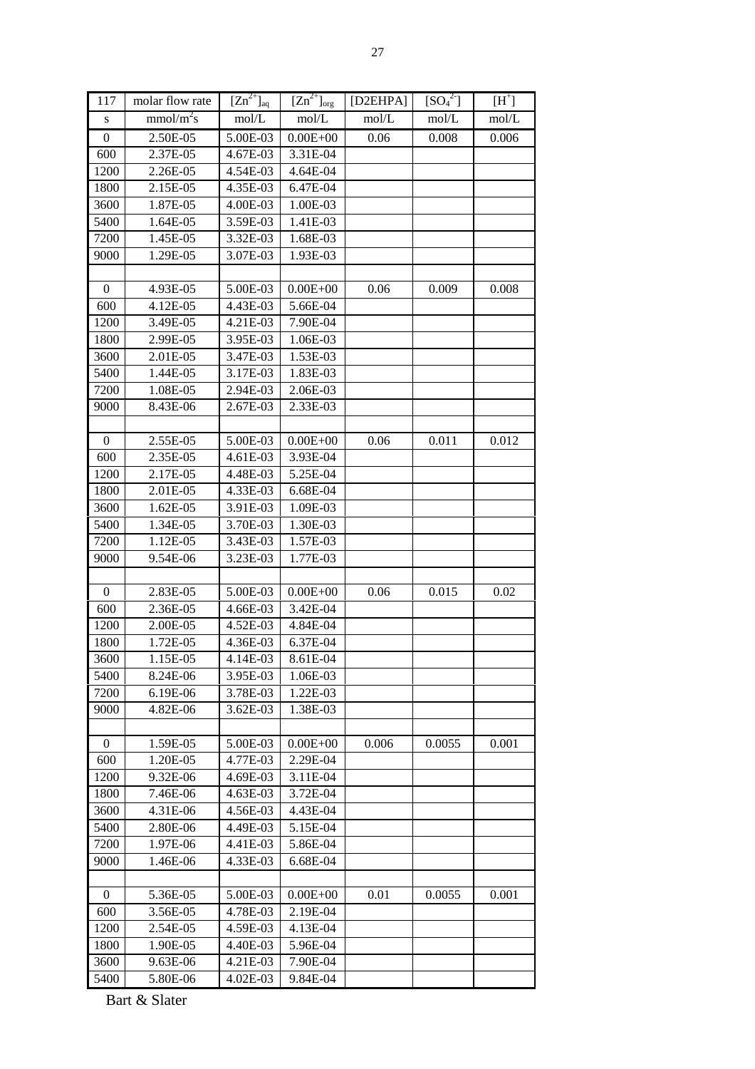| 117 | molar flow rate | $[Zn^{2+}]_{aq}$ | $[Zn^{2+}]_{org}$ | [D2EHPA] | $[SO_4^{2-}]$ | $[H^+]$ |
|---|---|---|---|---|---|---|
| s | $mmol/m^2s$ | mol/L | mol/L | mol/L | mol/L | mol/L |
| 0 | 2.50E-05 | 5.00E-03 | 0.00E+00 | 0.06 | 0.008 | 0.006 |
| 600 | 2.37E-05 | 4.67E-03 | 3.31E-04 | | | |
| 1200 | 2.26E-05 | 4.54E-03 | 4.64E-04 | | | |
| 1800 | 2.15E-05 | 4.35E-03 | 6.47E-04 | | | |
| 3600 | 1.87E-05 | 4.00E-03 | 1.00E-03 | | | |
| 5400 | 1.64E-05 | 3.59E-03 | 1.41E-03 | | | |
| 7200 | 1.45E-05 | 3.32E-03 | 1.68E-03 | | | |
| 9000 | 1.29E-05 | 3.07E-03 | 1.93E-03 | | | |
| | | | | | | |
| 0 | 4.93E-05 | 5.00E-03 | 0.00E+00 | 0.06 | 0.009 | 0.008 |
| 600 | 4.12E-05 | 4.43E-03 | 5.66E-04 | | | |
| 1200 | 3.49E-05 | 4.21E-03 | 7.90E-04 | | | |
| 1800 | 2.99E-05 | 3.95E-03 | 1.06E-03 | | | |
| 3600 | 2.01E-05 | 3.47E-03 | 1.53E-03 | | | |
| 5400 | 1.44E-05 | 3.17E-03 | 1.83E-03 | | | |
| 7200 | 1.08E-05 | 2.94E-03 | 2.06E-03 | | | |
| 9000 | 8.43E-06 | 2.67E-03 | 2.33E-03 | | | |
| | | | | | | |
| 0 | 2.55E-05 | 5.00E-03 | 0.00E+00 | 0.06 | 0.011 | 0.012 |
| 600 | 2.35E-05 | 4.61E-03 | 3.93E-04 | | | |
| 1200 | 2.17E-05 | 4.48E-03 | 5.25E-04 | | | |
| 1800 | 2.01E-05 | 4.33E-03 | 6.68E-04 | | | |
| 3600 | 1.62E-05 | 3.91E-03 | 1.09E-03 | | | |
| 5400 | 1.34E-05 | 3.70E-03 | 1.30E-03 | | | |
| 7200 | 1.12E-05 | 3.43E-03 | 1.57E-03 | | | |
| 9000 | 9.54E-06 | 3.23E-03 | 1.77E-03 | | | |
| | | | | | | |
| 0 | 2.83E-05 | 5.00E-03 | 0.00E+00 | 0.06 | 0.015 | 0.02 |
| 600 | 2.36E-05 | 4.66E-03 | 3.42E-04 | | | |
| 1200 | 2.00E-05 | 4.52E-03 | 4.84E-04 | | | |
| 1800 | 1.72E-05 | 4.36E-03 | 6.37E-04 | | | |
| 3600 | 1.15E-05 | 4.14E-03 | 8.61E-04 | | | |
| 5400 | 8.24E-06 | 3.95E-03 | 1.06E-03 | | | |
| 7200 | 6.19E-06 | 3.78E-03 | 1.22E-03 | | | |
| 9000 | 4.82E-06 | 3.62E-03 | 1.38E-03 | | | |
| | | | | | | |
| 0 | 1.59E-05 | 5.00E-03 | 0.00E+00 | 0.006 | 0.0055 | 0.001 |
| 600 | 1.20E-05 | 4.77E-03 | 2.29E-04 | | | |
| 1200 | 9.32E-06 | 4.69E-03 | 3.11E-04 | | | |
| 1800 | 7.46E-06 | 4.63E-03 | 3.72E-04 | | | |
| 3600 | 4.31E-06 | 4.56E-03 | 4.43E-04 | | | |
| 5400 | 2.80E-06 | 4.49E-03 | 5.15E-04 | | | |
| 7200 | 1.97E-06 | 4.41E-03 | 5.86E-04 | | | |
| 9000 | 1.46E-06 | 4.33E-03 | 6.68E-04 | | | |
| | | | | | | |
| 0 | 5.36E-05 | 5.00E-03 | 0.00E+00 | 0.01 | 0.0055 | 0.001 |
| 600 | 3.56E-05 | 4.78E-03 | 2.19E-04 | | | |
| 1200 | 2.54E-05 | 4.59E-03 | 4.13E-04 | | | |
| 1800 | 1.90E-05 | 4.40E-03 | 5.96E-04 | | | |
| 3600 | 9.63E-06 | 4.21E-03 | 7.90E-04 | | | |
| 5400 | 5.80E-06 | 4.02E-03 | 9.84E-04 | | | |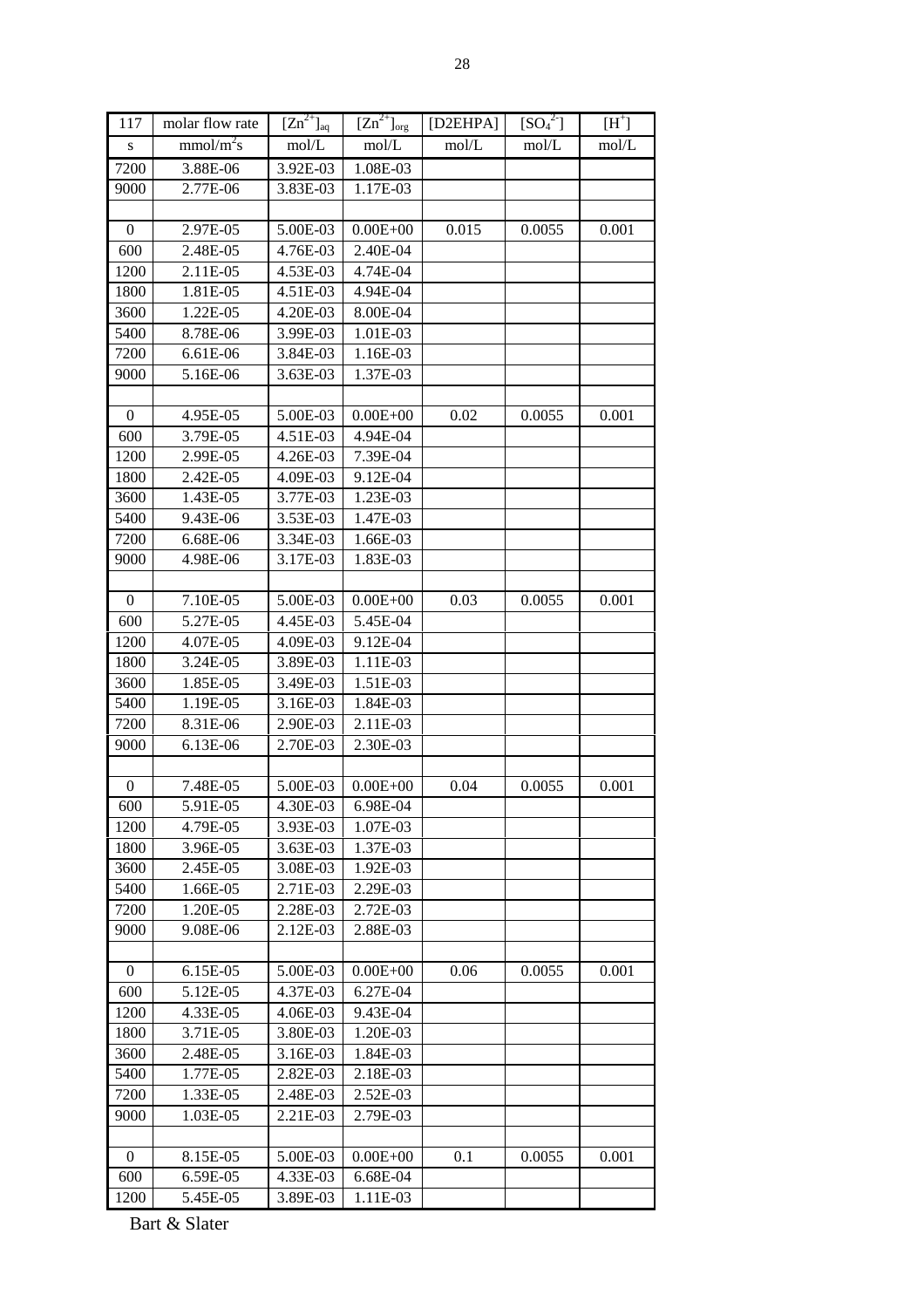| 117 | molar flow rate | $[Zn^{2+}]_{aq}$ | $[Zn^{2+}]_{org}$ | [D2EHPA] | $[SO_4^{2-}]$ | $[H^+]$ |
|---|---|---|---|---|---|---|
| s | $mmol/m^2s$ | mol/L | mol/L | mol/L | mol/L | mol/L |
| 7200 | 3.88E-06 | 3.92E-03 | 1.08E-03 | | | |
| 9000 | 2.77E-06 | 3.83E-03 | 1.17E-03 | | | |
| | | | | | | |
| 0 | 2.97E-05 | 5.00E-03 | 0.00E+00 | 0.015 | 0.0055 | 0.001 |
| 600 | 2.48E-05 | 4.76E-03 | 2.40E-04 | | | |
| 1200 | 2.11E-05 | 4.53E-03 | 4.74E-04 | | | |
| 1800 | 1.81E-05 | 4.51E-03 | 4.94E-04 | | | |
| 3600 | 1.22E-05 | 4.20E-03 | 8.00E-04 | | | |
| 5400 | 8.78E-06 | 3.99E-03 | 1.01E-03 | | | |
| 7200 | 6.61E-06 | 3.84E-03 | 1.16E-03 | | | |
| 9000 | 5.16E-06 | 3.63E-03 | 1.37E-03 | | | |
| | | | | | | |
| 0 | 4.95E-05 | 5.00E-03 | 0.00E+00 | 0.02 | 0.0055 | 0.001 |
| 600 | 3.79E-05 | 4.51E-03 | 4.94E-04 | | | |
| 1200 | 2.99E-05 | 4.26E-03 | 7.39E-04 | | | |
| 1800 | 2.42E-05 | 4.09E-03 | 9.12E-04 | | | |
| 3600 | 1.43E-05 | 3.77E-03 | 1.23E-03 | | | |
| 5400 | 9.43E-06 | 3.53E-03 | 1.47E-03 | | | |
| 7200 | 6.68E-06 | 3.34E-03 | 1.66E-03 | | | |
| 9000 | 4.98E-06 | 3.17E-03 | 1.83E-03 | | | |
| | | | | | | |
| 0 | 7.10E-05 | 5.00E-03 | 0.00E+00 | 0.03 | 0.0055 | 0.001 |
| 600 | 5.27E-05 | 4.45E-03 | 5.45E-04 | | | |
| 1200 | 4.07E-05 | 4.09E-03 | 9.12E-04 | | | |
| 1800 | 3.24E-05 | 3.89E-03 | 1.11E-03 | | | |
| 3600 | 1.85E-05 | 3.49E-03 | 1.51E-03 | | | |
| 5400 | 1.19E-05 | 3.16E-03 | 1.84E-03 | | | |
| 7200 | 8.31E-06 | 2.90E-03 | 2.11E-03 | | | |
| 9000 | 6.13E-06 | 2.70E-03 | 2.30E-03 | | | |
| | | | | | | |
| 0 | 7.48E-05 | 5.00E-03 | 0.00E+00 | 0.04 | 0.0055 | 0.001 |
| 600 | 5.91E-05 | 4.30E-03 | 6.98E-04 | | | |
| 1200 | 4.79E-05 | 3.93E-03 | 1.07E-03 | | | |
| 1800 | 3.96E-05 | 3.63E-03 | 1.37E-03 | | | |
| 3600 | 2.45E-05 | 3.08E-03 | 1.92E-03 | | | |
| 5400 | 1.66E-05 | 2.71E-03 | 2.29E-03 | | | |
| 7200 | 1.20E-05 | 2.28E-03 | 2.72E-03 | | | |
| 9000 | 9.08E-06 | 2.12E-03 | 2.88E-03 | | | |
| | | | | | | |
| 0 | 6.15E-05 | 5.00E-03 | 0.00E+00 | 0.06 | 0.0055 | 0.001 |
| 600 | 5.12E-05 | 4.37E-03 | 6.27E-04 | | | |
| 1200 | 4.33E-05 | 4.06E-03 | 9.43E-04 | | | |
| 1800 | 3.71E-05 | 3.80E-03 | 1.20E-03 | | | |
| 3600 | 2.48E-05 | 3.16E-03 | 1.84E-03 | | | |
| 5400 | 1.77E-05 | 2.82E-03 | 2.18E-03 | | | |
| 7200 | 1.33E-05 | 2.48E-03 | 2.52E-03 | | | |
| 9000 | 1.03E-05 | 2.21E-03 | 2.79E-03 | | | |
| | | | | | | |
| 0 | 8.15E-05 | 5.00E-03 | 0.00E+00 | 0.1 | 0.0055 | 0.001 |
| 600 | 6.59E-05 | 4.33E-03 | 6.68E-04 | | | |
| 1200 | 5.45E-05 | 3.89E-03 | 1.11E-03 | | | |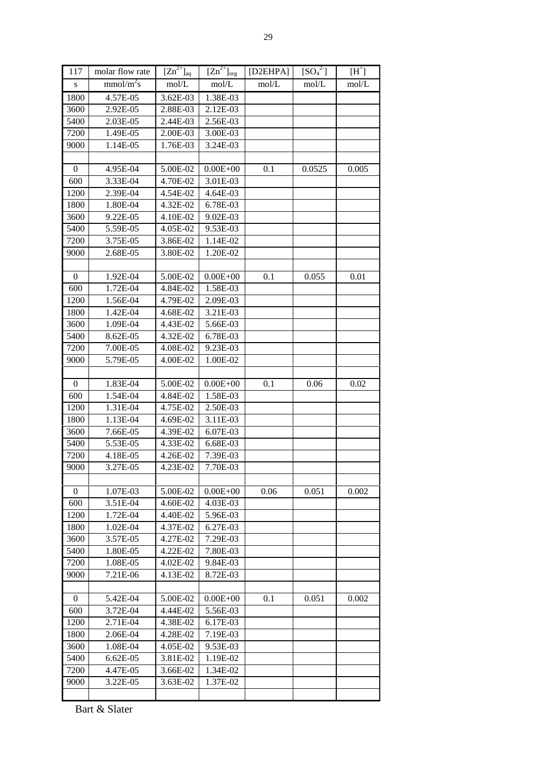| 117 | molar flow rate | $[Zn^{2+}]_{aq}$ | $[Zn^{2+}]_{org}$ | [D2EHPA] | $[SO_4^{2-}]$ | $[H^+]$ |
|---|---|---|---|---|---|---|
| s | $mmol/m^2s$ | mol/L | mol/L | mol/L | mol/L | mol/L |
| 1800 | 4.57E-05 | 3.62E-03 | 1.38E-03 | | | |
| 3600 | 2.92E-05 | 2.88E-03 | 2.12E-03 | | | |
| 5400 | 2.03E-05 | 2.44E-03 | 2.56E-03 | | | |
| 7200 | 1.49E-05 | 2.00E-03 | 3.00E-03 | | | |
| 9000 | 1.14E-05 | 1.76E-03 | 3.24E-03 | | | |
| | | | | | | |
| 0 | 4.95E-04 | 5.00E-02 | 0.00E+00 | 0.1 | 0.0525 | 0.005 |
| 600 | 3.33E-04 | 4.70E-02 | 3.01E-03 | | | |
| 1200 | 2.39E-04 | 4.54E-02 | 4.64E-03 | | | |
| 1800 | 1.80E-04 | 4.32E-02 | 6.78E-03 | | | |
| 3600 | 9.22E-05 | 4.10E-02 | 9.02E-03 | | | |
| 5400 | 5.59E-05 | 4.05E-02 | 9.53E-03 | | | |
| 7200 | 3.75E-05 | 3.86E-02 | 1.14E-02 | | | |
| 9000 | 2.68E-05 | 3.80E-02 | 1.20E-02 | | | |
| | | | | | | |
| 0 | 1.92E-04 | 5.00E-02 | 0.00E+00 | 0.1 | 0.055 | 0.01 |
| 600 | 1.72E-04 | 4.84E-02 | 1.58E-03 | | | |
| 1200 | 1.56E-04 | 4.79E-02 | 2.09E-03 | | | |
| 1800 | 1.42E-04 | 4.68E-02 | 3.21E-03 | | | |
| 3600 | 1.09E-04 | 4.43E-02 | 5.66E-03 | | | |
| 5400 | 8.62E-05 | 4.32E-02 | 6.78E-03 | | | |
| 7200 | 7.00E-05 | 4.08E-02 | 9.23E-03 | | | |
| 9000 | 5.79E-05 | 4.00E-02 | 1.00E-02 | | | |
| | | | | | | |
| 0 | 1.83E-04 | 5.00E-02 | 0.00E+00 | 0.1 | 0.06 | 0.02 |
| 600 | 1.54E-04 | 4.84E-02 | 1.58E-03 | | | |
| 1200 | 1.31E-04 | 4.75E-02 | 2.50E-03 | | | |
| 1800 | 1.13E-04 | 4.69E-02 | 3.11E-03 | | | |
| 3600 | 7.66E-05 | 4.39E-02 | 6.07E-03 | | | |
| 5400 | 5.53E-05 | 4.33E-02 | 6.68E-03 | | | |
| 7200 | 4.18E-05 | 4.26E-02 | 7.39E-03 | | | |
| 9000 | 3.27E-05 | 4.23E-02 | 7.70E-03 | | | |
| | | | | | | |
| 0 | 1.07E-03 | 5.00E-02 | 0.00E+00 | 0.06 | 0.051 | 0.002 |
| 600 | 3.51E-04 | 4.60E-02 | 4.03E-03 | | | |
| 1200 | 1.72E-04 | 4.40E-02 | 5.96E-03 | | | |
| 1800 | 1.02E-04 | 4.37E-02 | 6.27E-03 | | | |
| 3600 | 3.57E-05 | 4.27E-02 | 7.29E-03 | | | |
| 5400 | 1.80E-05 | 4.22E-02 | 7.80E-03 | | | |
| 7200 | 1.08E-05 | 4.02E-02 | 9.84E-03 | | | |
| 9000 | 7.21E-06 | 4.13E-02 | 8.72E-03 | | | |
| | | | | | | |
| 0 | 5.42E-04 | 5.00E-02 | 0.00E+00 | 0.1 | 0.051 | 0.002 |
| 600 | 3.72E-04 | 4.44E-02 | 5.56E-03 | | | |
| 1200 | 2.71E-04 | 4.38E-02 | 6.17E-03 | | | |
| 1800 | 2.06E-04 | 4.28E-02 | 7.19E-03 | | | |
| 3600 | 1.08E-04 | 4.05E-02 | 9.53E-03 | | | |
| 5400 | 6.62E-05 | 3.81E-02 | 1.19E-02 | | | |
| 7200 | 4.47E-05 | 3.66E-02 | 1.34E-02 | | | |
| 9000 | 3.22E-05 | 3.63E-02 | 1.37E-02 | | | |
| | | | | | | |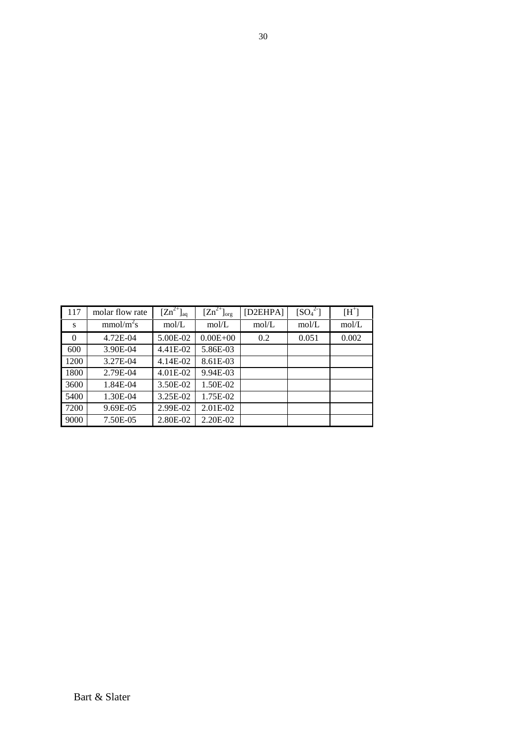| 117 | molar flow rate | $[Zn^{2+}]_{aq}$ | $[Zn^{2+}]_{org}$ | [D2EHPA] | $[SO_4^{2-}]$ | $[H^+]$ |
|---|---|---|---|---|---|---|
| s | $mmol/m^2s$ | mol/L | mol/L | mol/L | mol/L | mol/L |
| 0 | 4.72E-04 | 5.00E-02 | 0.00E+00 | 0.2 | 0.051 | 0.002 |
| 600 | 3.90E-04 | 4.41E-02 | 5.86E-03 | | | |
| 1200 | 3.27E-04 | 4.14E-02 | 8.61E-03 | | | |
| 1800 | 2.79E-04 | 4.01E-02 | 9.94E-03 | | | |
| 3600 | 1.84E-04 | 3.50E-02 | 1.50E-02 | | | |
| 5400 | 1.30E-04 | 3.25E-02 | 1.75E-02 | | | |
| 7200 | 9.69E-05 | 2.99E-02 | 2.01E-02 | | | |
| 9000 | 7.50E-05 | 2.80E-02 | 2.20E-02 | | | |